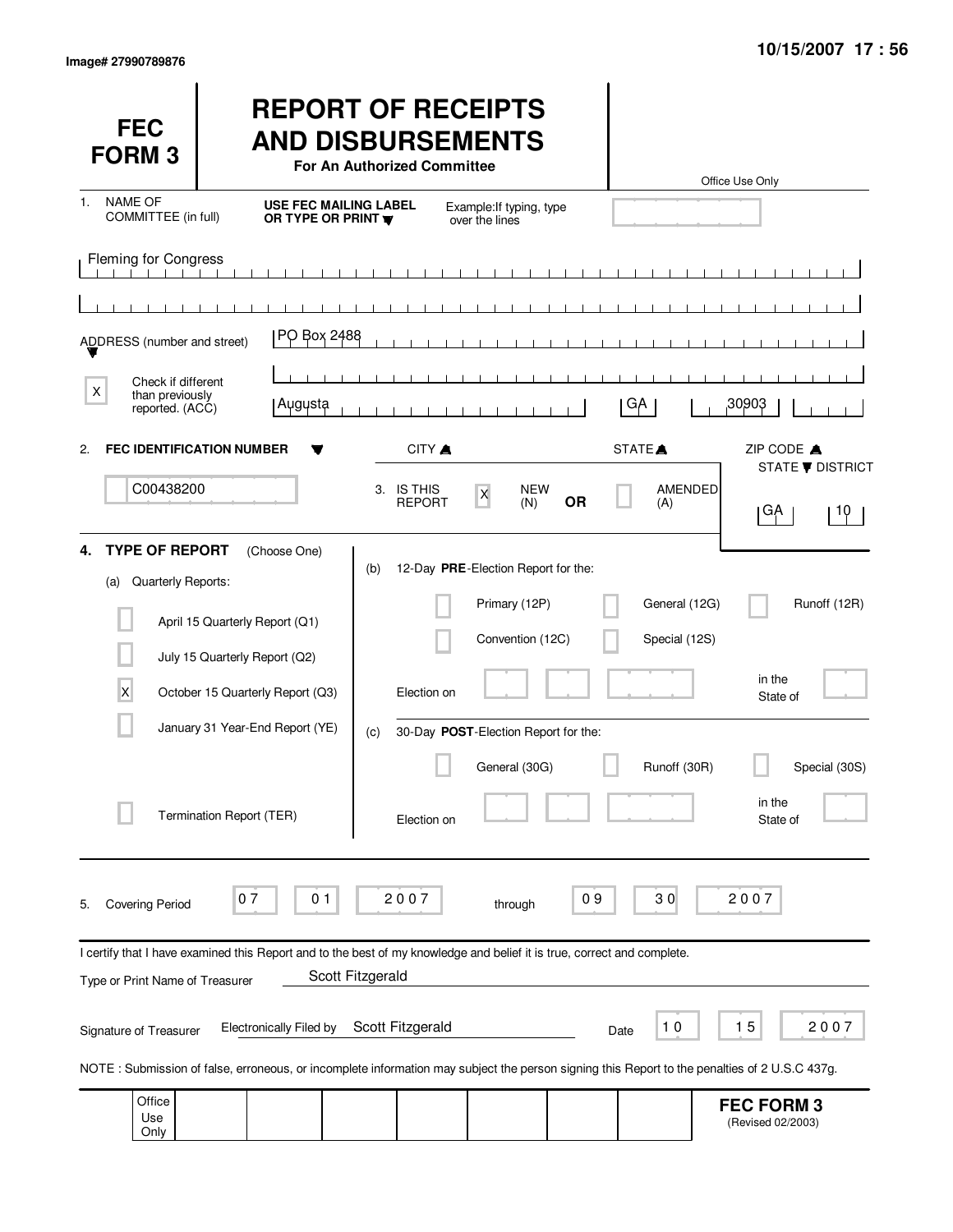Image# 27990789876

10/15/2007 17 : 56

# FEC FORM 3

# REPORT OF RECEIPTS AND DISBURSEMENTS

**For An Authorized Committee**

Office Use Only

1. NAME OF COMMITTEE (in full) — **USE FEC MAILING LABEL OR TYPE OR PRINT** — Example: If typing, type over the lines

Fleming for Congress

ADDRESS (number and street): PO Box 2488

[X] Check if different than previously reported. (ACC)

Augusta | GA | 30903

CITY | STATE | ZIP CODE

2. **FEC IDENTIFICATION NUMBER**: C00438200

3. IS THIS REPORT: [X] NEW (N) **OR** [ ] AMENDED (A)

STATE / DISTRICT: GA | 10

4. **TYPE OF REPORT** (Choose One)

(a) Quarterly Reports:

- [ ] April 15 Quarterly Report (Q1)
- [ ] July 15 Quarterly Report (Q2)
- [X] October 15 Quarterly Report (Q3)
- [ ] January 31 Year-End Report (YE)
- [ ] Termination Report (TER)

(b) 12-Day **PRE**-Election Report for the:

- [ ] Primary (12P)
- [ ] General (12G)
- [ ] Runoff (12R)
- [ ] Convention (12C)
- [ ] Special (12S)

Election on ______ in the State of ______

(c) 30-Day **POST**-Election Report for the:

- [ ] General (30G)
- [ ] Runoff (30R)
- [ ] Special (30S)

Election on ______ in the State of ______

5. Covering Period 07 01 2007 through 09 30 2007

I certify that I have examined this Report and to the best of my knowledge and belief it is true, correct and complete.

Type or Print Name of Treasurer: Scott Fitzgerald

Signature of Treasurer: Electronically Filed by Scott Fitzgerald — Date 10 15 2007

NOTE : Submission of false, erroneous, or incomplete information may subject the person signing this Report to the penalties of 2 U.S.C 437g.

Office Use Only

**FEC FORM 3** (Revised 02/2003)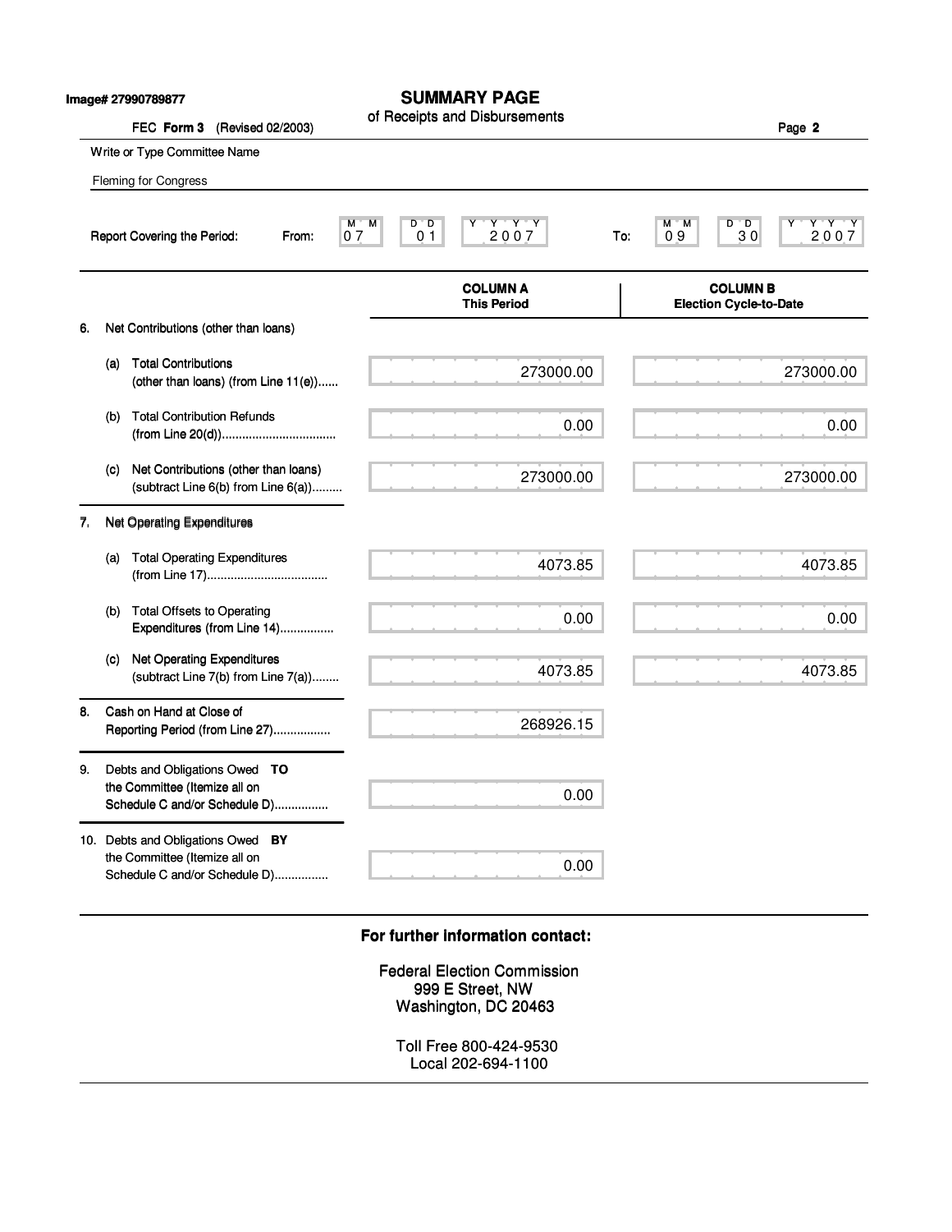Image# 27990789877

# SUMMARY PAGE

of Receipts and Disbursements

FEC **Form 3** (Revised 02/2003)

Write or Type Committee Name

Fleming for Congress

Report Covering the Period: From: 07 01 2007 To: 09 30 2007

| | COLUMN A This Period | COLUMN B Election Cycle-to-Date |
|---|---|---|
| 6. Net Contributions (other than loans) | | |
| (a) Total Contributions (other than loans) (from Line 11(e))...... | 273000.00 | 273000.00 |
| (b) Total Contribution Refunds (from Line 20(d)).................................. | 0.00 | 0.00 |
| (c) Net Contributions (other than loans) (subtract Line 6(b) from Line 6(a))......... | 273000.00 | 273000.00 |
| 7. Net Operating Expenditures | | |
| (a) Total Operating Expenditures (from Line 17)................................... | 4073.85 | 4073.85 |
| (b) Total Offsets to Operating Expenditures (from Line 14)................ | 0.00 | 0.00 |
| (c) Net Operating Expenditures (subtract Line 7(b) from Line 7(a))........ | 4073.85 | 4073.85 |
| 8. Cash on Hand at Close of Reporting Period (from Line 27)................. | 268926.15 | |
| 9. Debts and Obligations Owed **TO** the Committee (Itemize all on Schedule C and/or Schedule D)................ | 0.00 | |
| 10. Debts and Obligations Owed **BY** the Committee (Itemize all on Schedule C and/or Schedule D)................ | 0.00 | |

**For further information contact:**

Federal Election Commission
999 E Street, NW
Washington, DC 20463

Toll Free 800-424-9530
Local 202-694-1100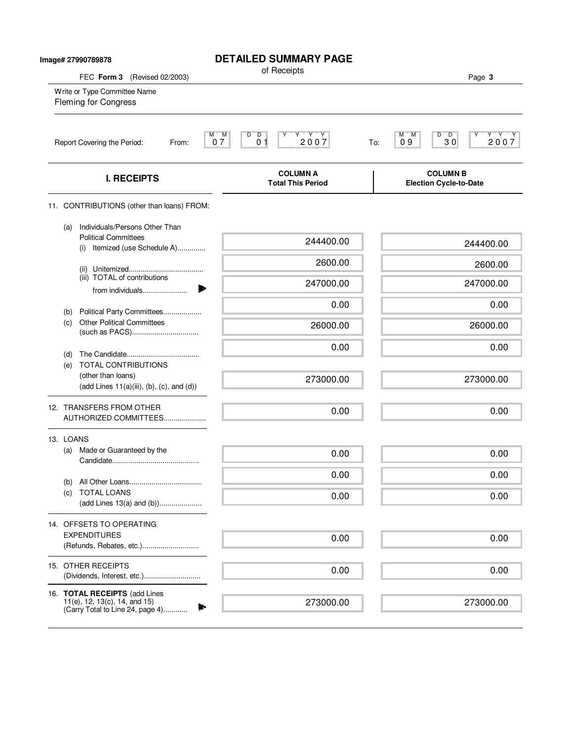Image# 27990789878

# DETAILED SUMMARY PAGE

of Receipts

FEC **Form 3** (Revised 02/2003)

Write or Type Committee Name
Fleming for Congress

Report Covering the Period: From: 07 01 2007 To: 09 30 2007

| I. RECEIPTS | COLUMN A Total This Period | COLUMN B Election Cycle-to-Date |
|---|---|---|
| 11. CONTRIBUTIONS (other than loans) FROM: | | |
| (a) Individuals/Persons Other Than Political Committees (i) Itemized (use Schedule A) | 244400.00 | 244400.00 |
| (ii) Unitemized | 2600.00 | 2600.00 |
| (iii) TOTAL of contributions from individuals | 247000.00 | 247000.00 |
| (b) Political Party Committees | 0.00 | 0.00 |
| (c) Other Political Committees (such as PACS) | 26000.00 | 26000.00 |
| (d) The Candidate | 0.00 | 0.00 |
| (e) TOTAL CONTRIBUTIONS (other than loans) (add Lines 11(a)(iii), (b), (c), and (d)) | 273000.00 | 273000.00 |
| 12. TRANSFERS FROM OTHER AUTHORIZED COMMITTEES | 0.00 | 0.00 |
| 13. LOANS | | |
| (a) Made or Guaranteed by the Candidate | 0.00 | 0.00 |
| (b) All Other Loans | 0.00 | 0.00 |
| (c) TOTAL LOANS (add Lines 13(a) and (b)) | 0.00 | 0.00 |
| 14. OFFSETS TO OPERATING EXPENDITURES (Refunds, Rebates, etc.) | 0.00 | 0.00 |
| 15. OTHER RECEIPTS (Dividends, Interest, etc.) | 0.00 | 0.00 |
| 16. **TOTAL RECEIPTS** (add Lines 11(e), 12, 13(c), 14, and 15) (Carry Total to Line 24, page 4) | 273000.00 | 273000.00 |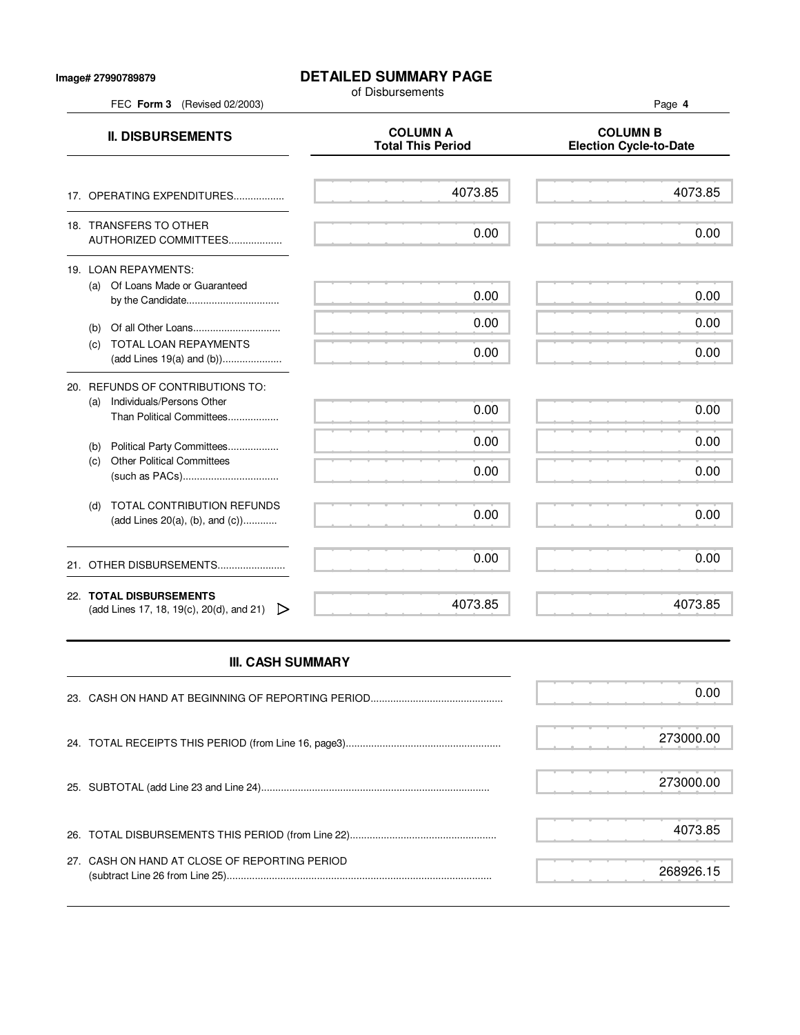Image# 27990789879

# DETAILED SUMMARY PAGE
of Disbursements

FEC **Form 3** (Revised 02/2003)

| **II. DISBURSEMENTS** | **COLUMN A Total This Period** | **COLUMN B Election Cycle-to-Date** |
|---|---|---|
| 17. OPERATING EXPENDITURES.................. | 4073.85 | 4073.85 |
| 18. TRANSFERS TO OTHER AUTHORIZED COMMITTEES.................. | 0.00 | 0.00 |
| 19. LOAN REPAYMENTS: | | |
| (a) Of Loans Made or Guaranteed by the Candidate................................ | 0.00 | 0.00 |
| (b) Of all Other Loans.............................. | 0.00 | 0.00 |
| (c) TOTAL LOAN REPAYMENTS (add Lines 19(a) and (b))..................... | 0.00 | 0.00 |
| 20. REFUNDS OF CONTRIBUTIONS TO: | | |
| (a) Individuals/Persons Other Than Political Committees.................. | 0.00 | 0.00 |
| (b) Political Party Committees.................. | 0.00 | 0.00 |
| (c) Other Political Committees (such as PACs).................................. | 0.00 | 0.00 |
| (d) TOTAL CONTRIBUTION REFUNDS (add Lines 20(a), (b), and (c))........... | 0.00 | 0.00 |
| 21. OTHER DISBURSEMENTS........................ | 0.00 | 0.00 |
| 22. **TOTAL DISBURSEMENTS** (add Lines 17, 18, 19(c), 20(d), and 21) | 4073.85 | 4073.85 |

## III. CASH SUMMARY

| | |
|---|---|
| 23. CASH ON HAND AT BEGINNING OF REPORTING PERIOD.............................................. | 0.00 |
| 24. TOTAL RECEIPTS THIS PERIOD (from Line 16, page3)...................................................... | 273000.00 |
| 25. SUBTOTAL (add Line 23 and Line 24)................................................................................ | 273000.00 |
| 26. TOTAL DISBURSEMENTS THIS PERIOD (from Line 22)................................................... | 4073.85 |
| 27. CASH ON HAND AT CLOSE OF REPORTING PERIOD (subtract Line 26 from Line 25)............................................................................................ | 268926.15 |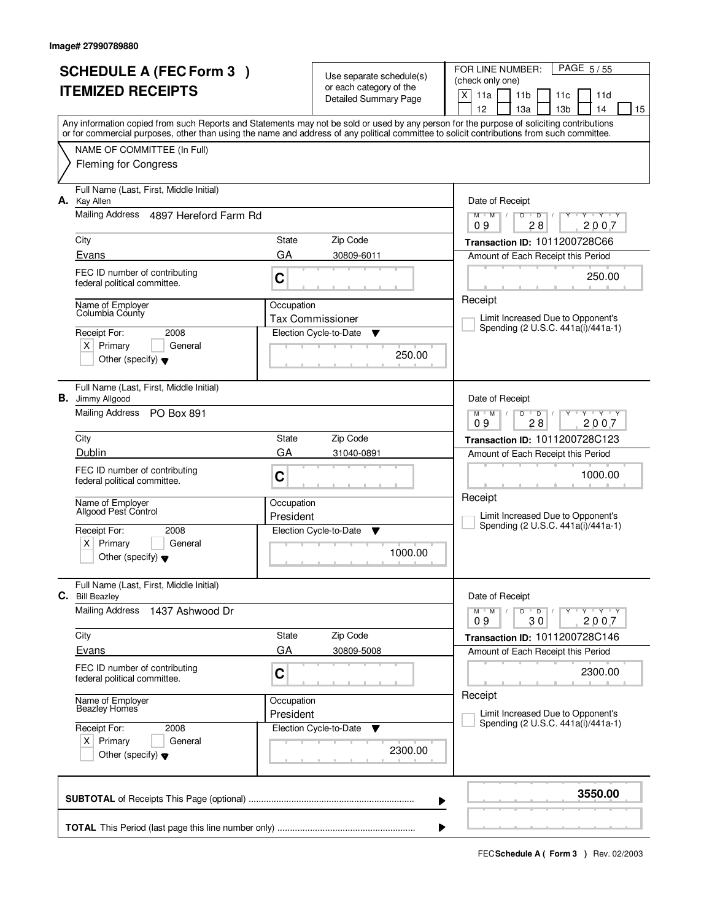Image# 27990789880

# SCHEDULE A (FEC Form 3 )
# ITEMIZED RECEIPTS

Use separate schedule(s) or each category of the Detailed Summary Page

FOR LINE NUMBER: (check only one)
[X] 11a [ ] 11b [ ] 11c [ ] 11d [ ] 12 [ ] 13a [ ] 13b [ ] 14 [ ] 15

Any information copied from such Reports and Statements may not be sold or used by any person for the purpose of soliciting contributions or for commercial purposes, other than using the name and address of any political committee to solicit contributions from such committee.

NAME OF COMMITTEE (In Full)
Fleming for Congress

---

**A.** Full Name (Last, First, Middle Initial): Kay Allen
Mailing Address: 4897 Hereford Farm Rd
City: Evans State: GA Zip Code: 30809-6011
FEC ID number of contributing federal political committee: C
Name of Employer: Columbia County
Occupation: Tax Commissioner
Receipt For: 2008 [X] Primary [ ] General [ ] Other (specify)
Election Cycle-to-Date: 250.00
Date of Receipt: 09 28 2007
Transaction ID: 1011200728C66
Amount of Each Receipt this Period: 250.00
[ ] Limit Increased Due to Opponent's Spending (2 U.S.C. 441a(i)/441a-1)

---

**B.** Full Name (Last, First, Middle Initial): Jimmy Allgood
Mailing Address: PO Box 891
City: Dublin State: GA Zip Code: 31040-0891
FEC ID number of contributing federal political committee: C
Name of Employer: Allgood Pest Control
Occupation: President
Receipt For: 2008 [X] Primary [ ] General [ ] Other (specify)
Election Cycle-to-Date: 1000.00
Date of Receipt: 09 28 2007
Transaction ID: 1011200728C123
Amount of Each Receipt this Period: 1000.00
[ ] Limit Increased Due to Opponent's Spending (2 U.S.C. 441a(i)/441a-1)

---

**C.** Full Name (Last, First, Middle Initial): Bill Beazley
Mailing Address: 1437 Ashwood Dr
City: Evans State: GA Zip Code: 30809-5008
FEC ID number of contributing federal political committee: C
Name of Employer: Beazley Homes
Occupation: President
Receipt For: 2008 [X] Primary [ ] General [ ] Other (specify)
Election Cycle-to-Date: 2300.00
Date of Receipt: 09 30 2007
Transaction ID: 1011200728C146
Amount of Each Receipt this Period: 2300.00
[ ] Limit Increased Due to Opponent's Spending (2 U.S.C. 441a(i)/441a-1)

---

**SUBTOTAL** of Receipts This Page (optional): **3550.00**

**TOTAL** This Period (last page this line number only):

FEC Schedule A ( Form 3 ) Rev. 02/2003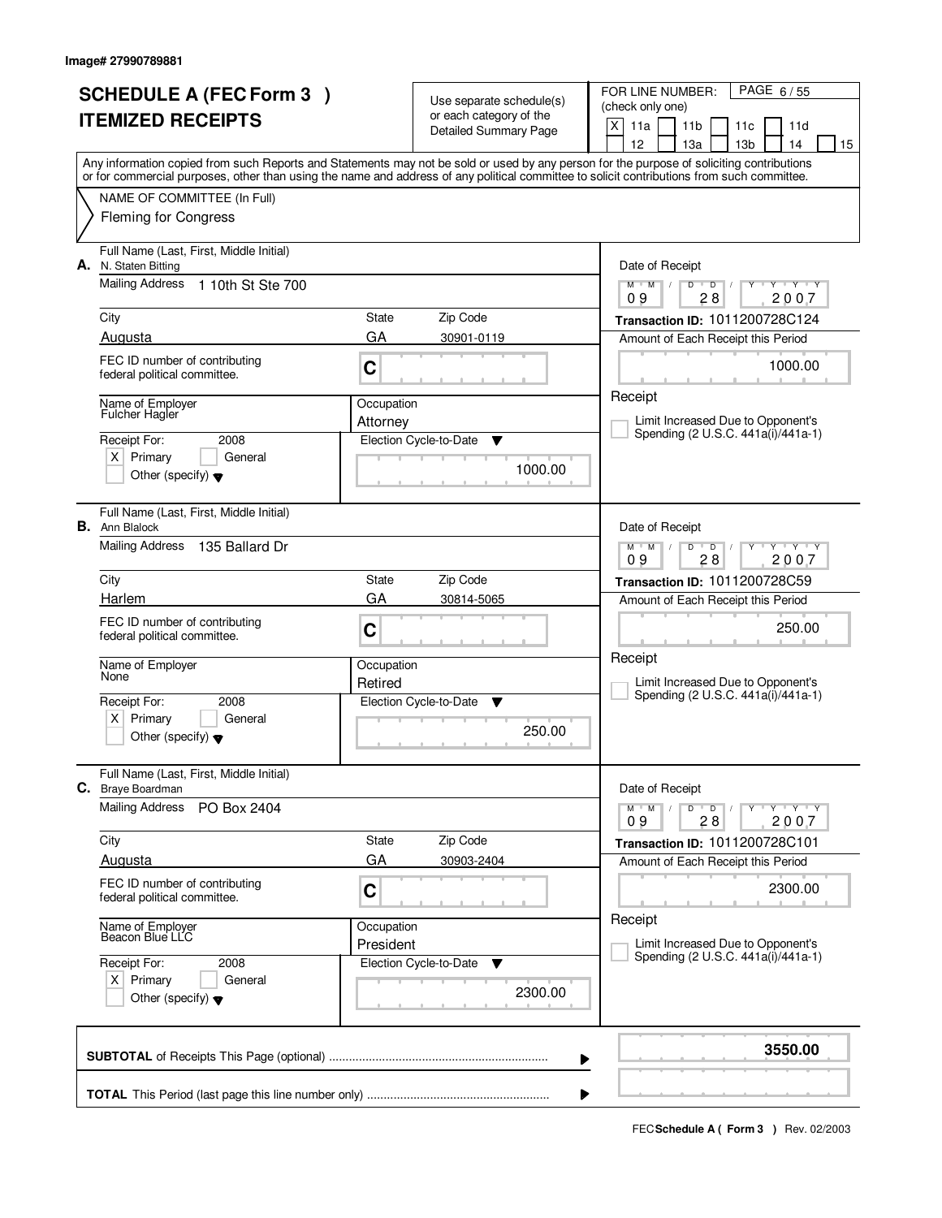Image# 27990789881

# SCHEDULE A (FEC Form 3 )
# ITEMIZED RECEIPTS

Use separate schedule(s) or each category of the Detailed Summary Page

FOR LINE NUMBER: (check only one)

[X] 11a [ ] 11b [ ] 11c [ ] 11d [ ] 12 [ ] 13a [ ] 13b [ ] 14 [ ] 15

PAGE 6 / 55

Any information copied from such Reports and Statements may not be sold or used by any person for the purpose of soliciting contributions or for commercial purposes, other than using the name and address of any political committee to solicit contributions from such committee.

NAME OF COMMITTEE (In Full)
Fleming for Congress

---

**A.** Full Name (Last, First, Middle Initial): N. Staten Bitting

Mailing Address: 1 10th St Ste 700

City: Augusta | State: GA | Zip Code: 30901-0119

FEC ID number of contributing federal political committee: C

Name of Employer: Fulcher Hagler

Occupation: Attorney

Receipt For: 2008 [X] Primary [ ] General [ ] Other (specify)

Election Cycle-to-Date: 1000.00

Date of Receipt: 09 / 28 / 2007

Transaction ID: 1011200728C124

Amount of Each Receipt this Period: 1000.00

Receipt

[ ] Limit Increased Due to Opponent's Spending (2 U.S.C. 441a(i)/441a-1)

---

**B.** Full Name (Last, First, Middle Initial): Ann Blalock

Mailing Address: 135 Ballard Dr

City: Harlem | State: GA | Zip Code: 30814-5065

FEC ID number of contributing federal political committee: C

Name of Employer: None

Occupation: Retired

Receipt For: 2008 [X] Primary [ ] General [ ] Other (specify)

Election Cycle-to-Date: 250.00

Date of Receipt: 09 / 28 / 2007

Transaction ID: 1011200728C59

Amount of Each Receipt this Period: 250.00

Receipt

[ ] Limit Increased Due to Opponent's Spending (2 U.S.C. 441a(i)/441a-1)

---

**C.** Full Name (Last, First, Middle Initial): Braye Boardman

Mailing Address: PO Box 2404

City: Augusta | State: GA | Zip Code: 30903-2404

FEC ID number of contributing federal political committee: C

Name of Employer: Beacon Blue LLC

Occupation: President

Receipt For: 2008 [X] Primary [ ] General [ ] Other (specify)

Election Cycle-to-Date: 2300.00

Date of Receipt: 09 / 28 / 2007

Transaction ID: 1011200728C101

Amount of Each Receipt this Period: 2300.00

Receipt

[ ] Limit Increased Due to Opponent's Spending (2 U.S.C. 441a(i)/441a-1)

---

**SUBTOTAL** of Receipts This Page (optional): **3550.00**

**TOTAL** This Period (last page this line number only):

FEC **Schedule A ( Form 3 )** Rev. 02/2003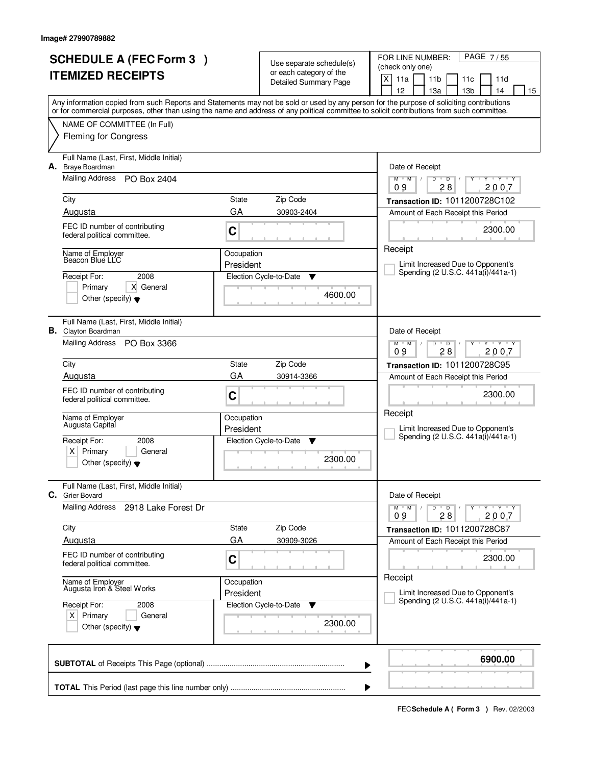Image# 27990789882

# SCHEDULE A (FEC Form 3 ) ITEMIZED RECEIPTS

Use separate schedule(s) or each category of the Detailed Summary Page

FOR LINE NUMBER: (check only one)

[X] 11a [ ] 11b [ ] 11c [ ] 11d [ ] 12 [ ] 13a [ ] 13b [ ] 14 [ ] 15

PAGE 7 / 55

Any information copied from such Reports and Statements may not be sold or used by any person for the purpose of soliciting contributions or for commercial purposes, other than using the name and address of any political committee to solicit contributions from such committee.

NAME OF COMMITTEE (In Full)
Fleming for Congress

---

**A.** Full Name (Last, First, Middle Initial): Braye Boardman

Mailing Address: PO Box 2404

City: Augusta | State: GA | Zip Code: 30903-2404

FEC ID number of contributing federal political committee: C

Name of Employer: Beacon Blue LLC

Occupation: President

Receipt For: 2008 [ ] Primary [X] General [ ] Other (specify)

Election Cycle-to-Date: 4600.00

Date of Receipt: 09/28/2007

Transaction ID: 1011200728C102

Amount of Each Receipt this Period: 2300.00

[ ] Limit Increased Due to Opponent's Spending (2 U.S.C. 441a(i)/441a-1)

---

**B.** Full Name (Last, First, Middle Initial): Clayton Boardman

Mailing Address: PO Box 3366

City: Augusta | State: GA | Zip Code: 30914-3366

FEC ID number of contributing federal political committee: C

Name of Employer: Augusta Capital

Occupation: President

Receipt For: 2008 [X] Primary [ ] General [ ] Other (specify)

Election Cycle-to-Date: 2300.00

Date of Receipt: 09/28/2007

Transaction ID: 1011200728C95

Amount of Each Receipt this Period: 2300.00

[ ] Limit Increased Due to Opponent's Spending (2 U.S.C. 441a(i)/441a-1)

---

**C.** Full Name (Last, First, Middle Initial): Grier Bovard

Mailing Address: 2918 Lake Forest Dr

City: Augusta | State: GA | Zip Code: 30909-3026

FEC ID number of contributing federal political committee: C

Name of Employer: Augusta Iron & Steel Works

Occupation: President

Receipt For: 2008 [X] Primary [ ] General [ ] Other (specify)

Election Cycle-to-Date: 2300.00

Date of Receipt: 09/28/2007

Transaction ID: 1011200728C87

Amount of Each Receipt this Period: 2300.00

[ ] Limit Increased Due to Opponent's Spending (2 U.S.C. 441a(i)/441a-1)

---

**SUBTOTAL** of Receipts This Page (optional): **6900.00**

**TOTAL** This Period (last page this line number only):

FEC **Schedule A ( Form 3 )** Rev. 02/2003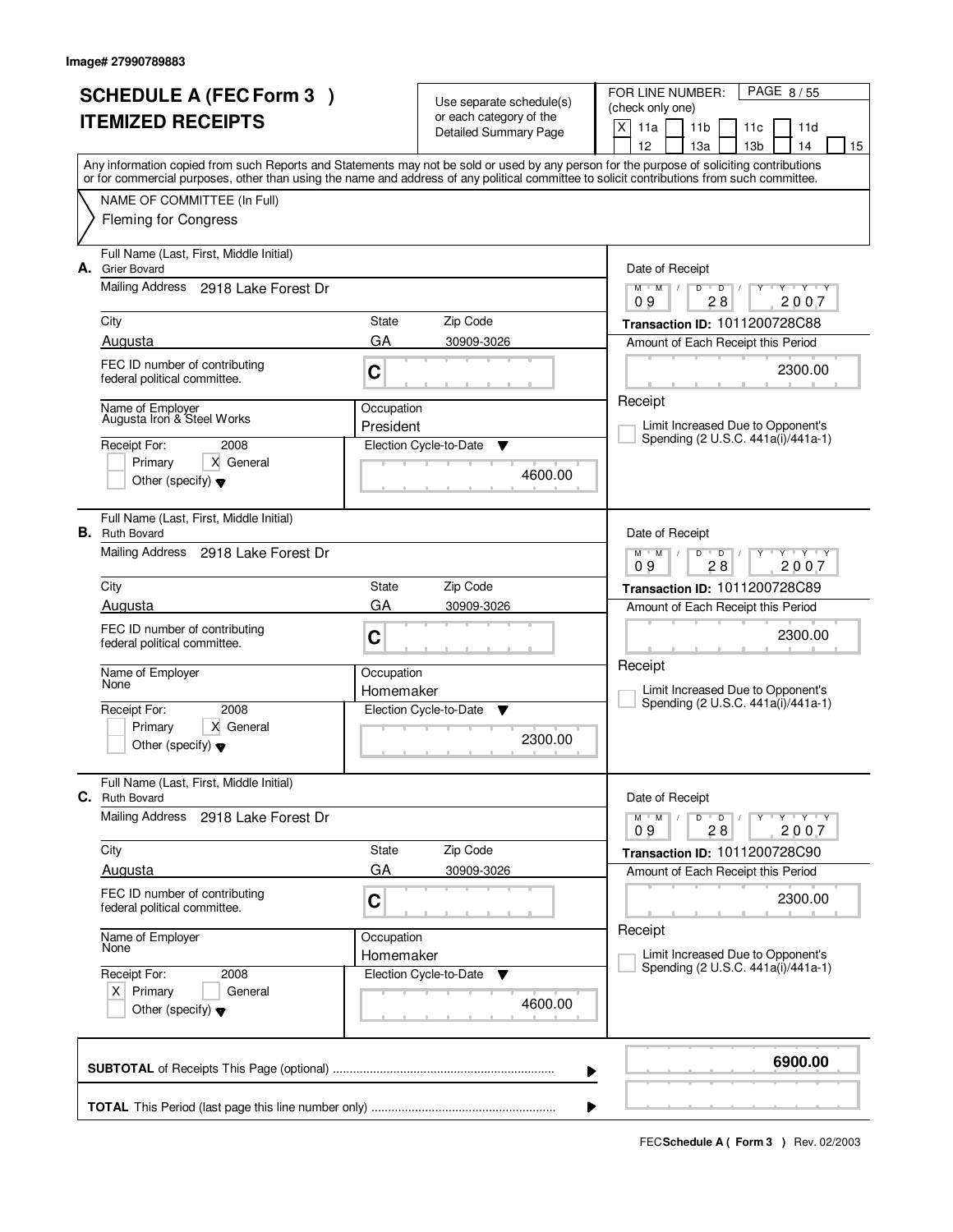Image# 27990789883

# SCHEDULE A (FEC Form 3 )
# ITEMIZED RECEIPTS

Use separate schedule(s) or each category of the Detailed Summary Page

FOR LINE NUMBER: (check only one)

[X] 11a [ ] 11b [ ] 11c [ ] 11d [ ] 12 [ ] 13a [ ] 13b [ ] 14 [ ] 15

Any information copied from such Reports and Statements may not be sold or used by any person for the purpose of soliciting contributions or for commercial purposes, other than using the name and address of any political committee to solicit contributions from such committee.

NAME OF COMMITTEE (In Full)
Fleming for Congress

---

**A.** Full Name (Last, First, Middle Initial): Grier Bovard

Mailing Address: 2918 Lake Forest Dr

City: Augusta | State: GA | Zip Code: 30909-3026

FEC ID number of contributing federal political committee: C

Name of Employer: Augusta Iron & Steel Works

Occupation: President

Receipt For: 2008 — [ ] Primary [X] General [ ] Other (specify)

Election Cycle-to-Date: 4600.00

Date of Receipt: 09 28 2007

Transaction ID: 1011200728C88

Amount of Each Receipt this Period: 2300.00

[ ] Limit Increased Due to Opponent's Spending (2 U.S.C. 441a(i)/441a-1)

---

**B.** Full Name (Last, First, Middle Initial): Ruth Bovard

Mailing Address: 2918 Lake Forest Dr

City: Augusta | State: GA | Zip Code: 30909-3026

FEC ID number of contributing federal political committee: C

Name of Employer: None

Occupation: Homemaker

Receipt For: 2008 — [ ] Primary [X] General [ ] Other (specify)

Election Cycle-to-Date: 2300.00

Date of Receipt: 09 28 2007

Transaction ID: 1011200728C89

Amount of Each Receipt this Period: 2300.00

[ ] Limit Increased Due to Opponent's Spending (2 U.S.C. 441a(i)/441a-1)

---

**C.** Full Name (Last, First, Middle Initial): Ruth Bovard

Mailing Address: 2918 Lake Forest Dr

City: Augusta | State: GA | Zip Code: 30909-3026

FEC ID number of contributing federal political committee: C

Name of Employer: None

Occupation: Homemaker

Receipt For: 2008 — [X] Primary [ ] General [ ] Other (specify)

Election Cycle-to-Date: 4600.00

Date of Receipt: 09 28 2007

Transaction ID: 1011200728C90

Amount of Each Receipt this Period: 2300.00

[ ] Limit Increased Due to Opponent's Spending (2 U.S.C. 441a(i)/441a-1)

---

**SUBTOTAL** of Receipts This Page (optional): 6900.00

**TOTAL** This Period (last page this line number only):

FEC **Schedule A ( Form 3 )** Rev. 02/2003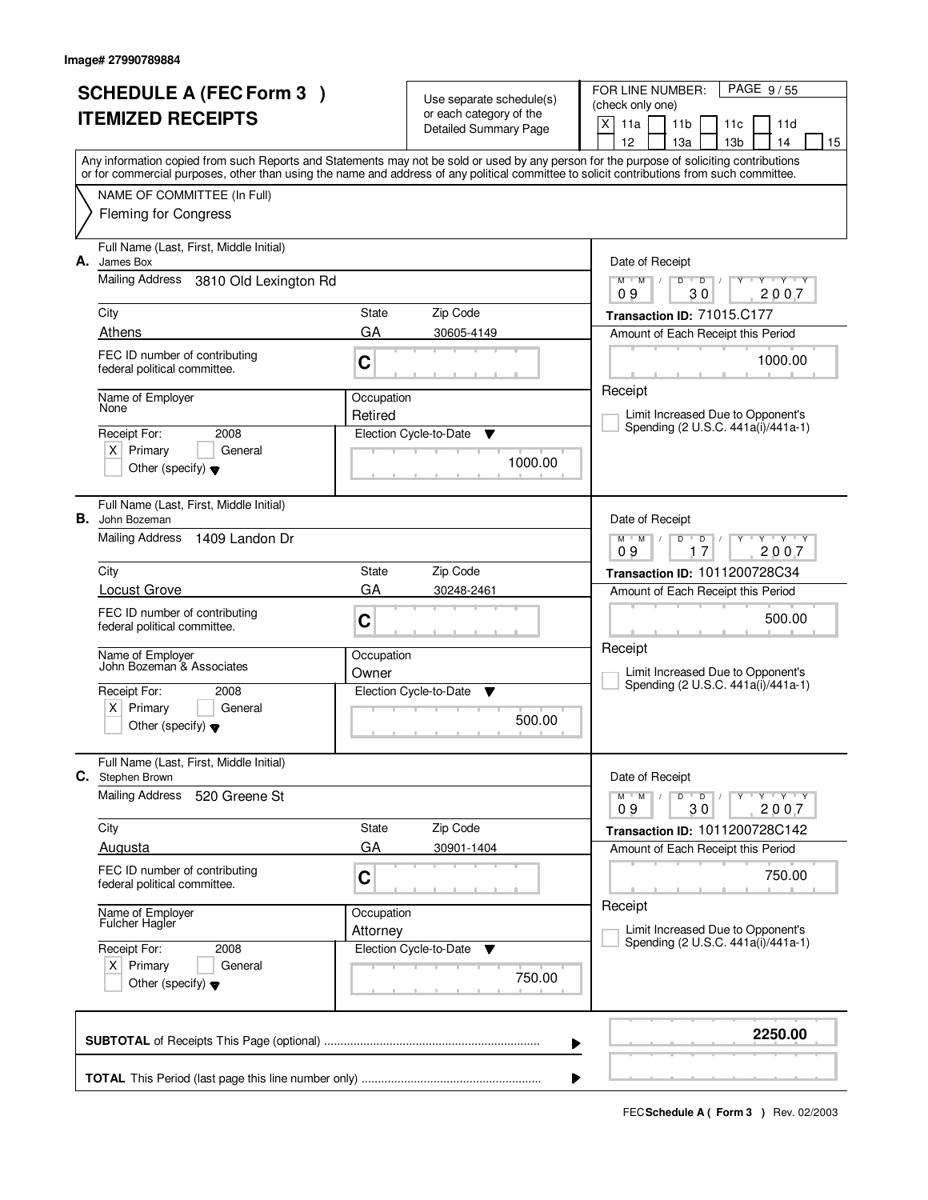Image# 27990789884

# SCHEDULE A (FEC Form 3 ) ITEMIZED RECEIPTS

Use separate schedule(s) or each category of the Detailed Summary Page

FOR LINE NUMBER: (check only one)

[X] 11a [ ] 11b [ ] 11c [ ] 11d [ ] 12 [ ] 13a [ ] 13b [ ] 14 [ ] 15

Any information copied from such Reports and Statements may not be sold or used by any person for the purpose of soliciting contributions or for commercial purposes, other than using the name and address of any political committee to solicit contributions from such committee.

NAME OF COMMITTEE (In Full)
Fleming for Congress

---

**A.** Full Name (Last, First, Middle Initial): James Box
Mailing Address: 3810 Old Lexington Rd
City: Athens | State: GA | Zip Code: 30605-4149
FEC ID number of contributing federal political committee: C
Name of Employer: None
Occupation: Retired
Receipt For: 2008 [X] Primary [ ] General [ ] Other (specify)
Election Cycle-to-Date: 1000.00
Date of Receipt: 09 / 30 / 2007
Transaction ID: 71015.C177
Amount of Each Receipt this Period: 1000.00
[ ] Limit Increased Due to Opponent's Spending (2 U.S.C. 441a(i)/441a-1)

---

**B.** Full Name (Last, First, Middle Initial): John Bozeman
Mailing Address: 1409 Landon Dr
City: Locust Grove | State: GA | Zip Code: 30248-2461
FEC ID number of contributing federal political committee: C
Name of Employer: John Bozeman & Associates
Occupation: Owner
Receipt For: 2008 [X] Primary [ ] General [ ] Other (specify)
Election Cycle-to-Date: 500.00
Date of Receipt: 09 / 17 / 2007
Transaction ID: 1011200728C34
Amount of Each Receipt this Period: 500.00
[ ] Limit Increased Due to Opponent's Spending (2 U.S.C. 441a(i)/441a-1)

---

**C.** Full Name (Last, First, Middle Initial): Stephen Brown
Mailing Address: 520 Greene St
City: Augusta | State: GA | Zip Code: 30901-1404
FEC ID number of contributing federal political committee: C
Name of Employer: Fulcher Hagler
Occupation: Attorney
Receipt For: 2008 [X] Primary [ ] General [ ] Other (specify)
Election Cycle-to-Date: 750.00
Date of Receipt: 09 / 30 / 2007
Transaction ID: 1011200728C142
Amount of Each Receipt this Period: 750.00
[ ] Limit Increased Due to Opponent's Spending (2 U.S.C. 441a(i)/441a-1)

---

**SUBTOTAL** of Receipts This Page (optional): 2250.00

**TOTAL** This Period (last page this line number only):

FEC Schedule A ( Form 3 ) Rev. 02/2003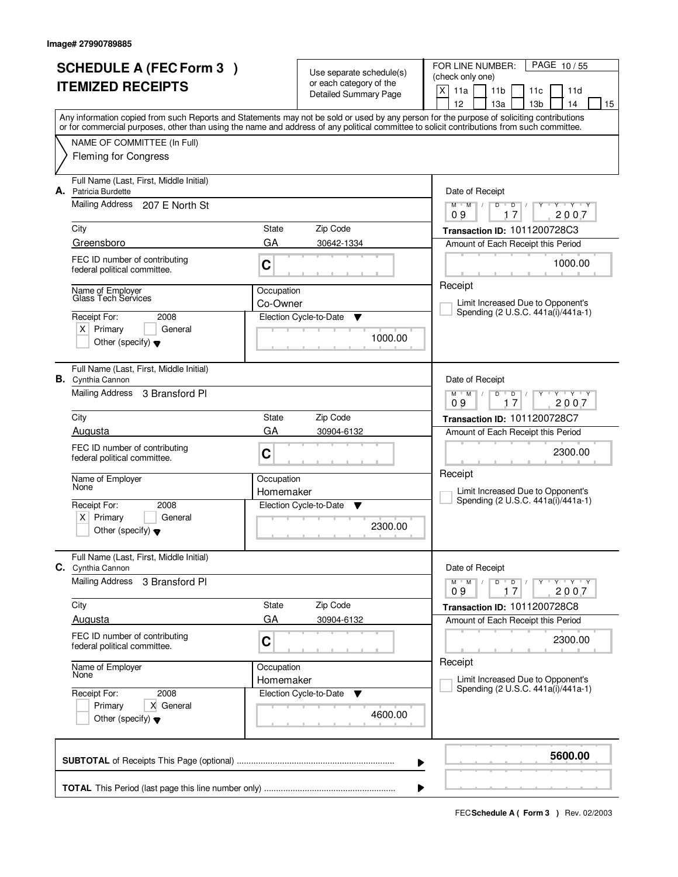Image# 27990789885

# SCHEDULE A (FEC Form 3 )
# ITEMIZED RECEIPTS

Use separate schedule(s) or each category of the Detailed Summary Page

FOR LINE NUMBER: (check only one)

[X] 11a [ ] 11b [ ] 11c [ ] 11d [ ] 12 [ ] 13a [ ] 13b [ ] 14 [ ] 15

PAGE 10 / 55

Any information copied from such Reports and Statements may not be sold or used by any person for the purpose of soliciting contributions or for commercial purposes, other than using the name and address of any political committee to solicit contributions from such committee.

NAME OF COMMITTEE (In Full)

Fleming for Congress

---

**A.** Full Name (Last, First, Middle Initial): Patricia Burdette

Mailing Address: 207 E North St

City: Greensboro | State: GA | Zip Code: 30642-1334

FEC ID number of contributing federal political committee: C

Name of Employer: Glass Tech Services

Occupation: Co-Owner

Receipt For: 2008 — [X] Primary [ ] General [ ] Other (specify)

Election Cycle-to-Date: 1000.00

Date of Receipt: 09 / 17 / 2007

Transaction ID: 1011200728C3

Amount of Each Receipt this Period: 1000.00

[ ] Limit Increased Due to Opponent's Spending (2 U.S.C. 441a(i)/441a-1)

---

**B.** Full Name (Last, First, Middle Initial): Cynthia Cannon

Mailing Address: 3 Bransford Pl

City: Augusta | State: GA | Zip Code: 30904-6132

FEC ID number of contributing federal political committee: C

Name of Employer: None

Occupation: Homemaker

Receipt For: 2008 — [X] Primary [ ] General [ ] Other (specify)

Election Cycle-to-Date: 2300.00

Date of Receipt: 09 / 17 / 2007

Transaction ID: 1011200728C7

Amount of Each Receipt this Period: 2300.00

[ ] Limit Increased Due to Opponent's Spending (2 U.S.C. 441a(i)/441a-1)

---

**C.** Full Name (Last, First, Middle Initial): Cynthia Cannon

Mailing Address: 3 Bransford Pl

City: Augusta | State: GA | Zip Code: 30904-6132

FEC ID number of contributing federal political committee: C

Name of Employer: None

Occupation: Homemaker

Receipt For: 2008 — [ ] Primary [X] General [ ] Other (specify)

Election Cycle-to-Date: 4600.00

Date of Receipt: 09 / 17 / 2007

Transaction ID: 1011200728C8

Amount of Each Receipt this Period: 2300.00

[ ] Limit Increased Due to Opponent's Spending (2 U.S.C. 441a(i)/441a-1)

---

**SUBTOTAL** of Receipts This Page (optional): **5600.00**

**TOTAL** This Period (last page this line number only):

FEC **Schedule A ( Form 3 )** Rev. 02/2003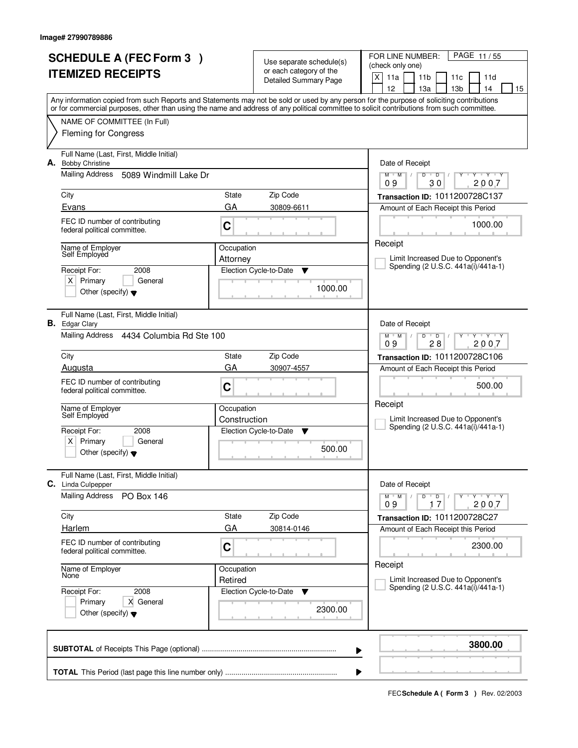Image# 27990789886

# SCHEDULE A (FEC Form 3 ) ITEMIZED RECEIPTS

Use separate schedule(s) or each category of the Detailed Summary Page

FOR LINE NUMBER: (check only one)

- [X] 11a
- [ ] 11b
- [ ] 11c
- [ ] 11d
- [ ] 12
- [ ] 13a
- [ ] 13b
- [ ] 14
- [ ] 15

PAGE 11 / 55

Any information copied from such Reports and Statements may not be sold or used by any person for the purpose of soliciting contributions or for commercial purposes, other than using the name and address of any political committee to solicit contributions from such committee.

NAME OF COMMITTEE (In Full)
Fleming for Congress

---

**A.** Full Name (Last, First, Middle Initial): Bobby Christine

Mailing Address: 5089 Windmill Lake Dr

City: Evans | State: GA | Zip Code: 30809-6611

FEC ID number of contributing federal political committee: C

Name of Employer: Self Employed

Occupation: Attorney

Receipt For: 2008 — [X] Primary [ ] General [ ] Other (specify)

Election Cycle-to-Date: 1000.00

Date of Receipt: 09 / 30 / 2007

Transaction ID: 1011200728C137

Amount of Each Receipt this Period: 1000.00

[ ] Limit Increased Due to Opponent's Spending (2 U.S.C. 441a(i)/441a-1)

---

**B.** Full Name (Last, First, Middle Initial): Edgar Clary

Mailing Address: 4434 Columbia Rd Ste 100

City: Augusta | State: GA | Zip Code: 30907-4557

FEC ID number of contributing federal political committee: C

Name of Employer: Self Employed

Occupation: Construction

Receipt For: 2008 — [X] Primary [ ] General [ ] Other (specify)

Election Cycle-to-Date: 500.00

Date of Receipt: 09 / 28 / 2007

Transaction ID: 1011200728C106

Amount of Each Receipt this Period: 500.00

[ ] Limit Increased Due to Opponent's Spending (2 U.S.C. 441a(i)/441a-1)

---

**C.** Full Name (Last, First, Middle Initial): Linda Culpepper

Mailing Address: PO Box 146

City: Harlem | State: GA | Zip Code: 30814-0146

FEC ID number of contributing federal political committee: C

Name of Employer: None

Occupation: Retired

Receipt For: 2008 — [ ] Primary [X] General [ ] Other (specify)

Election Cycle-to-Date: 2300.00

Date of Receipt: 09 / 17 / 2007

Transaction ID: 1011200728C27

Amount of Each Receipt this Period: 2300.00

[ ] Limit Increased Due to Opponent's Spending (2 U.S.C. 441a(i)/441a-1)

---

**SUBTOTAL** of Receipts This Page (optional): **3800.00**

**TOTAL** This Period (last page this line number only):

FEC **Schedule A ( Form 3 )** Rev. 02/2003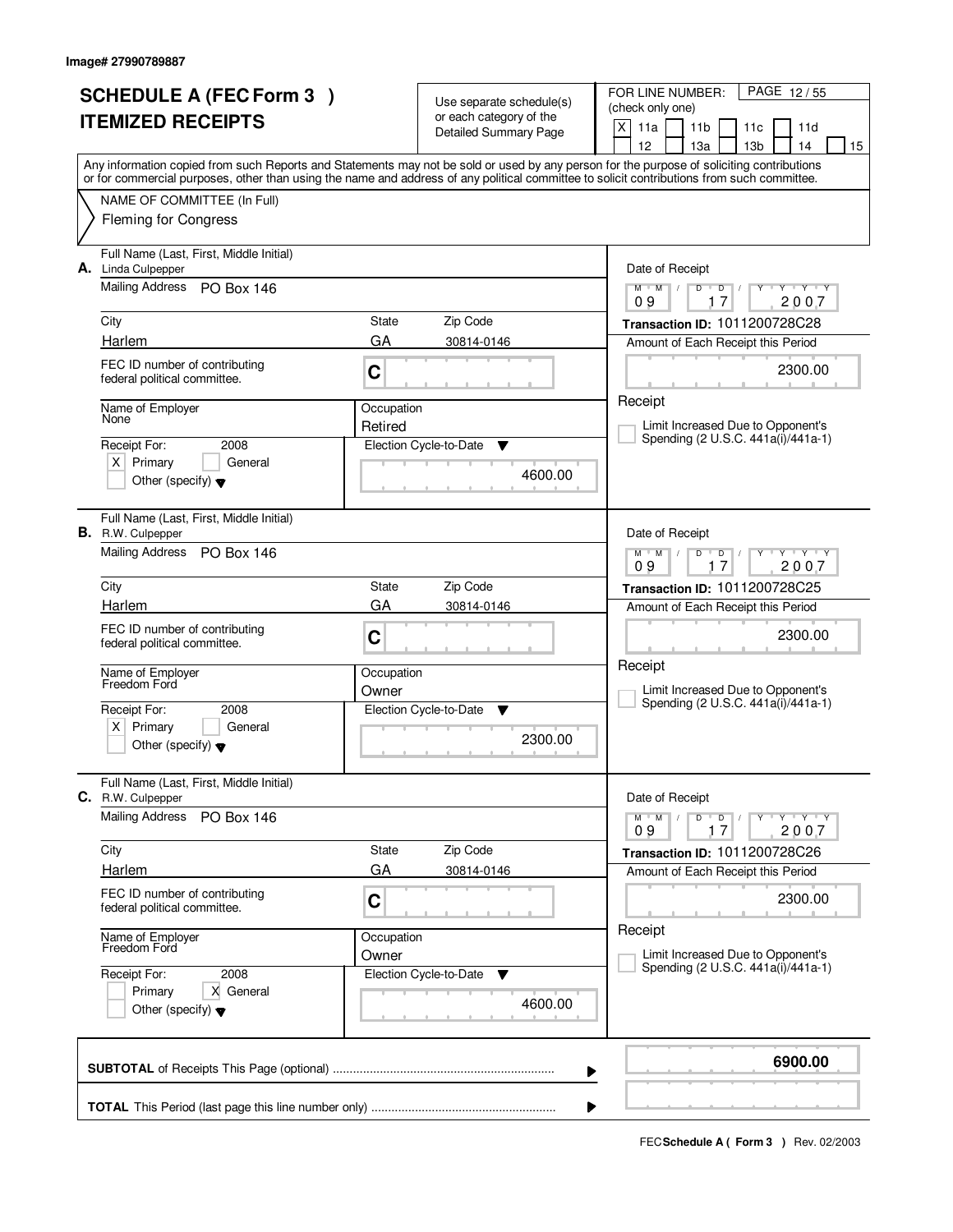Image# 27990789887

# SCHEDULE A (FEC Form 3 )
# ITEMIZED RECEIPTS

Use separate schedule(s) or each category of the Detailed Summary Page

FOR LINE NUMBER: (check only one)

[X] 11a [ ] 11b [ ] 11c [ ] 11d [ ] 12 [ ] 13a [ ] 13b [ ] 14 [ ] 15

PAGE 12 / 55

Any information copied from such Reports and Statements may not be sold or used by any person for the purpose of soliciting contributions or for commercial purposes, other than using the name and address of any political committee to solicit contributions from such committee.

NAME OF COMMITTEE (In Full)
Fleming for Congress

---

**A.** Full Name (Last, First, Middle Initial): Linda Culpepper

Mailing Address: PO Box 146

City: Harlem | State: GA | Zip Code: 30814-0146

FEC ID number of contributing federal political committee: C

Name of Employer: None

Occupation: Retired

Receipt For: 2008 — [X] Primary [ ] General [ ] Other (specify)

Election Cycle-to-Date: 4600.00

Date of Receipt: 09 / 17 / 2007

Transaction ID: 1011200728C28

Amount of Each Receipt this Period: 2300.00

Receipt

[ ] Limit Increased Due to Opponent's Spending (2 U.S.C. 441a(i)/441a-1)

---

**B.** Full Name (Last, First, Middle Initial): R.W. Culpepper

Mailing Address: PO Box 146

City: Harlem | State: GA | Zip Code: 30814-0146

FEC ID number of contributing federal political committee: C

Name of Employer: Freedom Ford

Occupation: Owner

Receipt For: 2008 — [X] Primary [ ] General [ ] Other (specify)

Election Cycle-to-Date: 2300.00

Date of Receipt: 09 / 17 / 2007

Transaction ID: 1011200728C25

Amount of Each Receipt this Period: 2300.00

Receipt

[ ] Limit Increased Due to Opponent's Spending (2 U.S.C. 441a(i)/441a-1)

---

**C.** Full Name (Last, First, Middle Initial): R.W. Culpepper

Mailing Address: PO Box 146

City: Harlem | State: GA | Zip Code: 30814-0146

FEC ID number of contributing federal political committee: C

Name of Employer: Freedom Ford

Occupation: Owner

Receipt For: 2008 — [ ] Primary [X] General [ ] Other (specify)

Election Cycle-to-Date: 4600.00

Date of Receipt: 09 / 17 / 2007

Transaction ID: 1011200728C26

Amount of Each Receipt this Period: 2300.00

Receipt

[ ] Limit Increased Due to Opponent's Spending (2 U.S.C. 441a(i)/441a-1)

---

**SUBTOTAL** of Receipts This Page (optional): **6900.00**

**TOTAL** This Period (last page this line number only):

FEC **Schedule A ( Form 3 )** Rev. 02/2003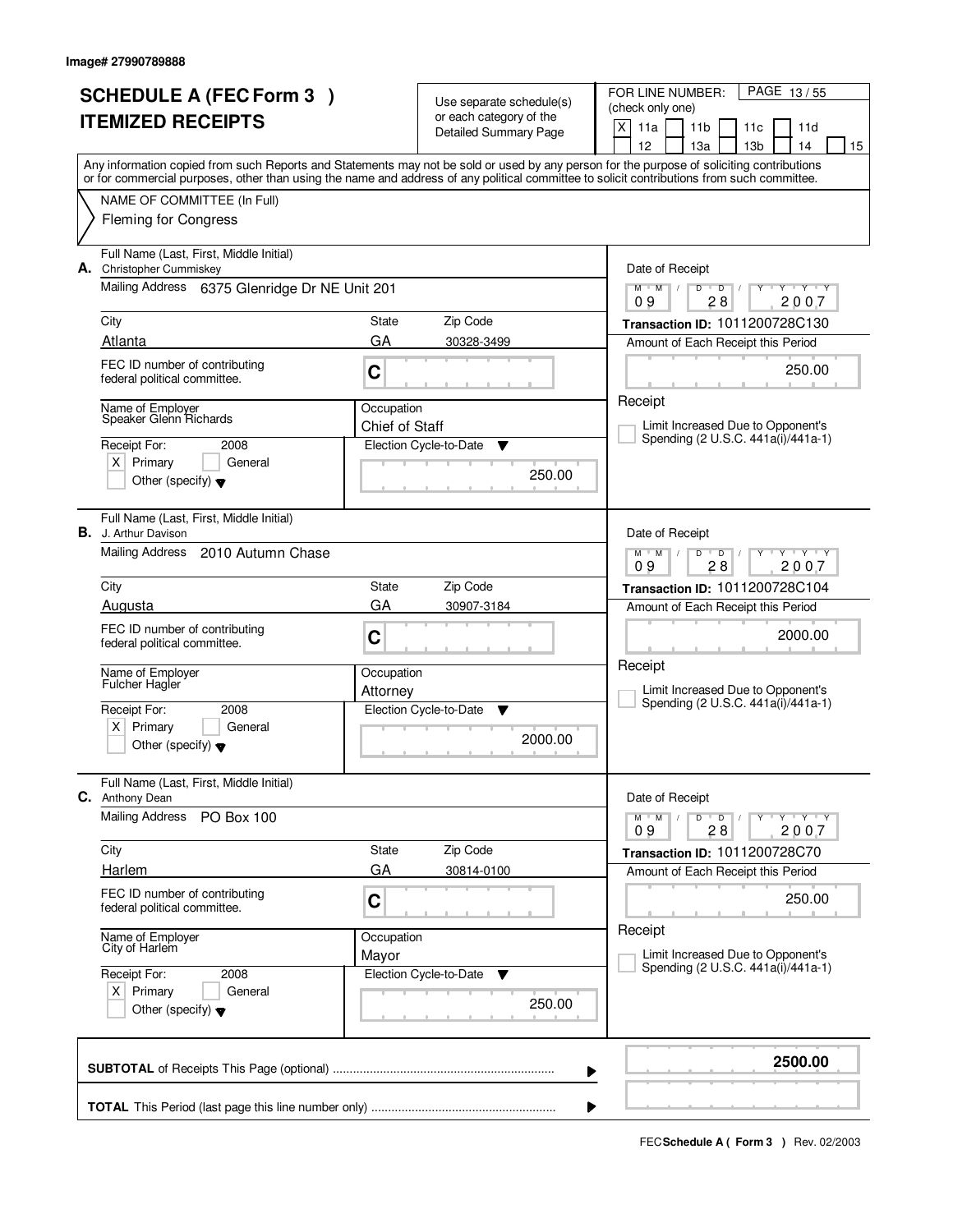Image# 27990789888

# SCHEDULE A (FEC Form 3 )
# ITEMIZED RECEIPTS

Use separate schedule(s) or each category of the Detailed Summary Page

FOR LINE NUMBER: (check only one)
[X] 11a [ ] 11b [ ] 11c [ ] 11d [ ] 12 [ ] 13a [ ] 13b [ ] 14 [ ] 15

Any information copied from such Reports and Statements may not be sold or used by any person for the purpose of soliciting contributions or for commercial purposes, other than using the name and address of any political committee to solicit contributions from such committee.

NAME OF COMMITTEE (In Full)
Fleming for Congress

**A.** Full Name (Last, First, Middle Initial): Christopher Cummiskey
Mailing Address: 6375 Glenridge Dr NE Unit 201
City: Atlanta | State: GA | Zip Code: 30328-3499
FEC ID number of contributing federal political committee: C
Name of Employer: Speaker Glenn Richards
Occupation: Chief of Staff
Receipt For: 2008 [X] Primary [ ] General [ ] Other (specify)
Election Cycle-to-Date: 250.00
Date of Receipt: 09 28 2007
Transaction ID: 1011200728C130
Amount of Each Receipt this Period: 250.00
Receipt [ ] Limit Increased Due to Opponent's Spending (2 U.S.C. 441a(i)/441a-1)

**B.** Full Name (Last, First, Middle Initial): J. Arthur Davison
Mailing Address: 2010 Autumn Chase
City: Augusta | State: GA | Zip Code: 30907-3184
FEC ID number of contributing federal political committee: C
Name of Employer: Fulcher Hagler
Occupation: Attorney
Receipt For: 2008 [X] Primary [ ] General [ ] Other (specify)
Election Cycle-to-Date: 2000.00
Date of Receipt: 09 28 2007
Transaction ID: 1011200728C104
Amount of Each Receipt this Period: 2000.00
Receipt [ ] Limit Increased Due to Opponent's Spending (2 U.S.C. 441a(i)/441a-1)

**C.** Full Name (Last, First, Middle Initial): Anthony Dean
Mailing Address: PO Box 100
City: Harlem | State: GA | Zip Code: 30814-0100
FEC ID number of contributing federal political committee: C
Name of Employer: City of Harlem
Occupation: Mayor
Receipt For: 2008 [X] Primary [ ] General [ ] Other (specify)
Election Cycle-to-Date: 250.00
Date of Receipt: 09 28 2007
Transaction ID: 1011200728C70
Amount of Each Receipt this Period: 250.00
Receipt [ ] Limit Increased Due to Opponent's Spending (2 U.S.C. 441a(i)/441a-1)

**SUBTOTAL** of Receipts This Page (optional): **2500.00**

**TOTAL** This Period (last page this line number only):

FEC **Schedule A ( Form 3 )** Rev. 02/2003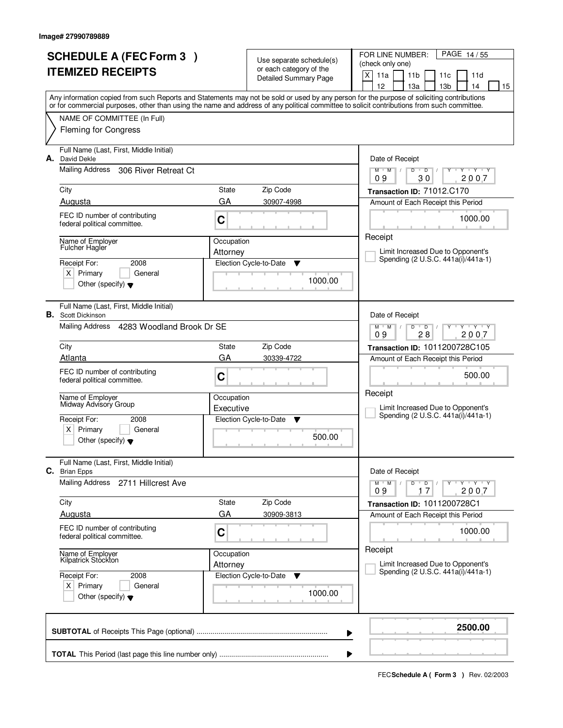Image# 27990789889

# SCHEDULE A (FEC Form 3 ) ITEMIZED RECEIPTS

Use separate schedule(s) or each category of the Detailed Summary Page

FOR LINE NUMBER: (check only one)

[X] 11a [ ] 11b [ ] 11c [ ] 11d [ ] 12 [ ] 13a [ ] 13b [ ] 14 [ ] 15

PAGE 14 / 55

Any information copied from such Reports and Statements may not be sold or used by any person for the purpose of soliciting contributions or for commercial purposes, other than using the name and address of any political committee to solicit contributions from such committee.

NAME OF COMMITTEE (In Full)
Fleming for Congress

---

**A.** Full Name (Last, First, Middle Initial): David Dekle

Mailing Address: 306 River Retreat Ct

City: Augusta | State: GA | Zip Code: 30907-4998

FEC ID number of contributing federal political committee: C

Name of Employer: Fulcher Hagler

Occupation: Attorney

Receipt For: 2008 [X] Primary [ ] General [ ] Other (specify)

Election Cycle-to-Date: 1000.00

Date of Receipt: 09 / 30 / 2007

Transaction ID: 71012.C170

Amount of Each Receipt this Period: 1000.00

[ ] Limit Increased Due to Opponent's Spending (2 U.S.C. 441a(i)/441a-1)

---

**B.** Full Name (Last, First, Middle Initial): Scott Dickinson

Mailing Address: 4283 Woodland Brook Dr SE

City: Atlanta | State: GA | Zip Code: 30339-4722

FEC ID number of contributing federal political committee: C

Name of Employer: Midway Advisory Group

Occupation: Executive

Receipt For: 2008 [X] Primary [ ] General [ ] Other (specify)

Election Cycle-to-Date: 500.00

Date of Receipt: 09 / 28 / 2007

Transaction ID: 1011200728C105

Amount of Each Receipt this Period: 500.00

[ ] Limit Increased Due to Opponent's Spending (2 U.S.C. 441a(i)/441a-1)

---

**C.** Full Name (Last, First, Middle Initial): Brian Epps

Mailing Address: 2711 Hillcrest Ave

City: Augusta | State: GA | Zip Code: 30909-3813

FEC ID number of contributing federal political committee: C

Name of Employer: Kilpatrick Stockton

Occupation: Attorney

Receipt For: 2008 [X] Primary [ ] General [ ] Other (specify)

Election Cycle-to-Date: 1000.00

Date of Receipt: 09 / 17 / 2007

Transaction ID: 1011200728C1

Amount of Each Receipt this Period: 1000.00

[ ] Limit Increased Due to Opponent's Spending (2 U.S.C. 441a(i)/441a-1)

---

**SUBTOTAL** of Receipts This Page (optional): **2500.00**

**TOTAL** This Period (last page this line number only):

FEC **Schedule A ( Form 3 )** Rev. 02/2003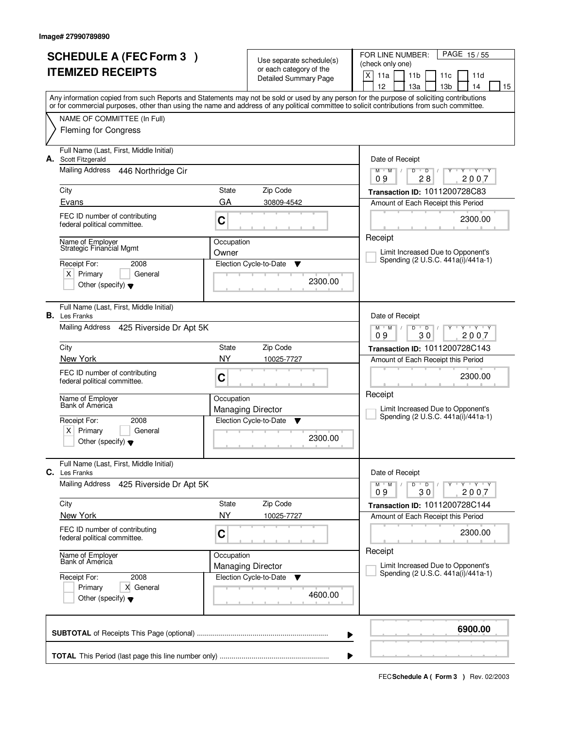Image# 27990789890

# SCHEDULE A (FEC Form 3 )
# ITEMIZED RECEIPTS

Use separate schedule(s) or each category of the Detailed Summary Page

FOR LINE NUMBER: (check only one)

[X] 11a [ ] 11b [ ] 11c [ ] 11d [ ] 12 [ ] 13a [ ] 13b [ ] 14 [ ] 15

Any information copied from such Reports and Statements may not be sold or used by any person for the purpose of soliciting contributions or for commercial purposes, other than using the name and address of any political committee to solicit contributions from such committee.

NAME OF COMMITTEE (In Full)
Fleming for Congress

---

**A.** Full Name (Last, First, Middle Initial): Scott Fitzgerald

Mailing Address: 446 Northridge Cir

City: Evans | State: GA | Zip Code: 30809-4542

FEC ID number of contributing federal political committee: C

Name of Employer: Strategic Financial Mgmt

Occupation: Owner

Receipt For: 2008 — [X] Primary [ ] General [ ] Other (specify)

Election Cycle-to-Date: 2300.00

Date of Receipt: 09 / 28 / 2007

Transaction ID: 1011200728C83

Amount of Each Receipt this Period: 2300.00

[ ] Limit Increased Due to Opponent's Spending (2 U.S.C. 441a(i)/441a-1)

---

**B.** Full Name (Last, First, Middle Initial): Les Franks

Mailing Address: 425 Riverside Dr Apt 5K

City: New York | State: NY | Zip Code: 10025-7727

FEC ID number of contributing federal political committee: C

Name of Employer: Bank of America

Occupation: Managing Director

Receipt For: 2008 — [X] Primary [ ] General [ ] Other (specify)

Election Cycle-to-Date: 2300.00

Date of Receipt: 09 / 30 / 2007

Transaction ID: 1011200728C143

Amount of Each Receipt this Period: 2300.00

[ ] Limit Increased Due to Opponent's Spending (2 U.S.C. 441a(i)/441a-1)

---

**C.** Full Name (Last, First, Middle Initial): Les Franks

Mailing Address: 425 Riverside Dr Apt 5K

City: New York | State: NY | Zip Code: 10025-7727

FEC ID number of contributing federal political committee: C

Name of Employer: Bank of America

Occupation: Managing Director

Receipt For: 2008 — [ ] Primary [X] General [ ] Other (specify)

Election Cycle-to-Date: 4600.00

Date of Receipt: 09 / 30 / 2007

Transaction ID: 1011200728C144

Amount of Each Receipt this Period: 2300.00

[ ] Limit Increased Due to Opponent's Spending (2 U.S.C. 441a(i)/441a-1)

---

**SUBTOTAL** of Receipts This Page (optional): **6900.00**

**TOTAL** This Period (last page this line number only):

FEC **Schedule A ( Form 3 )** Rev. 02/2003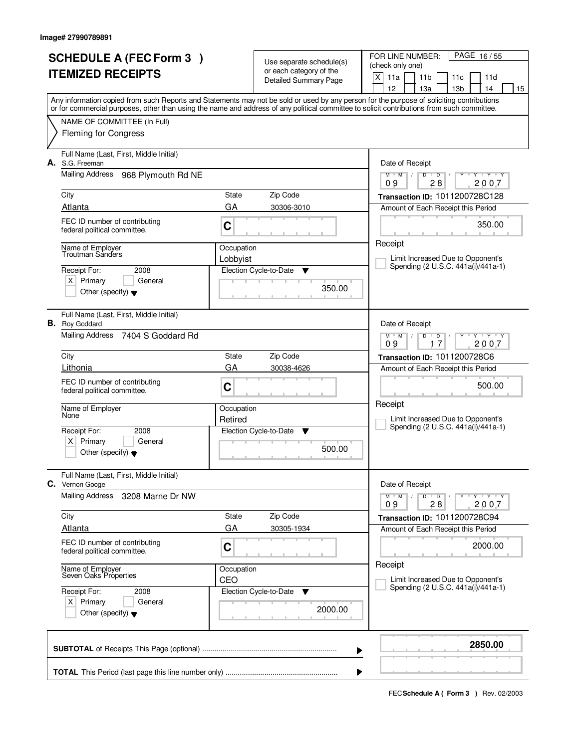Image# 27990789891

# SCHEDULE A (FEC Form 3 )
# ITEMIZED RECEIPTS

Use separate schedule(s) or each category of the Detailed Summary Page

FOR LINE NUMBER: (check only one)
[X] 11a [ ] 11b [ ] 11c [ ] 11d [ ] 12 [ ] 13a [ ] 13b [ ] 14 [ ] 15

PAGE 16 / 55

Any information copied from such Reports and Statements may not be sold or used by any person for the purpose of soliciting contributions or for commercial purposes, other than using the name and address of any political committee to solicit contributions from such committee.

NAME OF COMMITTEE (In Full)
Fleming for Congress

---

**A.** Full Name (Last, First, Middle Initial): S.G. Freeman
Mailing Address: 968 Plymouth Rd NE
City: Atlanta | State: GA | Zip Code: 30306-3010
FEC ID number of contributing federal political committee: C
Name of Employer: Troutman Sanders
Occupation: Lobbyist
Receipt For: 2008 [X] Primary [ ] General [ ] Other (specify)
Election Cycle-to-Date: 350.00
Date of Receipt: 09 / 28 / 2007
Transaction ID: 1011200728C128
Amount of Each Receipt this Period: 350.00
Receipt
[ ] Limit Increased Due to Opponent's Spending (2 U.S.C. 441a(i)/441a-1)

---

**B.** Full Name (Last, First, Middle Initial): Roy Goddard
Mailing Address: 7404 S Goddard Rd
City: Lithonia | State: GA | Zip Code: 30038-4626
FEC ID number of contributing federal political committee: C
Name of Employer: None
Occupation: Retired
Receipt For: 2008 [X] Primary [ ] General [ ] Other (specify)
Election Cycle-to-Date: 500.00
Date of Receipt: 09 / 17 / 2007
Transaction ID: 1011200728C6
Amount of Each Receipt this Period: 500.00
Receipt
[ ] Limit Increased Due to Opponent's Spending (2 U.S.C. 441a(i)/441a-1)

---

**C.** Full Name (Last, First, Middle Initial): Vernon Googe
Mailing Address: 3208 Marne Dr NW
City: Atlanta | State: GA | Zip Code: 30305-1934
FEC ID number of contributing federal political committee: C
Name of Employer: Seven Oaks Properties
Occupation: CEO
Receipt For: 2008 [X] Primary [ ] General [ ] Other (specify)
Election Cycle-to-Date: 2000.00
Date of Receipt: 09 / 28 / 2007
Transaction ID: 1011200728C94
Amount of Each Receipt this Period: 2000.00
Receipt
[ ] Limit Increased Due to Opponent's Spending (2 U.S.C. 441a(i)/441a-1)

---

**SUBTOTAL** of Receipts This Page (optional): **2850.00**

**TOTAL** This Period (last page this line number only):

FEC **Schedule A ( Form 3 )** Rev. 02/2003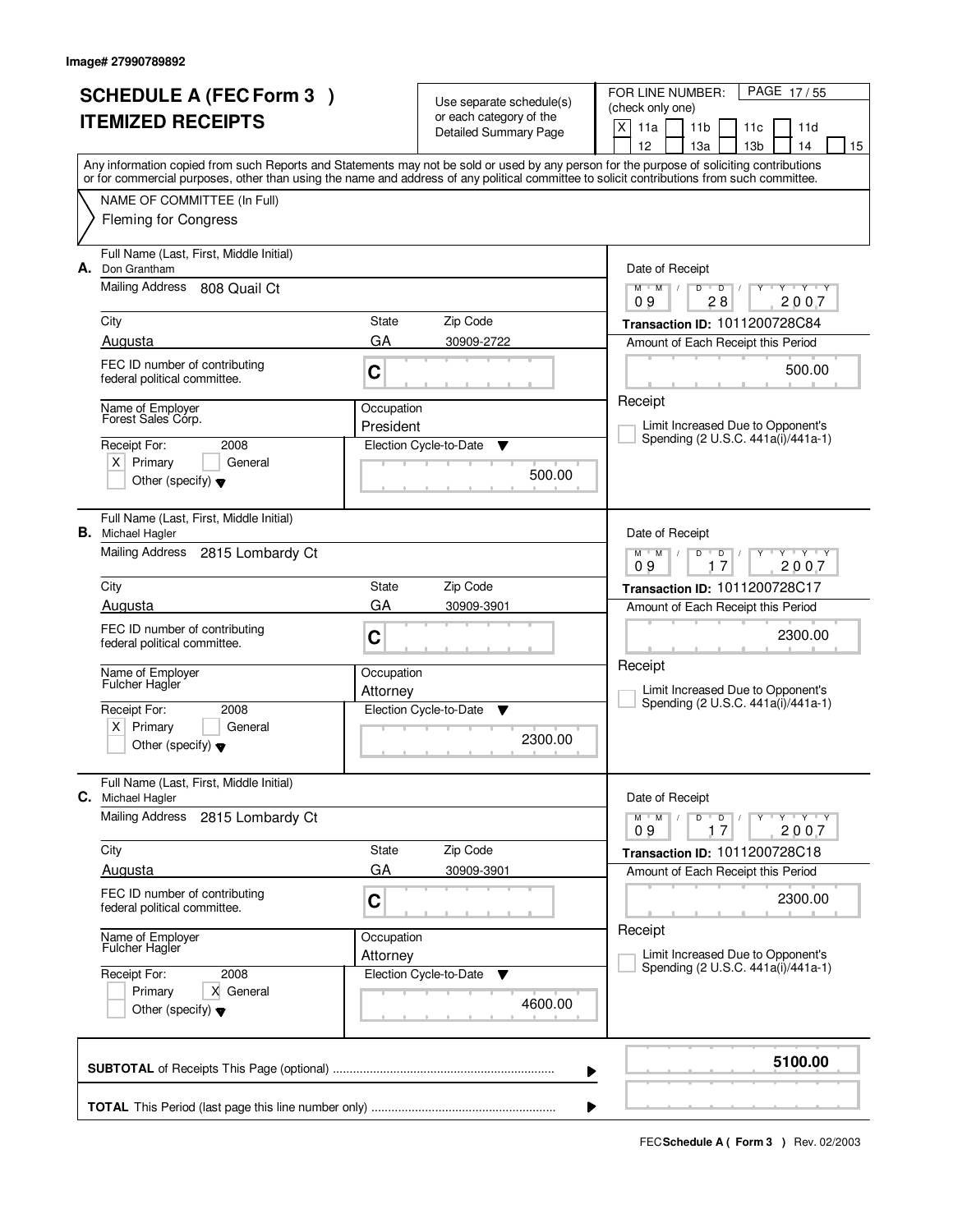Image# 27990789892

# SCHEDULE A (FEC Form 3 )
# ITEMIZED RECEIPTS

Use separate schedule(s) or each category of the Detailed Summary Page

FOR LINE NUMBER: (check only one)

[X] 11a [ ] 11b [ ] 11c [ ] 11d [ ] 12 [ ] 13a [ ] 13b [ ] 14 [ ] 15

Any information copied from such Reports and Statements may not be sold or used by any person for the purpose of soliciting contributions or for commercial purposes, other than using the name and address of any political committee to solicit contributions from such committee.

NAME OF COMMITTEE (In Full)

Fleming for Congress

---

**A.** Full Name (Last, First, Middle Initial): Don Grantham

Mailing Address: 808 Quail Ct

City: Augusta | State: GA | Zip Code: 30909-2722

FEC ID number of contributing federal political committee: C

Name of Employer: Forest Sales Corp.

Occupation: President

Receipt For: 2008 — [X] Primary [ ] General [ ] Other (specify)

Election Cycle-to-Date: 500.00

Date of Receipt: 09 / 28 / 2007

Transaction ID: 1011200728C84

Amount of Each Receipt this Period: 500.00

Receipt

[ ] Limit Increased Due to Opponent's Spending (2 U.S.C. 441a(i)/441a-1)

---

**B.** Full Name (Last, First, Middle Initial): Michael Hagler

Mailing Address: 2815 Lombardy Ct

City: Augusta | State: GA | Zip Code: 30909-3901

FEC ID number of contributing federal political committee: C

Name of Employer: Fulcher Hagler

Occupation: Attorney

Receipt For: 2008 — [X] Primary [ ] General [ ] Other (specify)

Election Cycle-to-Date: 2300.00

Date of Receipt: 09 / 17 / 2007

Transaction ID: 1011200728C17

Amount of Each Receipt this Period: 2300.00

Receipt

[ ] Limit Increased Due to Opponent's Spending (2 U.S.C. 441a(i)/441a-1)

---

**C.** Full Name (Last, First, Middle Initial): Michael Hagler

Mailing Address: 2815 Lombardy Ct

City: Augusta | State: GA | Zip Code: 30909-3901

FEC ID number of contributing federal political committee: C

Name of Employer: Fulcher Hagler

Occupation: Attorney

Receipt For: 2008 — [ ] Primary [X] General [ ] Other (specify)

Election Cycle-to-Date: 4600.00

Date of Receipt: 09 / 17 / 2007

Transaction ID: 1011200728C18

Amount of Each Receipt this Period: 2300.00

Receipt

[ ] Limit Increased Due to Opponent's Spending (2 U.S.C. 441a(i)/441a-1)

---

**SUBTOTAL** of Receipts This Page (optional): **5100.00**

**TOTAL** This Period (last page this line number only):

FEC **Schedule A ( Form 3 )** Rev. 02/2003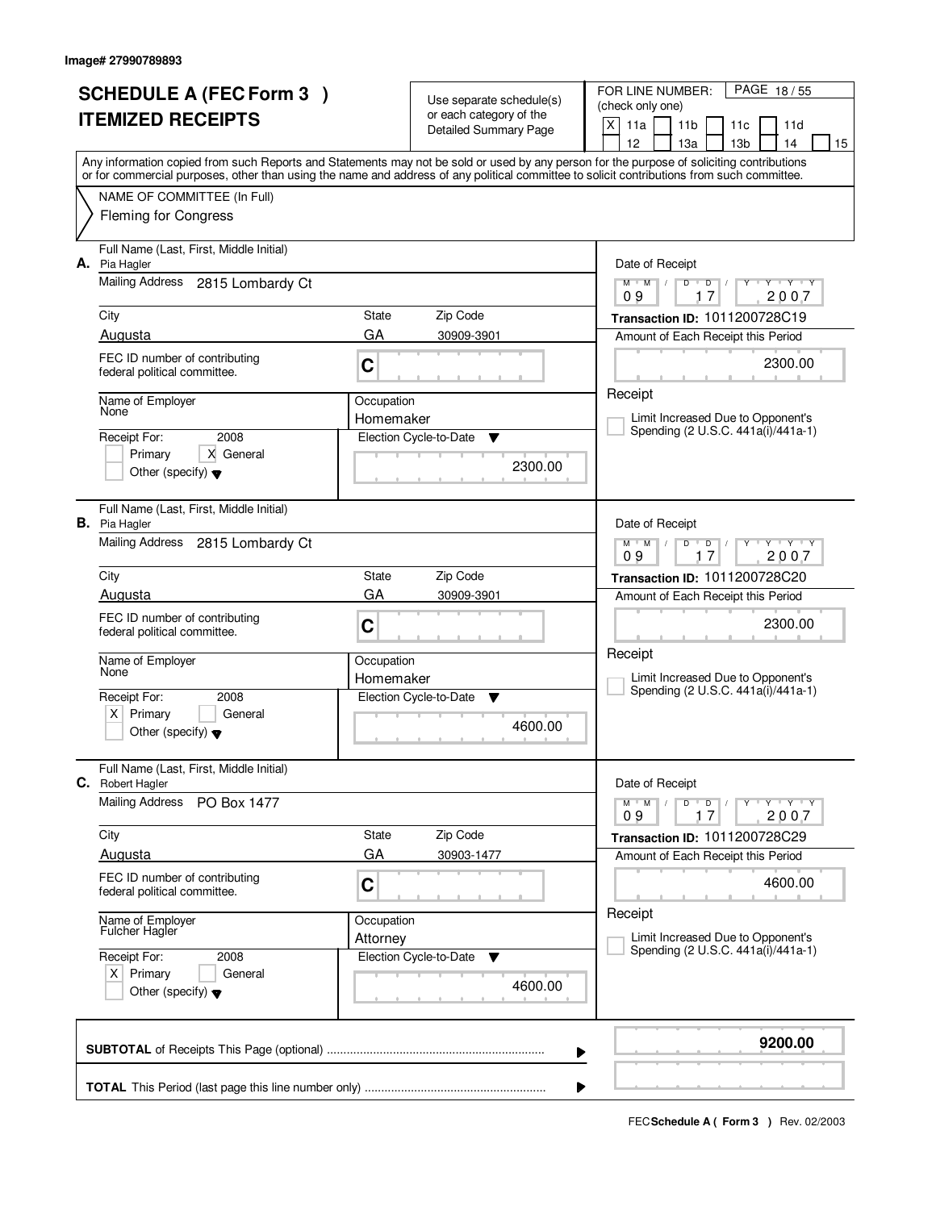Image# 27990789893

# SCHEDULE A (FEC Form 3 ) ITEMIZED RECEIPTS

Use separate schedule(s) or each category of the Detailed Summary Page

FOR LINE NUMBER: (check only one)

PAGE 18 / 55

[X] 11a [ ] 11b [ ] 11c [ ] 11d [ ] 12 [ ] 13a [ ] 13b [ ] 14 [ ] 15

Any information copied from such Reports and Statements may not be sold or used by any person for the purpose of soliciting contributions or for commercial purposes, other than using the name and address of any political committee to solicit contributions from such committee.

NAME OF COMMITTEE (In Full)

Fleming for Congress

---

**A.** Full Name (Last, First, Middle Initial): Pia Hagler

Mailing Address: 2815 Lombardy Ct

City: Augusta | State: GA | Zip Code: 30909-3901

FEC ID number of contributing federal political committee: C

Name of Employer: None

Occupation: Homemaker

Receipt For: 2008 [ ] Primary [X] General [ ] Other (specify)

Election Cycle-to-Date: 2300.00

Date of Receipt: 09 17 2007

Transaction ID: 1011200728C19

Amount of Each Receipt this Period: 2300.00

Receipt

[ ] Limit Increased Due to Opponent's Spending (2 U.S.C. 441a(i)/441a-1)

---

**B.** Full Name (Last, First, Middle Initial): Pia Hagler

Mailing Address: 2815 Lombardy Ct

City: Augusta | State: GA | Zip Code: 30909-3901

FEC ID number of contributing federal political committee: C

Name of Employer: None

Occupation: Homemaker

Receipt For: 2008 [X] Primary [ ] General [ ] Other (specify)

Election Cycle-to-Date: 4600.00

Date of Receipt: 09 17 2007

Transaction ID: 1011200728C20

Amount of Each Receipt this Period: 2300.00

Receipt

[ ] Limit Increased Due to Opponent's Spending (2 U.S.C. 441a(i)/441a-1)

---

**C.** Full Name (Last, First, Middle Initial): Robert Hagler

Mailing Address: PO Box 1477

City: Augusta | State: GA | Zip Code: 30903-1477

FEC ID number of contributing federal political committee: C

Name of Employer: Fulcher Hagler

Occupation: Attorney

Receipt For: 2008 [X] Primary [ ] General [ ] Other (specify)

Election Cycle-to-Date: 4600.00

Date of Receipt: 09 17 2007

Transaction ID: 1011200728C29

Amount of Each Receipt this Period: 4600.00

Receipt

[ ] Limit Increased Due to Opponent's Spending (2 U.S.C. 441a(i)/441a-1)

---

**SUBTOTAL** of Receipts This Page (optional): **9200.00**

**TOTAL** This Period (last page this line number only):

FEC **Schedule A ( Form 3 )** Rev. 02/2003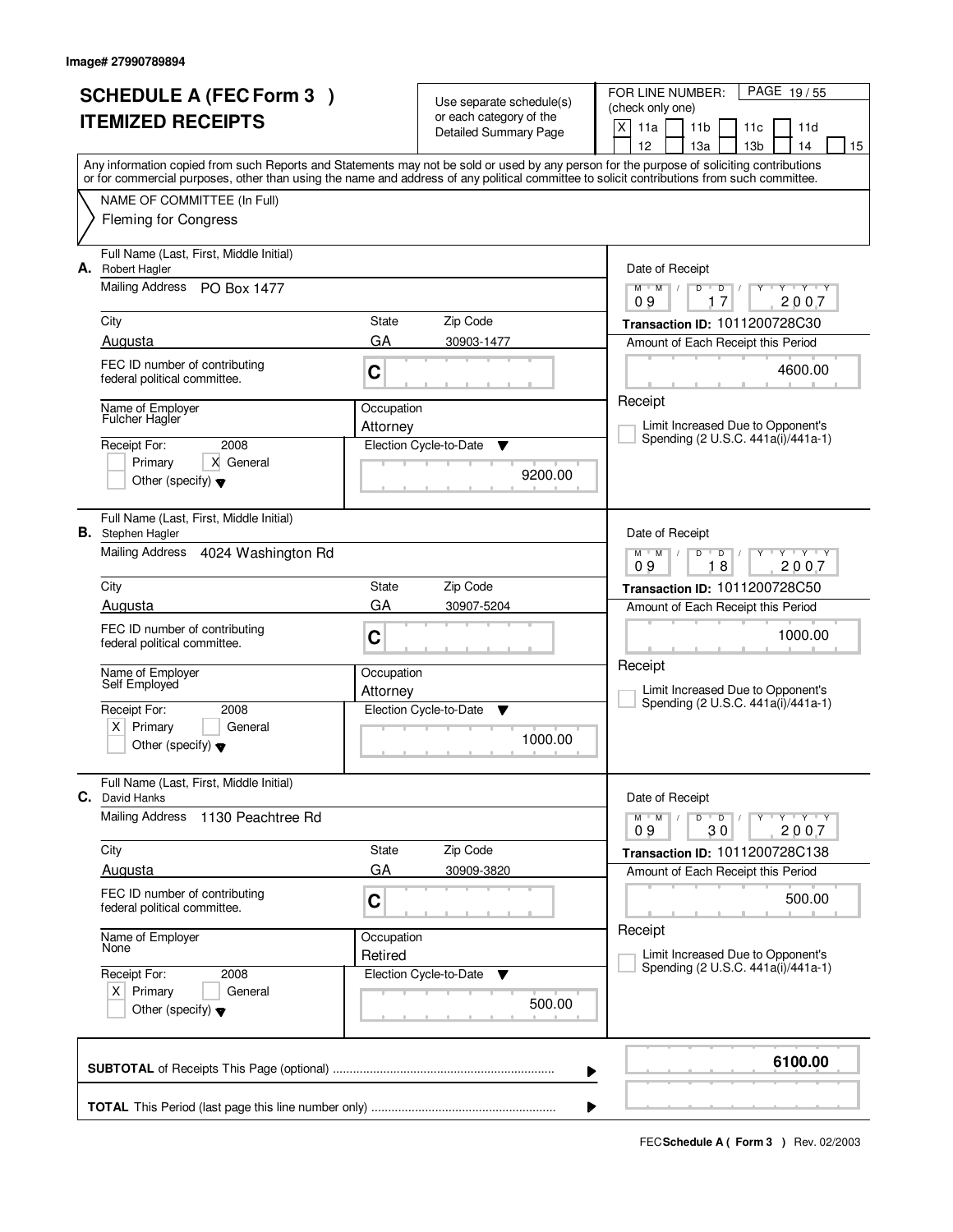Image# 27990789894

# SCHEDULE A (FEC Form 3 ) ITEMIZED RECEIPTS

Use separate schedule(s) or each category of the Detailed Summary Page

FOR LINE NUMBER: (check only one)

PAGE 19 / 55

[X] 11a [ ] 11b [ ] 11c [ ] 11d [ ] 12 [ ] 13a [ ] 13b [ ] 14 [ ] 15

Any information copied from such Reports and Statements may not be sold or used by any person for the purpose of soliciting contributions or for commercial purposes, other than using the name and address of any political committee to solicit contributions from such committee.

NAME OF COMMITTEE (In Full)
Fleming for Congress

---

**A.** Full Name (Last, First, Middle Initial): Robert Hagler

Mailing Address: PO Box 1477

City: Augusta | State: GA | Zip Code: 30903-1477

FEC ID number of contributing federal political committee: C

Name of Employer: Fulcher Hagler

Occupation: Attorney

Receipt For: 2008 [ ] Primary [X] General [ ] Other (specify)

Election Cycle-to-Date: 9200.00

Date of Receipt: 09 / 17 / 2007

Transaction ID: 1011200728C30

Amount of Each Receipt this Period: 4600.00

[ ] Limit Increased Due to Opponent's Spending (2 U.S.C. 441a(i)/441a-1)

---

**B.** Full Name (Last, First, Middle Initial): Stephen Hagler

Mailing Address: 4024 Washington Rd

City: Augusta | State: GA | Zip Code: 30907-5204

FEC ID number of contributing federal political committee: C

Name of Employer: Self Employed

Occupation: Attorney

Receipt For: 2008 [X] Primary [ ] General [ ] Other (specify)

Election Cycle-to-Date: 1000.00

Date of Receipt: 09 / 18 / 2007

Transaction ID: 1011200728C50

Amount of Each Receipt this Period: 1000.00

[ ] Limit Increased Due to Opponent's Spending (2 U.S.C. 441a(i)/441a-1)

---

**C.** Full Name (Last, First, Middle Initial): David Hanks

Mailing Address: 1130 Peachtree Rd

City: Augusta | State: GA | Zip Code: 30909-3820

FEC ID number of contributing federal political committee: C

Name of Employer: None

Occupation: Retired

Receipt For: 2008 [X] Primary [ ] General [ ] Other (specify)

Election Cycle-to-Date: 500.00

Date of Receipt: 09 / 30 / 2007

Transaction ID: 1011200728C138

Amount of Each Receipt this Period: 500.00

[ ] Limit Increased Due to Opponent's Spending (2 U.S.C. 441a(i)/441a-1)

---

**SUBTOTAL** of Receipts This Page (optional): **6100.00**

**TOTAL** This Period (last page this line number only):

FEC **Schedule A ( Form 3 )** Rev. 02/2003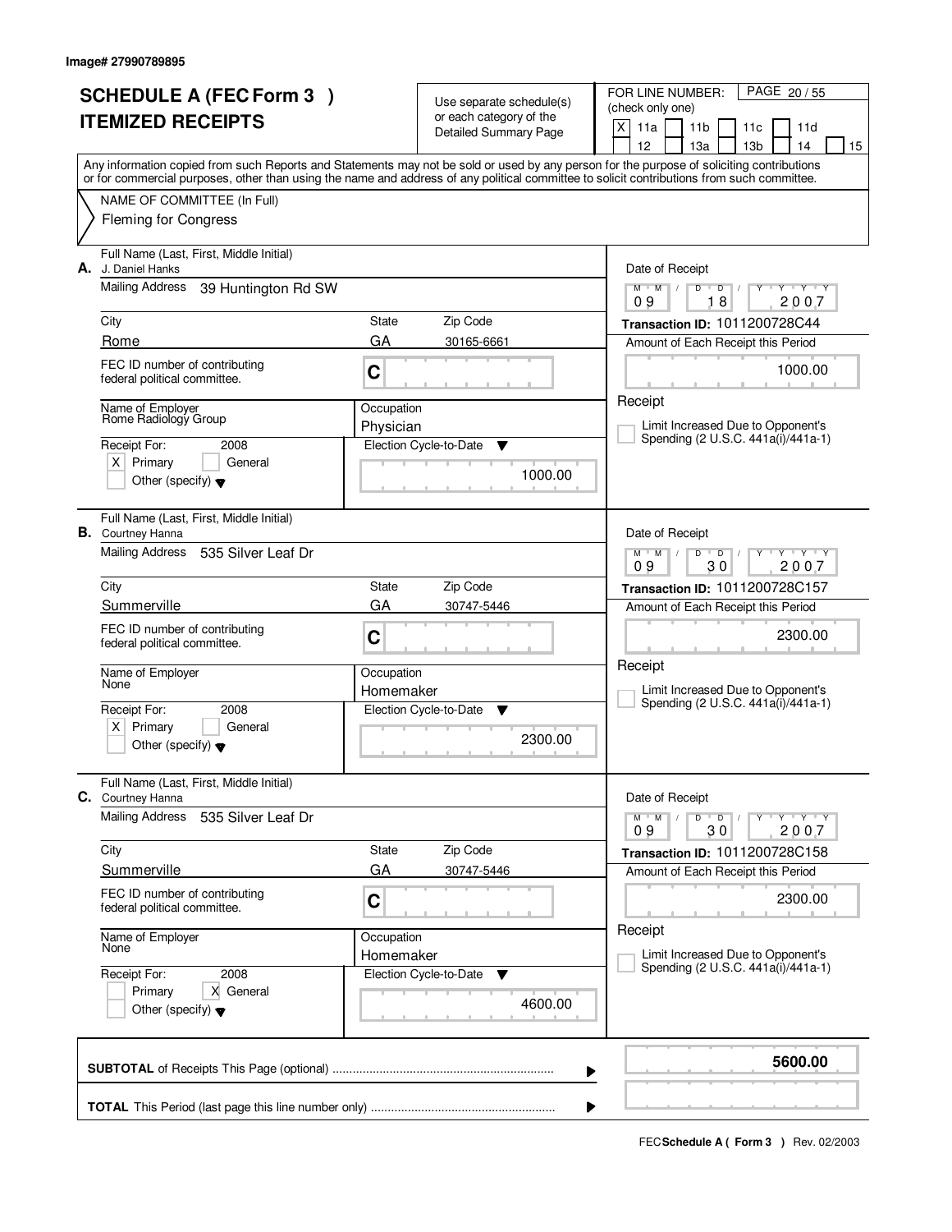Image# 27990789895

# SCHEDULE A (FEC Form 3 )
# ITEMIZED RECEIPTS

Use separate schedule(s) or each category of the Detailed Summary Page

FOR LINE NUMBER: (check only one)
X 11a | 11b | 11c | 11d | 12 | 13a | 13b | 14 | 15

Any information copied from such Reports and Statements may not be sold or used by any person for the purpose of soliciting contributions or for commercial purposes, other than using the name and address of any political committee to solicit contributions from such committee.

NAME OF COMMITTEE (In Full)
Fleming for Congress

---

**A.** Full Name (Last, First, Middle Initial): J. Daniel Hanks

Mailing Address: 39 Huntington Rd SW

City: Rome | State: GA | Zip Code: 30165-6661

FEC ID number of contributing federal political committee: C

Name of Employer: Rome Radiology Group | Occupation: Physician

Receipt For: 2008 — X Primary | General | Other (specify)

Election Cycle-to-Date: 1000.00

Date of Receipt: 09 18 2007

Transaction ID: 1011200728C44

Amount of Each Receipt this Period: 1000.00

Receipt

Limit Increased Due to Opponent's Spending (2 U.S.C. 441a(i)/441a-1)

---

**B.** Full Name (Last, First, Middle Initial): Courtney Hanna

Mailing Address: 535 Silver Leaf Dr

City: Summerville | State: GA | Zip Code: 30747-5446

FEC ID number of contributing federal political committee: C

Name of Employer: None | Occupation: Homemaker

Receipt For: 2008 — X Primary | General | Other (specify)

Election Cycle-to-Date: 2300.00

Date of Receipt: 09 30 2007

Transaction ID: 1011200728C157

Amount of Each Receipt this Period: 2300.00

Receipt

Limit Increased Due to Opponent's Spending (2 U.S.C. 441a(i)/441a-1)

---

**C.** Full Name (Last, First, Middle Initial): Courtney Hanna

Mailing Address: 535 Silver Leaf Dr

City: Summerville | State: GA | Zip Code: 30747-5446

FEC ID number of contributing federal political committee: C

Name of Employer: None | Occupation: Homemaker

Receipt For: 2008 — Primary | X General | Other (specify)

Election Cycle-to-Date: 4600.00

Date of Receipt: 09 30 2007

Transaction ID: 1011200728C158

Amount of Each Receipt this Period: 2300.00

Receipt

Limit Increased Due to Opponent's Spending (2 U.S.C. 441a(i)/441a-1)

---

**SUBTOTAL** of Receipts This Page (optional): **5600.00**

**TOTAL** This Period (last page this line number only):

FEC **Schedule A ( Form 3 )** Rev. 02/2003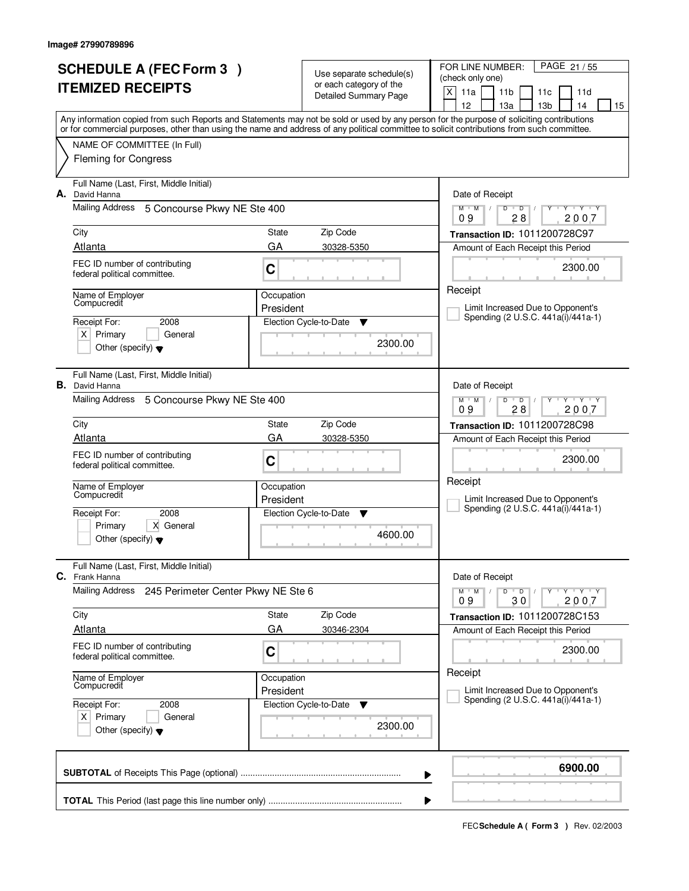Image# 27990789896

# SCHEDULE A (FEC Form 3 ) ITEMIZED RECEIPTS

Use separate schedule(s) or each category of the Detailed Summary Page

FOR LINE NUMBER: (check only one)
[X] 11a [ ] 11b [ ] 11c [ ] 11d [ ] 12 [ ] 13a [ ] 13b [ ] 14 [ ] 15

Any information copied from such Reports and Statements may not be sold or used by any person for the purpose of soliciting contributions or for commercial purposes, other than using the name and address of any political committee to solicit contributions from such committee.

NAME OF COMMITTEE (In Full)
Fleming for Congress

---

**A.** Full Name (Last, First, Middle Initial): David Hanna
Mailing Address: 5 Concourse Pkwy NE Ste 400
City: Atlanta | State: GA | Zip Code: 30328-5350
FEC ID number of contributing federal political committee: C
Name of Employer: Compucredit
Occupation: President
Receipt For: 2008 — [X] Primary [ ] General [ ] Other (specify)
Election Cycle-to-Date: 2300.00
Date of Receipt: 09 / 28 / 2007
Transaction ID: 1011200728C97
Amount of Each Receipt this Period: 2300.00
[ ] Limit Increased Due to Opponent's Spending (2 U.S.C. 441a(i)/441a-1)

---

**B.** Full Name (Last, First, Middle Initial): David Hanna
Mailing Address: 5 Concourse Pkwy NE Ste 400
City: Atlanta | State: GA | Zip Code: 30328-5350
FEC ID number of contributing federal political committee: C
Name of Employer: Compucredit
Occupation: President
Receipt For: 2008 — [ ] Primary [X] General [ ] Other (specify)
Election Cycle-to-Date: 4600.00
Date of Receipt: 09 / 28 / 2007
Transaction ID: 1011200728C98
Amount of Each Receipt this Period: 2300.00
[ ] Limit Increased Due to Opponent's Spending (2 U.S.C. 441a(i)/441a-1)

---

**C.** Full Name (Last, First, Middle Initial): Frank Hanna
Mailing Address: 245 Perimeter Center Pkwy NE Ste 6
City: Atlanta | State: GA | Zip Code: 30346-2304
FEC ID number of contributing federal political committee: C
Name of Employer: Compucredit
Occupation: President
Receipt For: 2008 — [X] Primary [ ] General [ ] Other (specify)
Election Cycle-to-Date: 2300.00
Date of Receipt: 09 / 30 / 2007
Transaction ID: 1011200728C153
Amount of Each Receipt this Period: 2300.00
[ ] Limit Increased Due to Opponent's Spending (2 U.S.C. 441a(i)/441a-1)

---

**SUBTOTAL** of Receipts This Page (optional): **6900.00**

**TOTAL** This Period (last page this line number only):

FEC **Schedule A ( Form 3 )** Rev. 02/2003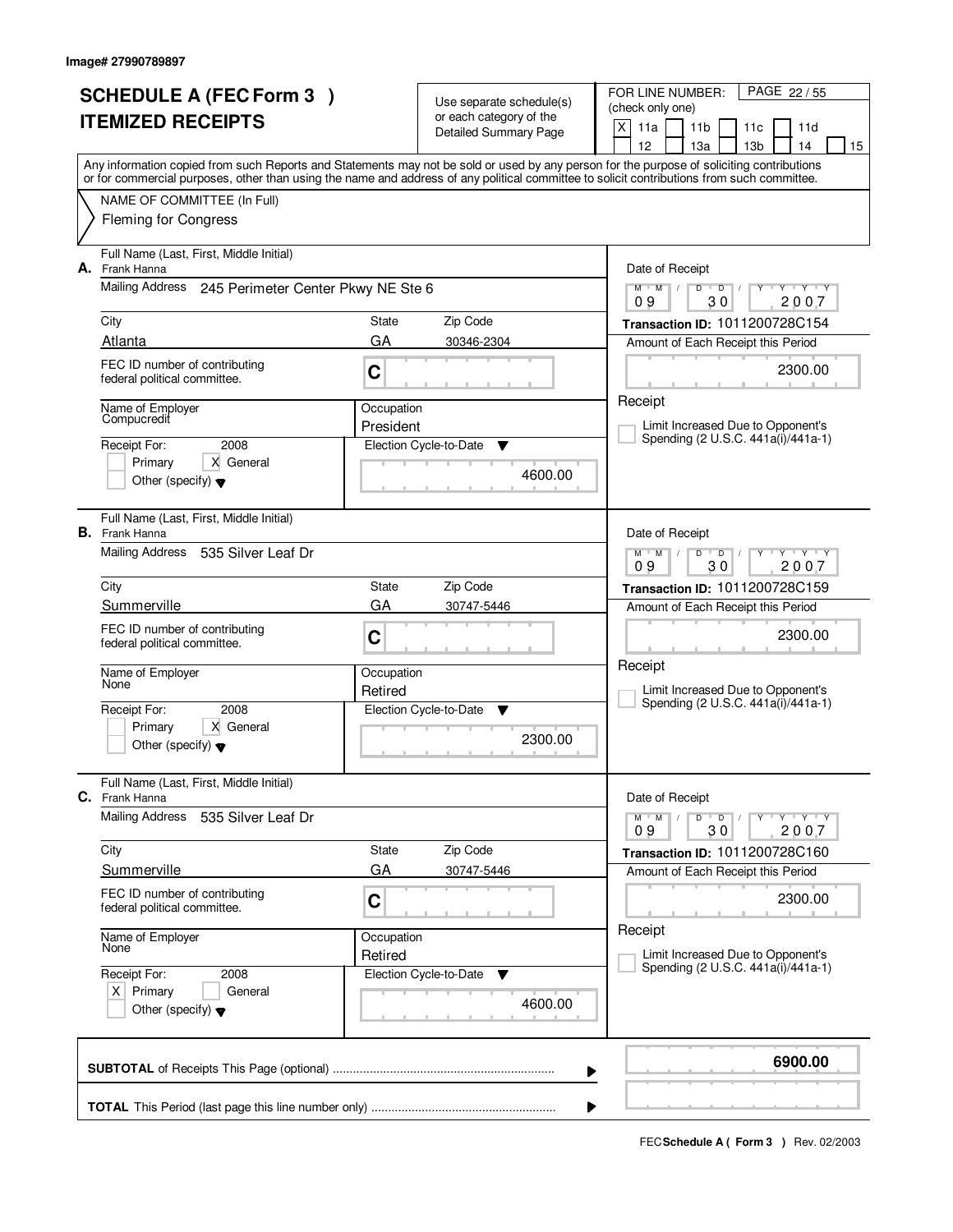Image# 27990789897

# SCHEDULE A (FEC Form 3 ) ITEMIZED RECEIPTS

Use separate schedule(s) or each category of the Detailed Summary Page

FOR LINE NUMBER: (check only one)

PAGE 22 / 55

- [X] 11a
- [ ] 11b
- [ ] 11c
- [ ] 11d
- [ ] 12
- [ ] 13a
- [ ] 13b
- [ ] 14
- [ ] 15

Any information copied from such Reports and Statements may not be sold or used by any person for the purpose of soliciting contributions or for commercial purposes, other than using the name and address of any political committee to solicit contributions from such committee.

NAME OF COMMITTEE (In Full)

Fleming for Congress

---

**A.** Full Name (Last, First, Middle Initial): Frank Hanna

Mailing Address: 245 Perimeter Center Pkwy NE Ste 6

City: Atlanta | State: GA | Zip Code: 30346-2304

FEC ID number of contributing federal political committee: C

Name of Employer: Compucredit | Occupation: President

Receipt For: 2008 — [ ] Primary [X] General [ ] Other (specify)

Election Cycle-to-Date: 4600.00

Date of Receipt: 09 / 30 / 2007

Transaction ID: 1011200728C154

Amount of Each Receipt this Period: 2300.00

Receipt

[ ] Limit Increased Due to Opponent's Spending (2 U.S.C. 441a(i)/441a-1)

---

**B.** Full Name (Last, First, Middle Initial): Frank Hanna

Mailing Address: 535 Silver Leaf Dr

City: Summerville | State: GA | Zip Code: 30747-5446

FEC ID number of contributing federal political committee: C

Name of Employer: None | Occupation: Retired

Receipt For: 2008 — [ ] Primary [X] General [ ] Other (specify)

Election Cycle-to-Date: 2300.00

Date of Receipt: 09 / 30 / 2007

Transaction ID: 1011200728C159

Amount of Each Receipt this Period: 2300.00

Receipt

[ ] Limit Increased Due to Opponent's Spending (2 U.S.C. 441a(i)/441a-1)

---

**C.** Full Name (Last, First, Middle Initial): Frank Hanna

Mailing Address: 535 Silver Leaf Dr

City: Summerville | State: GA | Zip Code: 30747-5446

FEC ID number of contributing federal political committee: C

Name of Employer: None | Occupation: Retired

Receipt For: 2008 — [X] Primary [ ] General [ ] Other (specify)

Election Cycle-to-Date: 4600.00

Date of Receipt: 09 / 30 / 2007

Transaction ID: 1011200728C160

Amount of Each Receipt this Period: 2300.00

Receipt

[ ] Limit Increased Due to Opponent's Spending (2 U.S.C. 441a(i)/441a-1)

---

**SUBTOTAL** of Receipts This Page (optional): **6900.00**

**TOTAL** This Period (last page this line number only):

FEC **Schedule A ( Form 3 )** Rev. 02/2003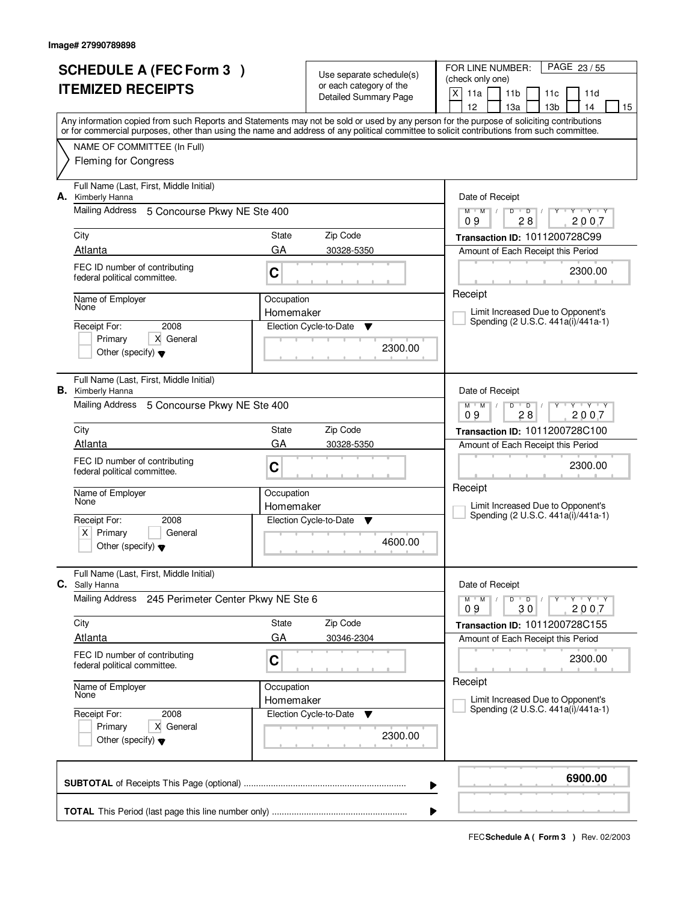Image# 27990789898

# SCHEDULE A (FEC Form 3 )
# ITEMIZED RECEIPTS

Use separate schedule(s) or each category of the Detailed Summary Page

FOR LINE NUMBER: (check only one)

PAGE 23 / 55

[X] 11a [ ] 11b [ ] 11c [ ] 11d [ ] 12 [ ] 13a [ ] 13b [ ] 14 [ ] 15

Any information copied from such Reports and Statements may not be sold or used by any person for the purpose of soliciting contributions or for commercial purposes, other than using the name and address of any political committee to solicit contributions from such committee.

NAME OF COMMITTEE (In Full)
Fleming for Congress

---

**A.** Full Name (Last, First, Middle Initial)
Kimberly Hanna

Mailing Address: 5 Concourse Pkwy NE Ste 400

City: Atlanta | State: GA | Zip Code: 30328-5350

FEC ID number of contributing federal political committee: C

Name of Employer: None
Occupation: Homemaker

Receipt For: 2008
[ ] Primary [X] General
[ ] Other (specify)

Election Cycle-to-Date: 2300.00

Date of Receipt: 09 / 28 / 2007
Transaction ID: 1011200728C99
Amount of Each Receipt this Period: 2300.00

Receipt
[ ] Limit Increased Due to Opponent's Spending (2 U.S.C. 441a(i)/441a-1)

---

**B.** Full Name (Last, First, Middle Initial)
Kimberly Hanna

Mailing Address: 5 Concourse Pkwy NE Ste 400

City: Atlanta | State: GA | Zip Code: 30328-5350

FEC ID number of contributing federal political committee: C

Name of Employer: None
Occupation: Homemaker

Receipt For: 2008
[X] Primary [ ] General
[ ] Other (specify)

Election Cycle-to-Date: 4600.00

Date of Receipt: 09 / 28 / 2007
Transaction ID: 1011200728C100
Amount of Each Receipt this Period: 2300.00

Receipt
[ ] Limit Increased Due to Opponent's Spending (2 U.S.C. 441a(i)/441a-1)

---

**C.** Full Name (Last, First, Middle Initial)
Sally Hanna

Mailing Address: 245 Perimeter Center Pkwy NE Ste 6

City: Atlanta | State: GA | Zip Code: 30346-2304

FEC ID number of contributing federal political committee: C

Name of Employer: None
Occupation: Homemaker

Receipt For: 2008
[ ] Primary [X] General
[ ] Other (specify)

Election Cycle-to-Date: 2300.00

Date of Receipt: 09 / 30 / 2007
Transaction ID: 1011200728C155
Amount of Each Receipt this Period: 2300.00

Receipt
[ ] Limit Increased Due to Opponent's Spending (2 U.S.C. 441a(i)/441a-1)

---

**SUBTOTAL** of Receipts This Page (optional): **6900.00**

**TOTAL** This Period (last page this line number only):

FEC **Schedule A ( Form 3 )** Rev. 02/2003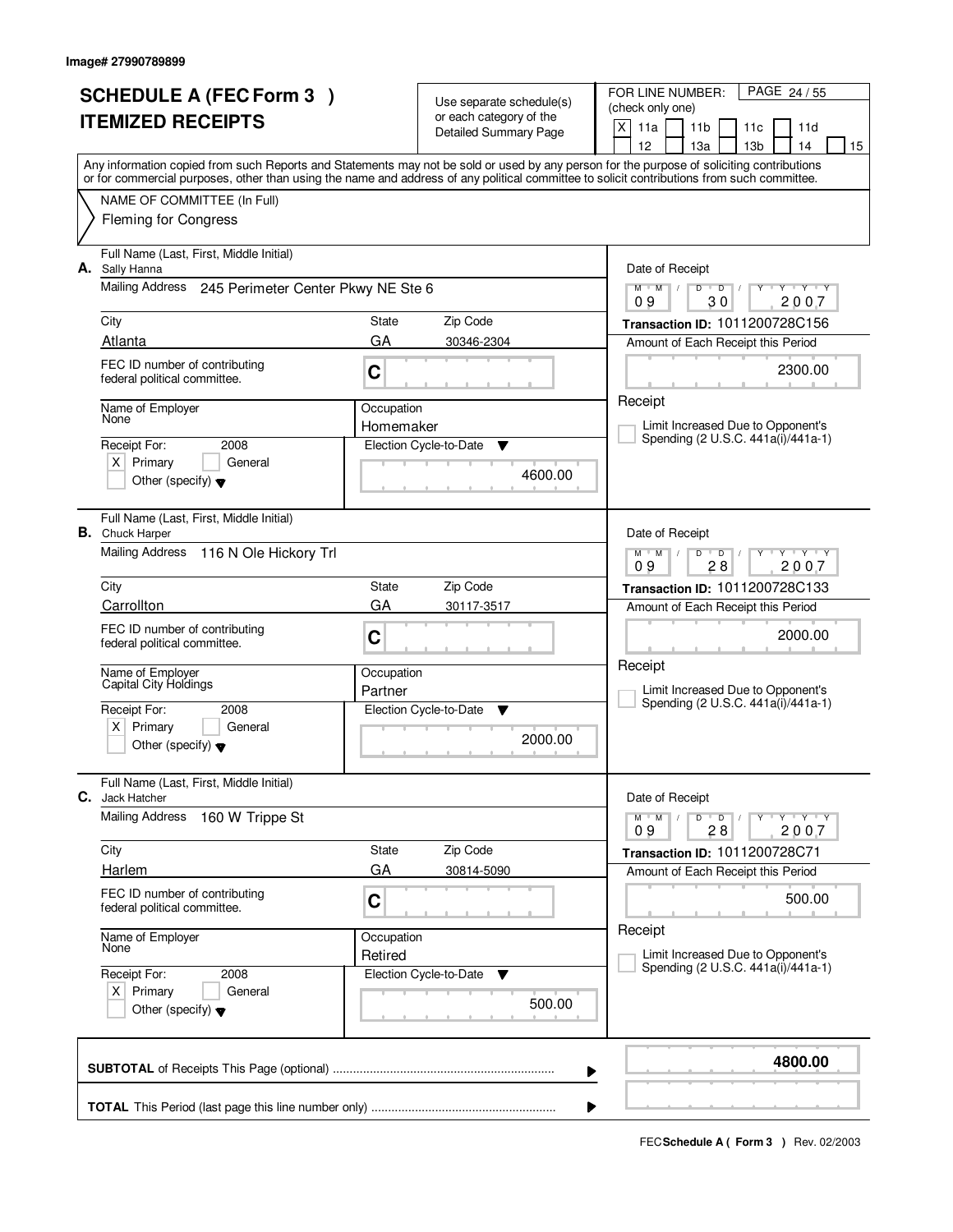Image# 27990789899

# SCHEDULE A (FEC Form 3 )
# ITEMIZED RECEIPTS

Use separate schedule(s) or each category of the Detailed Summary Page

FOR LINE NUMBER: (check only one)

[X] 11a [ ] 11b [ ] 11c [ ] 11d [ ] 12 [ ] 13a [ ] 13b [ ] 14 [ ] 15

PAGE 24 / 55

Any information copied from such Reports and Statements may not be sold or used by any person for the purpose of soliciting contributions or for commercial purposes, other than using the name and address of any political committee to solicit contributions from such committee.

NAME OF COMMITTEE (In Full)
Fleming for Congress

---

**A.** Full Name (Last, First, Middle Initial): Sally Hanna

Mailing Address: 245 Perimeter Center Pkwy NE Ste 6

City: Atlanta | State: GA | Zip Code: 30346-2304

FEC ID number of contributing federal political committee: C

Name of Employer: None | Occupation: Homemaker

Receipt For: 2008 [X] Primary [ ] General [ ] Other (specify)

Election Cycle-to-Date: 4600.00

Date of Receipt: 09 / 30 / 2007

Transaction ID: 1011200728C156

Amount of Each Receipt this Period: 2300.00

Receipt

[ ] Limit Increased Due to Opponent's Spending (2 U.S.C. 441a(i)/441a-1)

---

**B.** Full Name (Last, First, Middle Initial): Chuck Harper

Mailing Address: 116 N Ole Hickory Trl

City: Carrollton | State: GA | Zip Code: 30117-3517

FEC ID number of contributing federal political committee: C

Name of Employer: Capital City Holdings | Occupation: Partner

Receipt For: 2008 [X] Primary [ ] General [ ] Other (specify)

Election Cycle-to-Date: 2000.00

Date of Receipt: 09 / 28 / 2007

Transaction ID: 1011200728C133

Amount of Each Receipt this Period: 2000.00

Receipt

[ ] Limit Increased Due to Opponent's Spending (2 U.S.C. 441a(i)/441a-1)

---

**C.** Full Name (Last, First, Middle Initial): Jack Hatcher

Mailing Address: 160 W Trippe St

City: Harlem | State: GA | Zip Code: 30814-5090

FEC ID number of contributing federal political committee: C

Name of Employer: None | Occupation: Retired

Receipt For: 2008 [X] Primary [ ] General [ ] Other (specify)

Election Cycle-to-Date: 500.00

Date of Receipt: 09 / 28 / 2007

Transaction ID: 1011200728C71

Amount of Each Receipt this Period: 500.00

Receipt

[ ] Limit Increased Due to Opponent's Spending (2 U.S.C. 441a(i)/441a-1)

---

**SUBTOTAL** of Receipts This Page (optional): **4800.00**

**TOTAL** This Period (last page this line number only):

FEC **Schedule A ( Form 3 )** Rev. 02/2003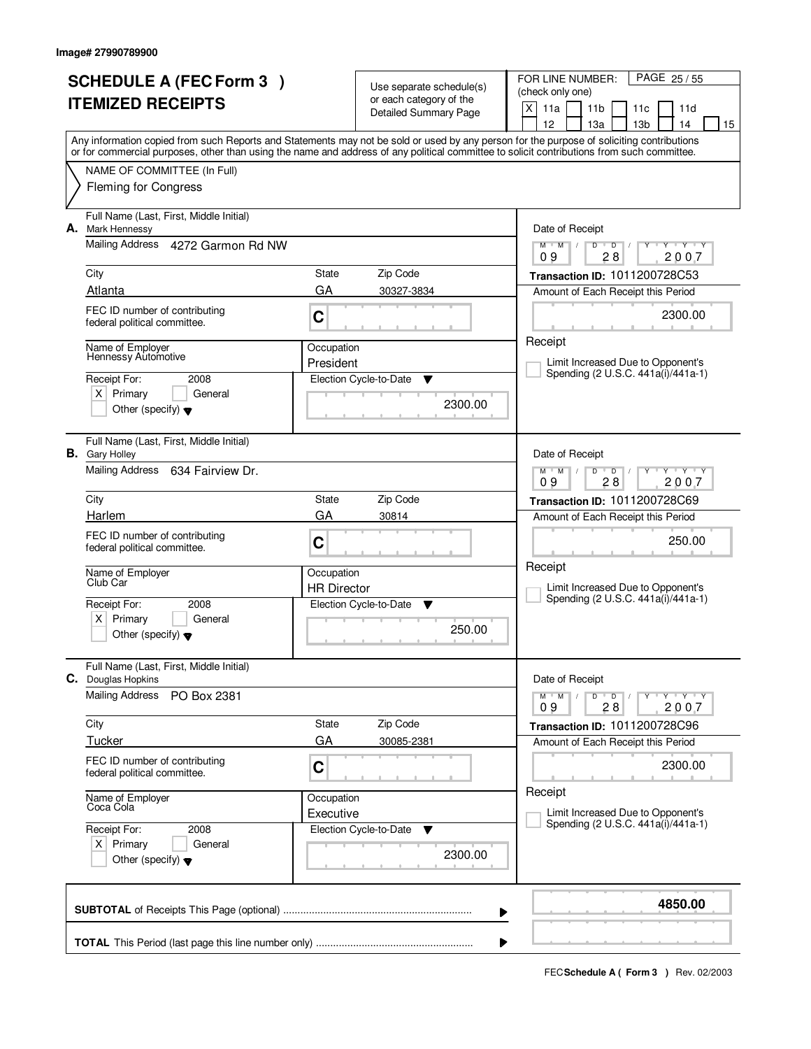Image# 27990789900

# SCHEDULE A (FEC Form 3 )
# ITEMIZED RECEIPTS

Use separate schedule(s) or each category of the Detailed Summary Page

FOR LINE NUMBER: (check only one)

[X] 11a [ ] 11b [ ] 11c [ ] 11d [ ] 12 [ ] 13a [ ] 13b [ ] 14 [ ] 15

PAGE 25 / 55

Any information copied from such Reports and Statements may not be sold or used by any person for the purpose of soliciting contributions or for commercial purposes, other than using the name and address of any political committee to solicit contributions from such committee.

NAME OF COMMITTEE (In Full)
Fleming for Congress

---

**A.** Full Name (Last, First, Middle Initial): Mark Hennessy

Mailing Address: 4272 Garmon Rd NW

City: Atlanta | State: GA | Zip Code: 30327-3834

FEC ID number of contributing federal political committee: C

Name of Employer: Hennessy Automotive

Occupation: President

Receipt For: 2008 [X] Primary [ ] General [ ] Other (specify)

Election Cycle-to-Date: 2300.00

Date of Receipt: 09 / 28 / 2007

Transaction ID: 1011200728C53

Amount of Each Receipt this Period: 2300.00

Receipt

[ ] Limit Increased Due to Opponent's Spending (2 U.S.C. 441a(i)/441a-1)

---

**B.** Full Name (Last, First, Middle Initial): Gary Holley

Mailing Address: 634 Fairview Dr.

City: Harlem | State: GA | Zip Code: 30814

FEC ID number of contributing federal political committee: C

Name of Employer: Club Car

Occupation: HR Director

Receipt For: 2008 [X] Primary [ ] General [ ] Other (specify)

Election Cycle-to-Date: 250.00

Date of Receipt: 09 / 28 / 2007

Transaction ID: 1011200728C69

Amount of Each Receipt this Period: 250.00

Receipt

[ ] Limit Increased Due to Opponent's Spending (2 U.S.C. 441a(i)/441a-1)

---

**C.** Full Name (Last, First, Middle Initial): Douglas Hopkins

Mailing Address: PO Box 2381

City: Tucker | State: GA | Zip Code: 30085-2381

FEC ID number of contributing federal political committee: C

Name of Employer: Coca Cola

Occupation: Executive

Receipt For: 2008 [X] Primary [ ] General [ ] Other (specify)

Election Cycle-to-Date: 2300.00

Date of Receipt: 09 / 28 / 2007

Transaction ID: 1011200728C96

Amount of Each Receipt this Period: 2300.00

Receipt

[ ] Limit Increased Due to Opponent's Spending (2 U.S.C. 441a(i)/441a-1)

---

**SUBTOTAL** of Receipts This Page (optional) ........ **4850.00**

**TOTAL** This Period (last page this line number only) ........

FEC **Schedule A ( Form 3 )** Rev. 02/2003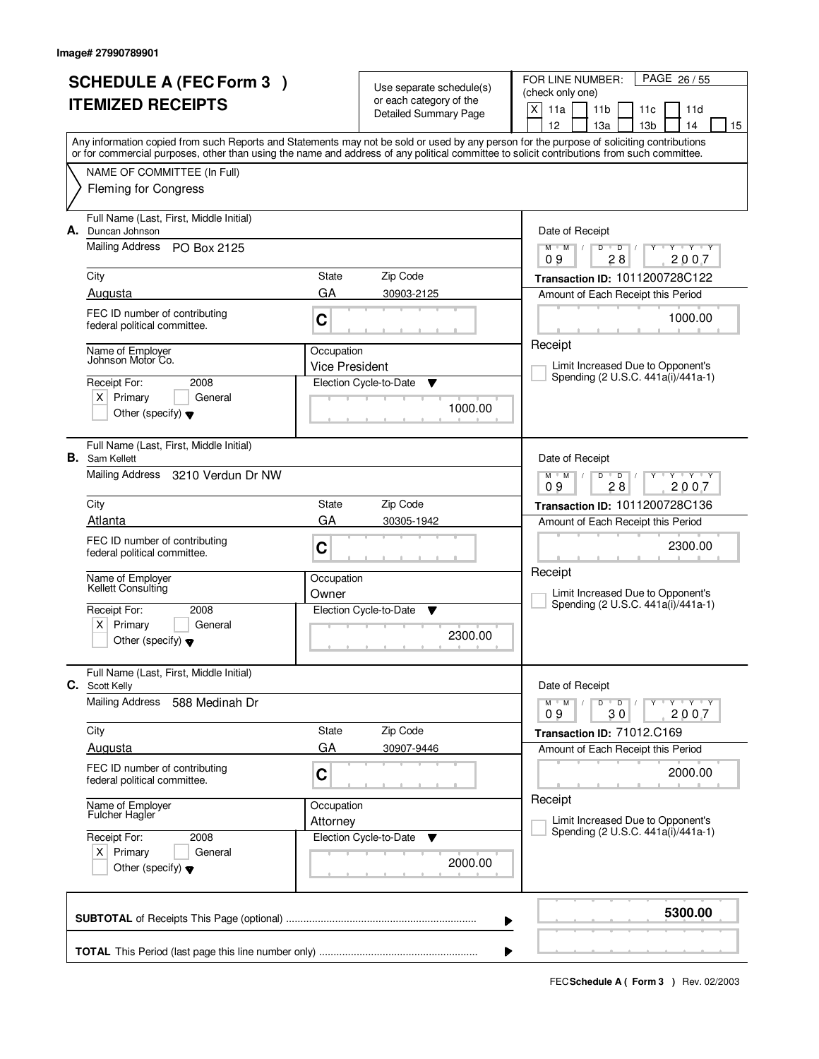Image# 27990789901

# SCHEDULE A (FEC Form 3 )
# ITEMIZED RECEIPTS

Use separate schedule(s) or each category of the Detailed Summary Page

FOR LINE NUMBER: (check only one)

[X] 11a [ ] 11b [ ] 11c [ ] 11d [ ] 12 [ ] 13a [ ] 13b [ ] 14 [ ] 15

PAGE 26 / 55

Any information copied from such Reports and Statements may not be sold or used by any person for the purpose of soliciting contributions or for commercial purposes, other than using the name and address of any political committee to solicit contributions from such committee.

NAME OF COMMITTEE (In Full)

Fleming for Congress

---

**A.** Full Name (Last, First, Middle Initial): Duncan Johnson

Mailing Address: PO Box 2125

City: Augusta | State: GA | Zip Code: 30903-2125

FEC ID number of contributing federal political committee: C

Name of Employer: Johnson Motor Co.

Occupation: Vice President

Receipt For: 2008 — [X] Primary [ ] General [ ] Other (specify)

Election Cycle-to-Date: 1000.00

Date of Receipt: 09 / 28 / 2007

Transaction ID: 1011200728C122

Amount of Each Receipt this Period: 1000.00

[ ] Receipt Limit Increased Due to Opponent's Spending (2 U.S.C. 441a(i)/441a-1)

---

**B.** Full Name (Last, First, Middle Initial): Sam Kellett

Mailing Address: 3210 Verdun Dr NW

City: Atlanta | State: GA | Zip Code: 30305-1942

FEC ID number of contributing federal political committee: C

Name of Employer: Kellett Consulting

Occupation: Owner

Receipt For: 2008 — [X] Primary [ ] General [ ] Other (specify)

Election Cycle-to-Date: 2300.00

Date of Receipt: 09 / 28 / 2007

Transaction ID: 1011200728C136

Amount of Each Receipt this Period: 2300.00

[ ] Receipt Limit Increased Due to Opponent's Spending (2 U.S.C. 441a(i)/441a-1)

---

**C.** Full Name (Last, First, Middle Initial): Scott Kelly

Mailing Address: 588 Medinah Dr

City: Augusta | State: GA | Zip Code: 30907-9446

FEC ID number of contributing federal political committee: C

Name of Employer: Fulcher Hagler

Occupation: Attorney

Receipt For: 2008 — [X] Primary [ ] General [ ] Other (specify)

Election Cycle-to-Date: 2000.00

Date of Receipt: 09 / 30 / 2007

Transaction ID: 71012.C169

Amount of Each Receipt this Period: 2000.00

[ ] Receipt Limit Increased Due to Opponent's Spending (2 U.S.C. 441a(i)/441a-1)

---

**SUBTOTAL** of Receipts This Page (optional): **5300.00**

**TOTAL** This Period (last page this line number only):

FEC **Schedule A ( Form 3 )** Rev. 02/2003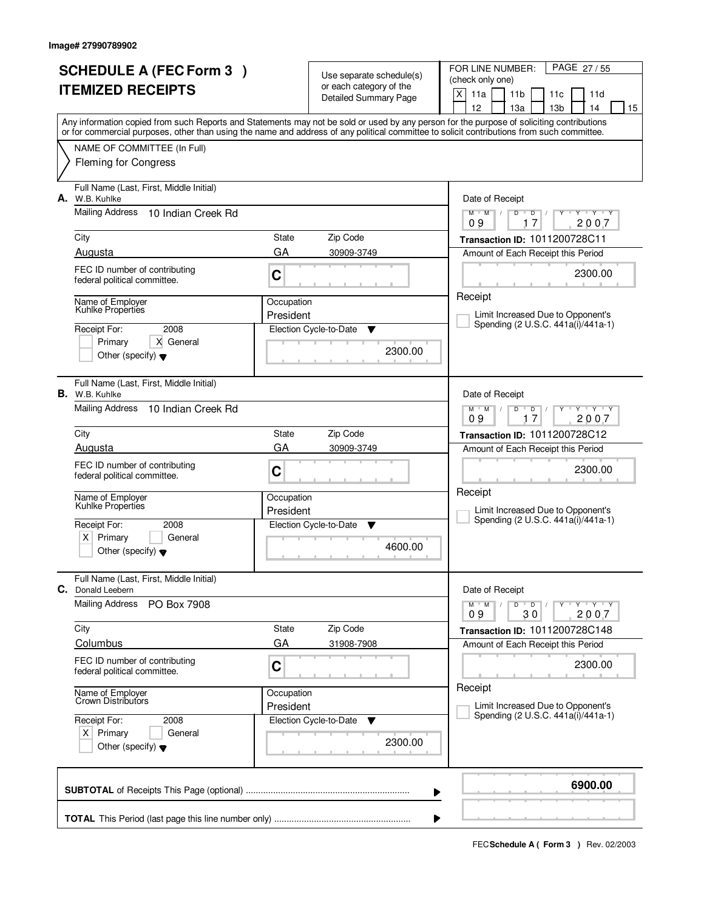Image# 27990789902

# SCHEDULE A (FEC Form 3 )
# ITEMIZED RECEIPTS

Use separate schedule(s) or each category of the Detailed Summary Page

FOR LINE NUMBER: (check only one)
[X] 11a [ ] 11b [ ] 11c [ ] 11d [ ] 12 [ ] 13a [ ] 13b [ ] 14 [ ] 15

PAGE 27 / 55

Any information copied from such Reports and Statements may not be sold or used by any person for the purpose of soliciting contributions or for commercial purposes, other than using the name and address of any political committee to solicit contributions from such committee.

NAME OF COMMITTEE (In Full)
Fleming for Congress

---

**A.** Full Name (Last, First, Middle Initial): W.B. Kuhlke

Mailing Address: 10 Indian Creek Rd

City: Augusta | State: GA | Zip Code: 30909-3749

FEC ID number of contributing federal political committee: C

Name of Employer: Kuhlke Properties

Occupation: President

Receipt For: 2008 [ ] Primary [X] General [ ] Other (specify)

Election Cycle-to-Date: 2300.00

Date of Receipt: 09 / 17 / 2007

Transaction ID: 1011200728C11

Amount of Each Receipt this Period: 2300.00

Receipt [ ] Limit Increased Due to Opponent's Spending (2 U.S.C. 441a(i)/441a-1)

---

**B.** Full Name (Last, First, Middle Initial): W.B. Kuhlke

Mailing Address: 10 Indian Creek Rd

City: Augusta | State: GA | Zip Code: 30909-3749

FEC ID number of contributing federal political committee: C

Name of Employer: Kuhlke Properties

Occupation: President

Receipt For: 2008 [X] Primary [ ] General [ ] Other (specify)

Election Cycle-to-Date: 4600.00

Date of Receipt: 09 / 17 / 2007

Transaction ID: 1011200728C12

Amount of Each Receipt this Period: 2300.00

Receipt [ ] Limit Increased Due to Opponent's Spending (2 U.S.C. 441a(i)/441a-1)

---

**C.** Full Name (Last, First, Middle Initial): Donald Leebern

Mailing Address: PO Box 7908

City: Columbus | State: GA | Zip Code: 31908-7908

FEC ID number of contributing federal political committee: C

Name of Employer: Crown Distributors

Occupation: President

Receipt For: 2008 [X] Primary [ ] General [ ] Other (specify)

Election Cycle-to-Date: 2300.00

Date of Receipt: 09 / 30 / 2007

Transaction ID: 1011200728C148

Amount of Each Receipt this Period: 2300.00

Receipt [ ] Limit Increased Due to Opponent's Spending (2 U.S.C. 441a(i)/441a-1)

---

**SUBTOTAL** of Receipts This Page (optional): **6900.00**

**TOTAL** This Period (last page this line number only):

FEC **Schedule A ( Form 3 )** Rev. 02/2003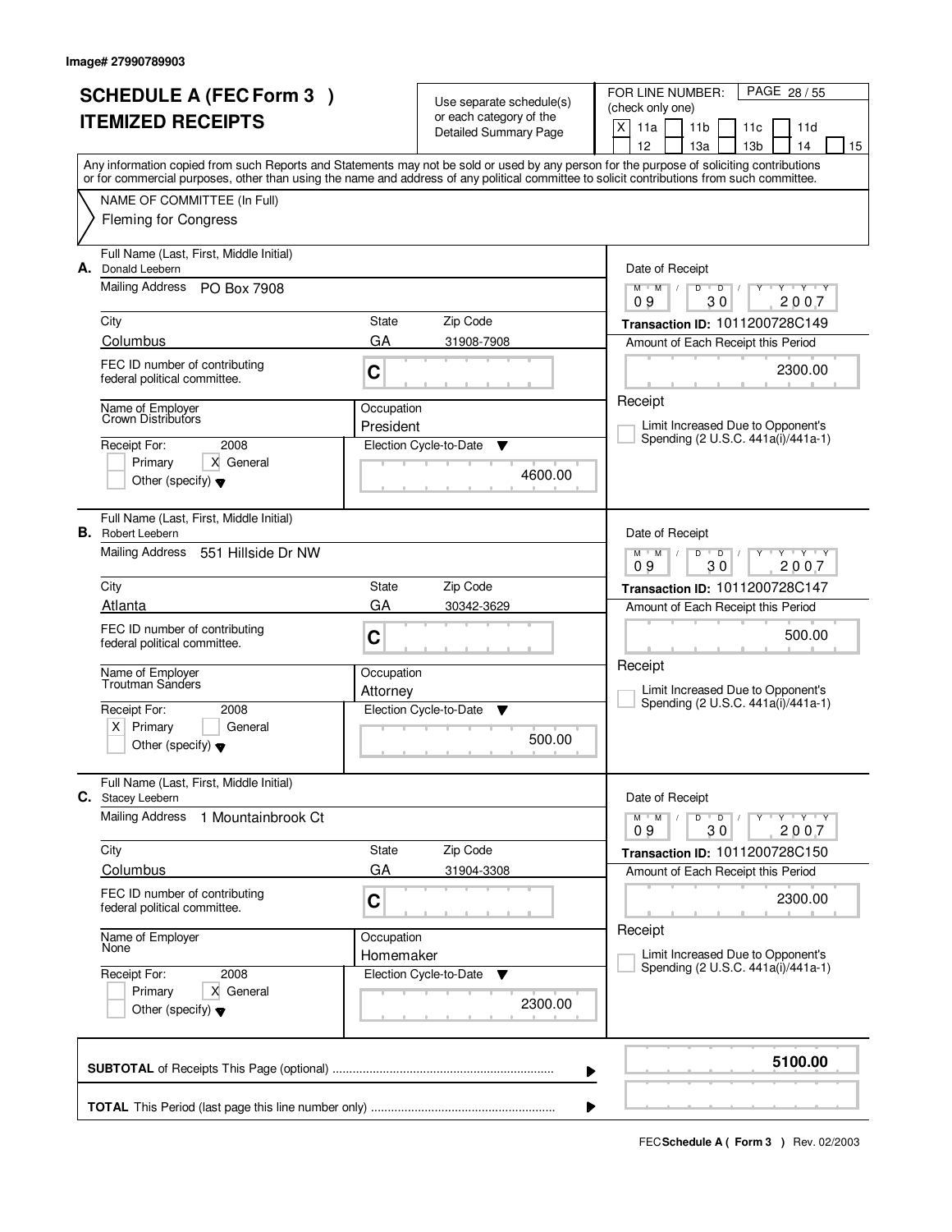Image# 27990789903

# SCHEDULE A (FEC Form 3 )
# ITEMIZED RECEIPTS

Use separate schedule(s) or each category of the Detailed Summary Page

FOR LINE NUMBER: (check only one)

[X] 11a [ ] 11b [ ] 11c [ ] 11d [ ] 12 [ ] 13a [ ] 13b [ ] 14 [ ] 15

PAGE 28 / 55

Any information copied from such Reports and Statements may not be sold or used by any person for the purpose of soliciting contributions or for commercial purposes, other than using the name and address of any political committee to solicit contributions from such committee.

NAME OF COMMITTEE (In Full)
Fleming for Congress

---

**A.** Full Name (Last, First, Middle Initial): Donald Leebern

Mailing Address: PO Box 7908

City: Columbus | State: GA | Zip Code: 31908-7908

FEC ID number of contributing federal political committee: C

Name of Employer: Crown Distributors

Occupation: President

Receipt For: 2008 — [ ] Primary [X] General [ ] Other (specify)

Election Cycle-to-Date: 4600.00

Date of Receipt: 09 / 30 / 2007

Transaction ID: 1011200728C149

Amount of Each Receipt this Period: 2300.00

[ ] Limit Increased Due to Opponent's Spending (2 U.S.C. 441a(i)/441a-1)

---

**B.** Full Name (Last, First, Middle Initial): Robert Leebern

Mailing Address: 551 Hillside Dr NW

City: Atlanta | State: GA | Zip Code: 30342-3629

FEC ID number of contributing federal political committee: C

Name of Employer: Troutman Sanders

Occupation: Attorney

Receipt For: 2008 — [X] Primary [ ] General [ ] Other (specify)

Election Cycle-to-Date: 500.00

Date of Receipt: 09 / 30 / 2007

Transaction ID: 1011200728C147

Amount of Each Receipt this Period: 500.00

[ ] Limit Increased Due to Opponent's Spending (2 U.S.C. 441a(i)/441a-1)

---

**C.** Full Name (Last, First, Middle Initial): Stacey Leebern

Mailing Address: 1 Mountainbrook Ct

City: Columbus | State: GA | Zip Code: 31904-3308

FEC ID number of contributing federal political committee: C

Name of Employer: None

Occupation: Homemaker

Receipt For: 2008 — [ ] Primary [X] General [ ] Other (specify)

Election Cycle-to-Date: 2300.00

Date of Receipt: 09 / 30 / 2007

Transaction ID: 1011200728C150

Amount of Each Receipt this Period: 2300.00

[ ] Limit Increased Due to Opponent's Spending (2 U.S.C. 441a(i)/441a-1)

---

**SUBTOTAL** of Receipts This Page (optional): **5100.00**

**TOTAL** This Period (last page this line number only):

FEC **Schedule A ( Form 3 )** Rev. 02/2003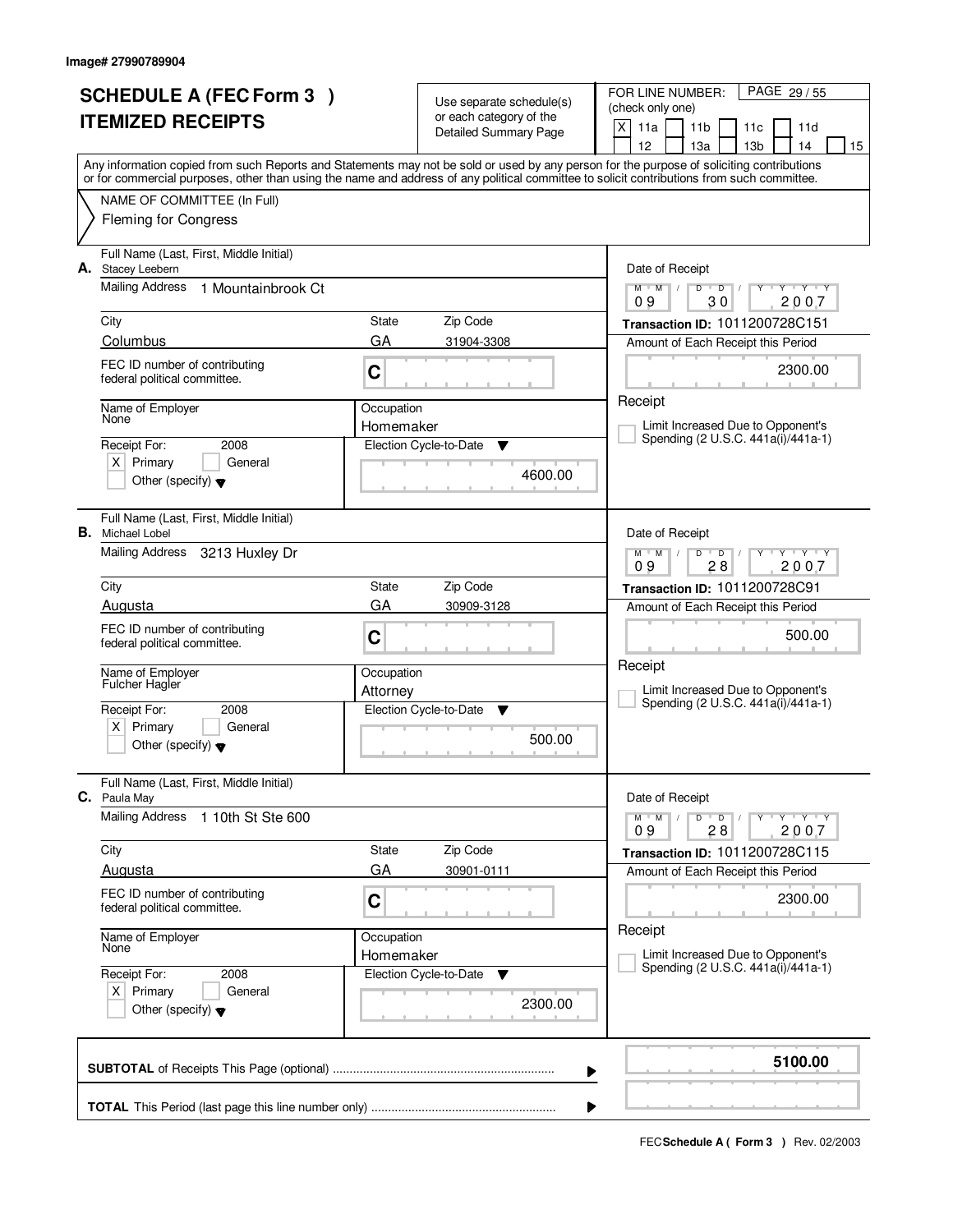Image# 27990789904

# SCHEDULE A (FEC Form 3 ) ITEMIZED RECEIPTS

Use separate schedule(s) or each category of the Detailed Summary Page

FOR LINE NUMBER: (check only one)

[X] 11a [ ] 11b [ ] 11c [ ] 11d [ ] 12 [ ] 13a [ ] 13b [ ] 14 [ ] 15

PAGE 29 / 55

Any information copied from such Reports and Statements may not be sold or used by any person for the purpose of soliciting contributions or for commercial purposes, other than using the name and address of any political committee to solicit contributions from such committee.

NAME OF COMMITTEE (In Full)
Fleming for Congress

---

**A.** Full Name (Last, First, Middle Initial): Stacey Leebern

Mailing Address: 1 Mountainbrook Ct

City: Columbus | State: GA | Zip Code: 31904-3308

FEC ID number of contributing federal political committee: C

Name of Employer: None

Occupation: Homemaker

Receipt For: 2008 — [X] Primary [ ] General [ ] Other (specify)

Election Cycle-to-Date: 4600.00

Date of Receipt: 09 / 30 / 2007

Transaction ID: 1011200728C151

Amount of Each Receipt this Period: 2300.00

Receipt

[ ] Limit Increased Due to Opponent's Spending (2 U.S.C. 441a(i)/441a-1)

---

**B.** Full Name (Last, First, Middle Initial): Michael Lobel

Mailing Address: 3213 Huxley Dr

City: Augusta | State: GA | Zip Code: 30909-3128

FEC ID number of contributing federal political committee: C

Name of Employer: Fulcher Hagler

Occupation: Attorney

Receipt For: 2008 — [X] Primary [ ] General [ ] Other (specify)

Election Cycle-to-Date: 500.00

Date of Receipt: 09 / 28 / 2007

Transaction ID: 1011200728C91

Amount of Each Receipt this Period: 500.00

Receipt

[ ] Limit Increased Due to Opponent's Spending (2 U.S.C. 441a(i)/441a-1)

---

**C.** Full Name (Last, First, Middle Initial): Paula May

Mailing Address: 1 10th St Ste 600

City: Augusta | State: GA | Zip Code: 30901-0111

FEC ID number of contributing federal political committee: C

Name of Employer: None

Occupation: Homemaker

Receipt For: 2008 — [X] Primary [ ] General [ ] Other (specify)

Election Cycle-to-Date: 2300.00

Date of Receipt: 09 / 28 / 2007

Transaction ID: 1011200728C115

Amount of Each Receipt this Period: 2300.00

Receipt

[ ] Limit Increased Due to Opponent's Spending (2 U.S.C. 441a(i)/441a-1)

---

**SUBTOTAL** of Receipts This Page (optional) ........ **5100.00**

**TOTAL** This Period (last page this line number only) ........

FEC **Schedule A ( Form 3 )** Rev. 02/2003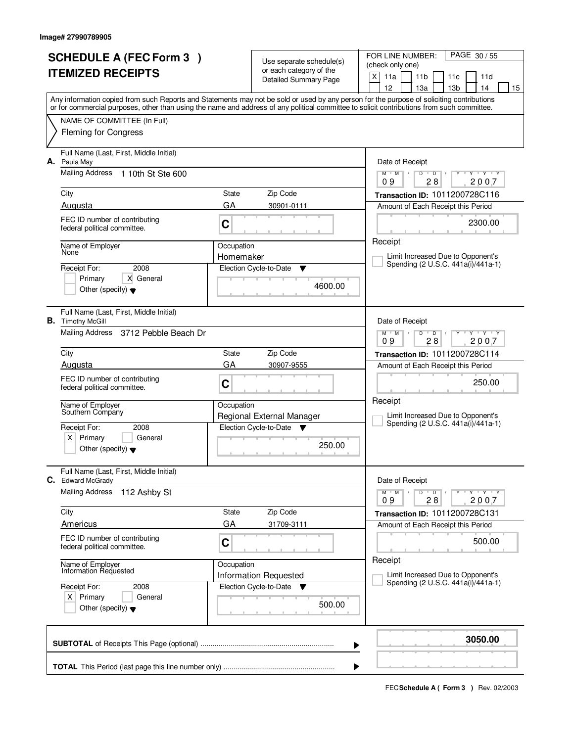Image# 27990789905

# SCHEDULE A (FEC Form 3 ) ITEMIZED RECEIPTS

Use separate schedule(s) or each category of the Detailed Summary Page

FOR LINE NUMBER: (check only one)

[X] 11a [ ] 11b [ ] 11c [ ] 11d [ ] 12 [ ] 13a [ ] 13b [ ] 14 [ ] 15

PAGE 30 / 55

Any information copied from such Reports and Statements may not be sold or used by any person for the purpose of soliciting contributions or for commercial purposes, other than using the name and address of any political committee to solicit contributions from such committee.

NAME OF COMMITTEE (In Full)
Fleming for Congress

---

**A.** Full Name (Last, First, Middle Initial): Paula May

Mailing Address: 1 10th St Ste 600

City: Augusta | State: GA | Zip Code: 30901-0111

FEC ID number of contributing federal political committee: C

Name of Employer: None

Occupation: Homemaker

Receipt For: 2008 — [ ] Primary [X] General [ ] Other (specify)

Election Cycle-to-Date: 4600.00

Date of Receipt: 09 / 28 / 2007

Transaction ID: 1011200728C116

Amount of Each Receipt this Period: 2300.00

[ ] Limit Increased Due to Opponent's Spending (2 U.S.C. 441a(i)/441a-1)

---

**B.** Full Name (Last, First, Middle Initial): Timothy McGill

Mailing Address: 3712 Pebble Beach Dr

City: Augusta | State: GA | Zip Code: 30907-9555

FEC ID number of contributing federal political committee: C

Name of Employer: Southern Company

Occupation: Regional External Manager

Receipt For: 2008 — [X] Primary [ ] General [ ] Other (specify)

Election Cycle-to-Date: 250.00

Date of Receipt: 09 / 28 / 2007

Transaction ID: 1011200728C114

Amount of Each Receipt this Period: 250.00

[ ] Limit Increased Due to Opponent's Spending (2 U.S.C. 441a(i)/441a-1)

---

**C.** Full Name (Last, First, Middle Initial): Edward McGrady

Mailing Address: 112 Ashby St

City: Americus | State: GA | Zip Code: 31709-3111

FEC ID number of contributing federal political committee: C

Name of Employer: Information Requested

Occupation: Information Requested

Receipt For: 2008 — [X] Primary [ ] General [ ] Other (specify)

Election Cycle-to-Date: 500.00

Date of Receipt: 09 / 28 / 2007

Transaction ID: 1011200728C131

Amount of Each Receipt this Period: 500.00

[ ] Limit Increased Due to Opponent's Spending (2 U.S.C. 441a(i)/441a-1)

---

**SUBTOTAL** of Receipts This Page (optional): **3050.00**

**TOTAL** This Period (last page this line number only):

FEC **Schedule A ( Form 3 )** Rev. 02/2003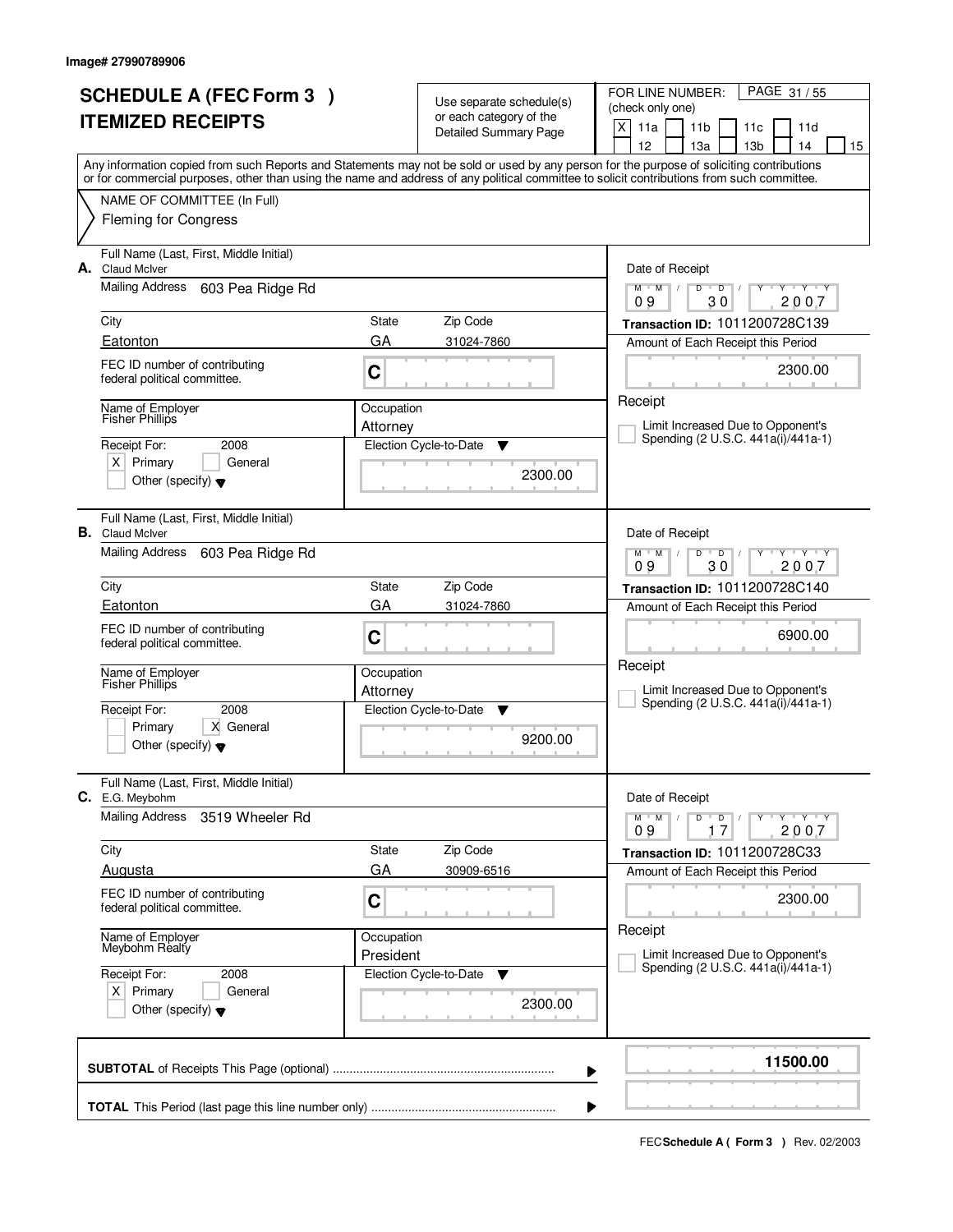Image# 27990789906

# SCHEDULE A (FEC Form 3 ) ITEMIZED RECEIPTS

Use separate schedule(s) or each category of the Detailed Summary Page

FOR LINE NUMBER: (check only one)

X 11a | 11b | 11c | 11d | 12 | 13a | 13b | 14 | 15

Any information copied from such Reports and Statements may not be sold or used by any person for the purpose of soliciting contributions or for commercial purposes, other than using the name and address of any political committee to solicit contributions from such committee.

NAME OF COMMITTEE (In Full)
Fleming for Congress

---

**A.** Full Name (Last, First, Middle Initial): Claud McIver

Mailing Address: 603 Pea Ridge Rd

City: Eatonton | State: GA | Zip Code: 31024-7860

FEC ID number of contributing federal political committee: C

Name of Employer: Fisher Phillips

Occupation: Attorney

Receipt For: 2008 — X Primary | General | Other (specify)

Election Cycle-to-Date: 2300.00

Date of Receipt: 09 / 30 / 2007

Transaction ID: 1011200728C139

Amount of Each Receipt this Period: 2300.00

Receipt — Limit Increased Due to Opponent's Spending (2 U.S.C. 441a(i)/441a-1)

---

**B.** Full Name (Last, First, Middle Initial): Claud McIver

Mailing Address: 603 Pea Ridge Rd

City: Eatonton | State: GA | Zip Code: 31024-7860

FEC ID number of contributing federal political committee: C

Name of Employer: Fisher Phillips

Occupation: Attorney

Receipt For: 2008 — Primary | X General | Other (specify)

Election Cycle-to-Date: 9200.00

Date of Receipt: 09 / 30 / 2007

Transaction ID: 1011200728C140

Amount of Each Receipt this Period: 6900.00

Receipt — Limit Increased Due to Opponent's Spending (2 U.S.C. 441a(i)/441a-1)

---

**C.** Full Name (Last, First, Middle Initial): E.G. Meybohm

Mailing Address: 3519 Wheeler Rd

City: Augusta | State: GA | Zip Code: 30909-6516

FEC ID number of contributing federal political committee: C

Name of Employer: Meybohm Realty

Occupation: President

Receipt For: 2008 — X Primary | General | Other (specify)

Election Cycle-to-Date: 2300.00

Date of Receipt: 09 / 17 / 2007

Transaction ID: 1011200728C33

Amount of Each Receipt this Period: 2300.00

Receipt — Limit Increased Due to Opponent's Spending (2 U.S.C. 441a(i)/441a-1)

---

**SUBTOTAL** of Receipts This Page (optional): **11500.00**

**TOTAL** This Period (last page this line number only):

FEC **Schedule A ( Form 3 )** Rev. 02/2003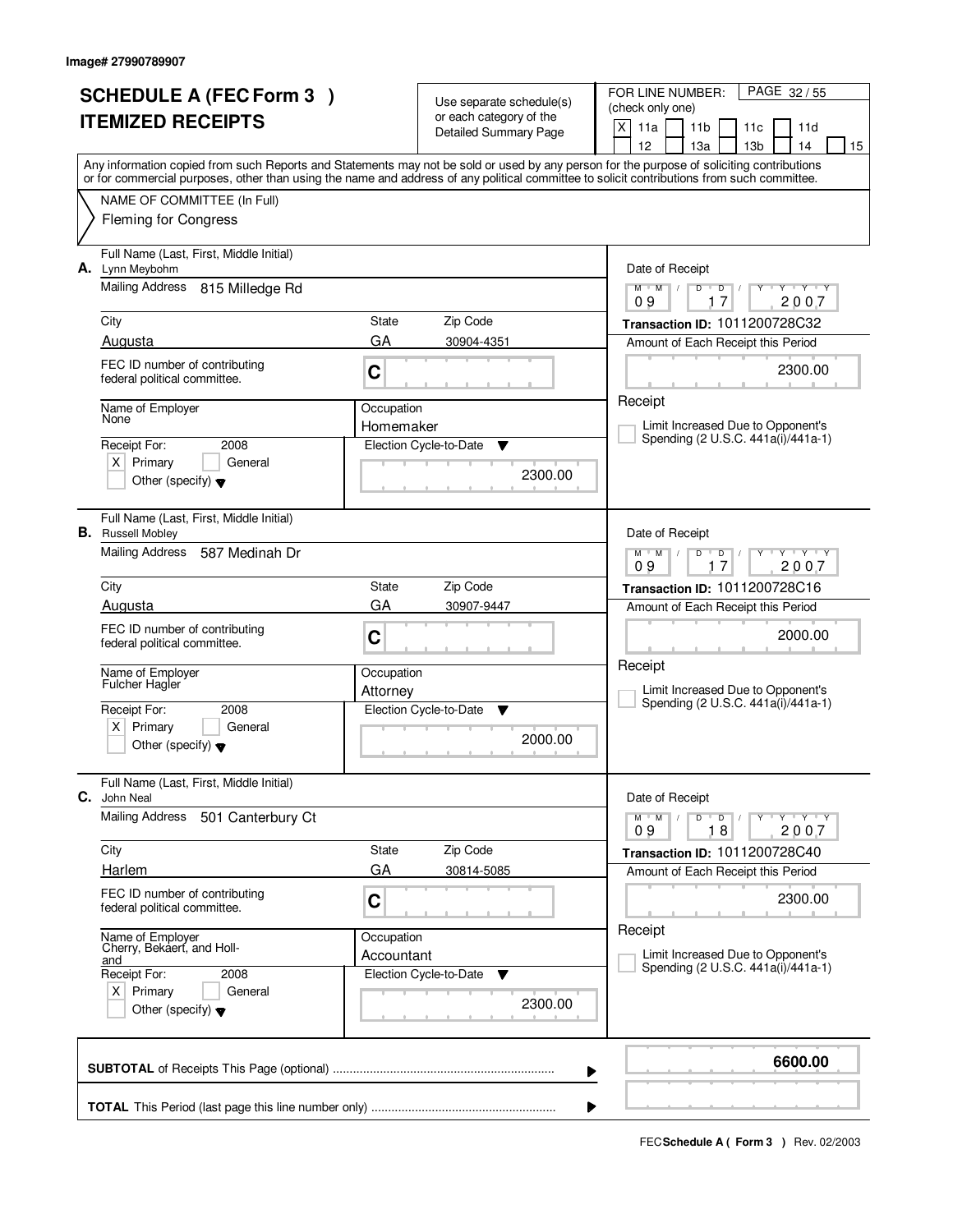Image# 27990789907

# SCHEDULE A (FEC Form 3 ) ITEMIZED RECEIPTS

Use separate schedule(s) or each category of the Detailed Summary Page

FOR LINE NUMBER: (check only one)

[X] 11a [ ] 11b [ ] 11c [ ] 11d [ ] 12 [ ] 13a [ ] 13b [ ] 14 [ ] 15

PAGE 32 / 55

Any information copied from such Reports and Statements may not be sold or used by any person for the purpose of soliciting contributions or for commercial purposes, other than using the name and address of any political committee to solicit contributions from such committee.

NAME OF COMMITTEE (In Full)

Fleming for Congress

---

**A.** Full Name (Last, First, Middle Initial): Lynn Meybohm

Mailing Address: 815 Milledge Rd

City: Augusta | State: GA | Zip Code: 30904-4351

FEC ID number of contributing federal political committee: C

Name of Employer: None

Occupation: Homemaker

Receipt For: 2008 [X] Primary [ ] General [ ] Other (specify)

Election Cycle-to-Date: 2300.00

Date of Receipt: 09 / 17 / 2007

Transaction ID: 1011200728C32

Amount of Each Receipt this Period: 2300.00

Receipt

[ ] Limit Increased Due to Opponent's Spending (2 U.S.C. 441a(i)/441a-1)

---

**B.** Full Name (Last, First, Middle Initial): Russell Mobley

Mailing Address: 587 Medinah Dr

City: Augusta | State: GA | Zip Code: 30907-9447

FEC ID number of contributing federal political committee: C

Name of Employer: Fulcher Hagler

Occupation: Attorney

Receipt For: 2008 [X] Primary [ ] General [ ] Other (specify)

Election Cycle-to-Date: 2000.00

Date of Receipt: 09 / 17 / 2007

Transaction ID: 1011200728C16

Amount of Each Receipt this Period: 2000.00

Receipt

[ ] Limit Increased Due to Opponent's Spending (2 U.S.C. 441a(i)/441a-1)

---

**C.** Full Name (Last, First, Middle Initial): John Neal

Mailing Address: 501 Canterbury Ct

City: Harlem | State: GA | Zip Code: 30814-5085

FEC ID number of contributing federal political committee: C

Name of Employer: Cherry, Bekaert, and Holland

Occupation: Accountant

Receipt For: 2008 [X] Primary [ ] General [ ] Other (specify)

Election Cycle-to-Date: 2300.00

Date of Receipt: 09 / 18 / 2007

Transaction ID: 1011200728C40

Amount of Each Receipt this Period: 2300.00

Receipt

[ ] Limit Increased Due to Opponent's Spending (2 U.S.C. 441a(i)/441a-1)

---

**SUBTOTAL** of Receipts This Page (optional): **6600.00**

**TOTAL** This Period (last page this line number only):

FEC Schedule A ( Form 3 ) Rev. 02/2003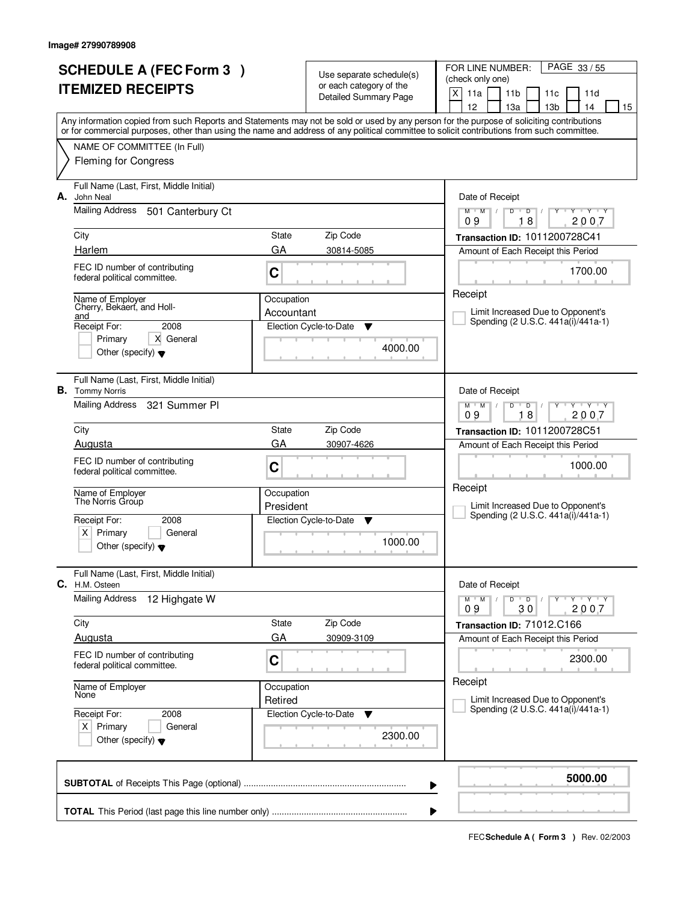Image# 27990789908

# SCHEDULE A (FEC Form 3 )
# ITEMIZED RECEIPTS

Use separate schedule(s) or each category of the Detailed Summary Page

FOR LINE NUMBER: (check only one)

[X] 11a [ ] 11b [ ] 11c [ ] 11d [ ] 12 [ ] 13a [ ] 13b [ ] 14 [ ] 15

Any information copied from such Reports and Statements may not be sold or used by any person for the purpose of soliciting contributions or for commercial purposes, other than using the name and address of any political committee to solicit contributions from such committee.

NAME OF COMMITTEE (In Full)
Fleming for Congress

---

**A.** Full Name (Last, First, Middle Initial): John Neal

Mailing Address: 501 Canterbury Ct

City: Harlem | State: GA | Zip Code: 30814-5085

FEC ID number of contributing federal political committee: C

Name of Employer: Cherry, Bekaert, and Holland

Occupation: Accountant

Receipt For: 2008 [ ] Primary [X] General [ ] Other (specify)

Election Cycle-to-Date: 4000.00

Date of Receipt: 09/18/2007

Transaction ID: 1011200728C41

Amount of Each Receipt this Period: 1700.00

Receipt [ ] Limit Increased Due to Opponent's Spending (2 U.S.C. 441a(i)/441a-1)

---

**B.** Full Name (Last, First, Middle Initial): Tommy Norris

Mailing Address: 321 Summer Pl

City: Augusta | State: GA | Zip Code: 30907-4626

FEC ID number of contributing federal political committee: C

Name of Employer: The Norris Group

Occupation: President

Receipt For: 2008 [X] Primary [ ] General [ ] Other (specify)

Election Cycle-to-Date: 1000.00

Date of Receipt: 09/18/2007

Transaction ID: 1011200728C51

Amount of Each Receipt this Period: 1000.00

Receipt [ ] Limit Increased Due to Opponent's Spending (2 U.S.C. 441a(i)/441a-1)

---

**C.** Full Name (Last, First, Middle Initial): H.M. Osteen

Mailing Address: 12 Highgate W

City: Augusta | State: GA | Zip Code: 30909-3109

FEC ID number of contributing federal political committee: C

Name of Employer: None

Occupation: Retired

Receipt For: 2008 [X] Primary [ ] General [ ] Other (specify)

Election Cycle-to-Date: 2300.00

Date of Receipt: 09/30/2007

Transaction ID: 71012.C166

Amount of Each Receipt this Period: 2300.00

Receipt [ ] Limit Increased Due to Opponent's Spending (2 U.S.C. 441a(i)/441a-1)

---

**SUBTOTAL** of Receipts This Page (optional): **5000.00**

**TOTAL** This Period (last page this line number only):

FEC **Schedule A ( Form 3 )** Rev. 02/2003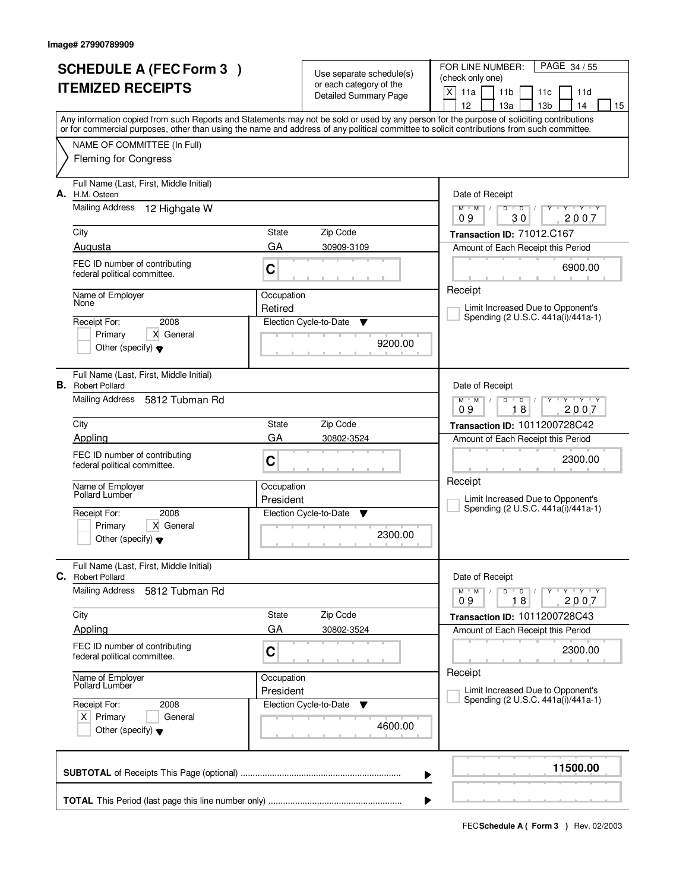Image# 27990789909

# SCHEDULE A (FEC Form 3 ) ITEMIZED RECEIPTS

Use separate schedule(s) or each category of the Detailed Summary Page

FOR LINE NUMBER: (check only one)

[X] 11a [ ] 11b [ ] 11c [ ] 11d [ ] 12 [ ] 13a [ ] 13b [ ] 14 [ ] 15

PAGE 34 / 55

Any information copied from such Reports and Statements may not be sold or used by any person for the purpose of soliciting contributions or for commercial purposes, other than using the name and address of any political committee to solicit contributions from such committee.

NAME OF COMMITTEE (In Full)
Fleming for Congress

---

**A.** Full Name (Last, First, Middle Initial): H.M. Osteen

Mailing Address: 12 Highgate W

City: Augusta | State: GA | Zip Code: 30909-3109

FEC ID number of contributing federal political committee: C

Name of Employer: None

Occupation: Retired

Receipt For: 2008 — [ ] Primary [X] General [ ] Other (specify)

Election Cycle-to-Date: 9200.00

Date of Receipt: 09 / 30 / 2007

Transaction ID: 71012.C167

Amount of Each Receipt this Period: 6900.00

[ ] Limit Increased Due to Opponent's Spending (2 U.S.C. 441a(i)/441a-1)

---

**B.** Full Name (Last, First, Middle Initial): Robert Pollard

Mailing Address: 5812 Tubman Rd

City: Appling | State: GA | Zip Code: 30802-3524

FEC ID number of contributing federal political committee: C

Name of Employer: Pollard Lumber

Occupation: President

Receipt For: 2008 — [ ] Primary [X] General [ ] Other (specify)

Election Cycle-to-Date: 2300.00

Date of Receipt: 09 / 18 / 2007

Transaction ID: 1011200728C42

Amount of Each Receipt this Period: 2300.00

[ ] Limit Increased Due to Opponent's Spending (2 U.S.C. 441a(i)/441a-1)

---

**C.** Full Name (Last, First, Middle Initial): Robert Pollard

Mailing Address: 5812 Tubman Rd

City: Appling | State: GA | Zip Code: 30802-3524

FEC ID number of contributing federal political committee: C

Name of Employer: Pollard Lumber

Occupation: President

Receipt For: 2008 — [X] Primary [ ] General [ ] Other (specify)

Election Cycle-to-Date: 4600.00

Date of Receipt: 09 / 18 / 2007

Transaction ID: 1011200728C43

Amount of Each Receipt this Period: 2300.00

[ ] Limit Increased Due to Opponent's Spending (2 U.S.C. 441a(i)/441a-1)

---

**SUBTOTAL** of Receipts This Page (optional): 11500.00

**TOTAL** This Period (last page this line number only):

FEC **Schedule A ( Form 3 )** Rev. 02/2003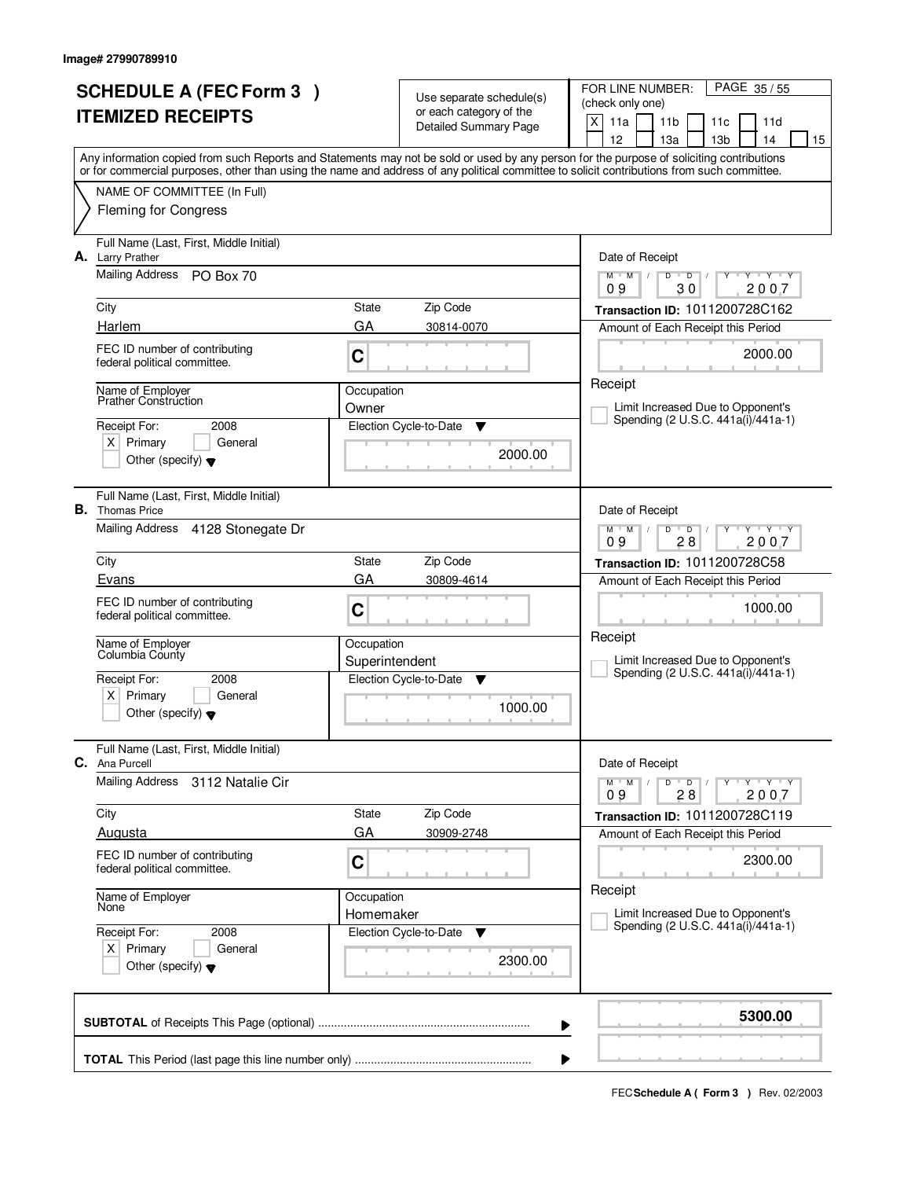Image# 27990789910

# SCHEDULE A (FEC Form 3 )
# ITEMIZED RECEIPTS

Use separate schedule(s) or each category of the Detailed Summary Page

FOR LINE NUMBER: (check only one)
[X] 11a [ ] 11b [ ] 11c [ ] 11d [ ] 12 [ ] 13a [ ] 13b [ ] 14 [ ] 15

PAGE 35 / 55

Any information copied from such Reports and Statements may not be sold or used by any person for the purpose of soliciting contributions or for commercial purposes, other than using the name and address of any political committee to solicit contributions from such committee.

NAME OF COMMITTEE (In Full)
Fleming for Congress

---

**A.** Full Name (Last, First, Middle Initial): Larry Prather

Mailing Address: PO Box 70

City: Harlem | State: GA | Zip Code: 30814-0070

FEC ID number of contributing federal political committee: C

Name of Employer: Prather Construction

Occupation: Owner

Receipt For: 2008 — [X] Primary [ ] General [ ] Other (specify)

Election Cycle-to-Date: 2000.00

Date of Receipt: 09 / 30 / 2007

Transaction ID: 1011200728C162

Amount of Each Receipt this Period: 2000.00

[ ] Limit Increased Due to Opponent's Spending (2 U.S.C. 441a(i)/441a-1)

---

**B.** Full Name (Last, First, Middle Initial): Thomas Price

Mailing Address: 4128 Stonegate Dr

City: Evans | State: GA | Zip Code: 30809-4614

FEC ID number of contributing federal political committee: C

Name of Employer: Columbia County

Occupation: Superintendent

Receipt For: 2008 — [X] Primary [ ] General [ ] Other (specify)

Election Cycle-to-Date: 1000.00

Date of Receipt: 09 / 28 / 2007

Transaction ID: 1011200728C58

Amount of Each Receipt this Period: 1000.00

[ ] Limit Increased Due to Opponent's Spending (2 U.S.C. 441a(i)/441a-1)

---

**C.** Full Name (Last, First, Middle Initial): Ana Purcell

Mailing Address: 3112 Natalie Cir

City: Augusta | State: GA | Zip Code: 30909-2748

FEC ID number of contributing federal political committee: C

Name of Employer: None

Occupation: Homemaker

Receipt For: 2008 — [X] Primary [ ] General [ ] Other (specify)

Election Cycle-to-Date: 2300.00

Date of Receipt: 09 / 28 / 2007

Transaction ID: 1011200728C119

Amount of Each Receipt this Period: 2300.00

[ ] Limit Increased Due to Opponent's Spending (2 U.S.C. 441a(i)/441a-1)

---

**SUBTOTAL** of Receipts This Page (optional) ........ **5300.00**

**TOTAL** This Period (last page this line number only) ........

FEC **Schedule A ( Form 3 )** Rev. 02/2003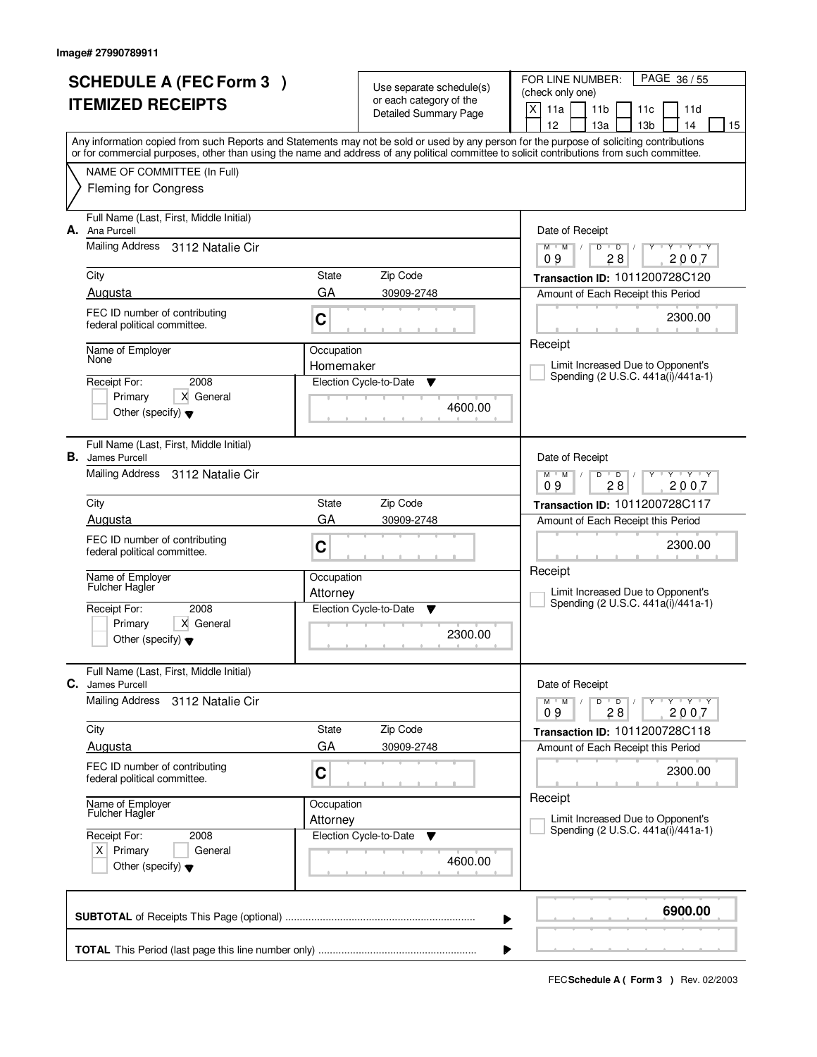Image# 27990789911

# SCHEDULE A (FEC Form 3 )
## ITEMIZED RECEIPTS

Use separate schedule(s) or each category of the Detailed Summary Page

FOR LINE NUMBER: (check only one)
[X] 11a [ ] 11b [ ] 11c [ ] 11d [ ] 12 [ ] 13a [ ] 13b [ ] 14 [ ] 15

PAGE 36 / 55

Any information copied from such Reports and Statements may not be sold or used by any person for the purpose of soliciting contributions or for commercial purposes, other than using the name and address of any political committee to solicit contributions from such committee.

NAME OF COMMITTEE (In Full)
Fleming for Congress

---

**A.** Full Name (Last, First, Middle Initial): Ana Purcell

Mailing Address: 3112 Natalie Cir

| City | State | Zip Code |
|---|---|---|
| Augusta | GA | 30909-2748 |

FEC ID number of contributing federal political committee: C

Name of Employer: None
Occupation: Homemaker

Receipt For: 2008 [ ] Primary [X] General [ ] Other (specify)

Election Cycle-to-Date: 4600.00

Date of Receipt: 09 / 28 / 2007
Transaction ID: 1011200728C120
Amount of Each Receipt this Period: 2300.00

Receipt
[ ] Limit Increased Due to Opponent's Spending (2 U.S.C. 441a(i)/441a-1)

---

**B.** Full Name (Last, First, Middle Initial): James Purcell

Mailing Address: 3112 Natalie Cir

| City | State | Zip Code |
|---|---|---|
| Augusta | GA | 30909-2748 |

FEC ID number of contributing federal political committee: C

Name of Employer: Fulcher Hagler
Occupation: Attorney

Receipt For: 2008 [ ] Primary [X] General [ ] Other (specify)

Election Cycle-to-Date: 2300.00

Date of Receipt: 09 / 28 / 2007
Transaction ID: 1011200728C117
Amount of Each Receipt this Period: 2300.00

Receipt
[ ] Limit Increased Due to Opponent's Spending (2 U.S.C. 441a(i)/441a-1)

---

**C.** Full Name (Last, First, Middle Initial): James Purcell

Mailing Address: 3112 Natalie Cir

| City | State | Zip Code |
|---|---|---|
| Augusta | GA | 30909-2748 |

FEC ID number of contributing federal political committee: C

Name of Employer: Fulcher Hagler
Occupation: Attorney

Receipt For: 2008 [X] Primary [ ] General [ ] Other (specify)

Election Cycle-to-Date: 4600.00

Date of Receipt: 09 / 28 / 2007
Transaction ID: 1011200728C118
Amount of Each Receipt this Period: 2300.00

Receipt
[ ] Limit Increased Due to Opponent's Spending (2 U.S.C. 441a(i)/441a-1)

---

**SUBTOTAL** of Receipts This Page (optional) ........ **6900.00**

**TOTAL** This Period (last page this line number only) ........

FEC **Schedule A ( Form 3 )** Rev. 02/2003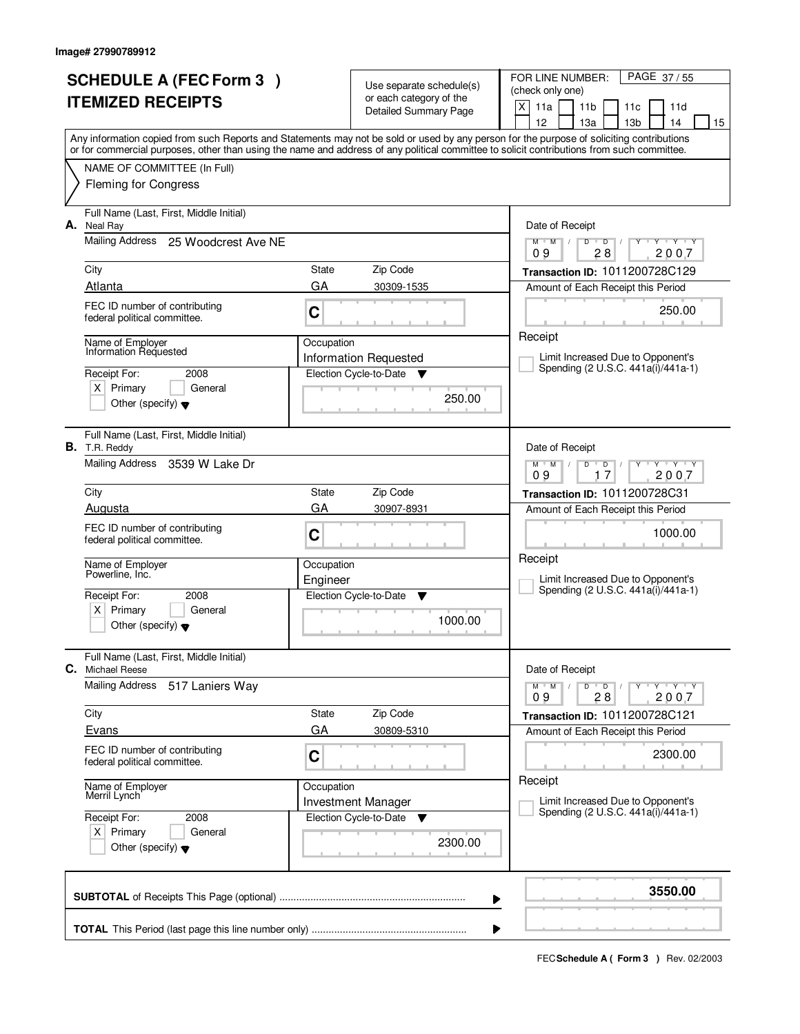Image# 27990789912

# SCHEDULE A (FEC Form 3 ) ITEMIZED RECEIPTS

Use separate schedule(s) or each category of the Detailed Summary Page

FOR LINE NUMBER: (check only one)

- [X] 11a
- [ ] 11b
- [ ] 11c
- [ ] 11d
- [ ] 12
- [ ] 13a
- [ ] 13b
- [ ] 14
- [ ] 15

PAGE 37 / 55

Any information copied from such Reports and Statements may not be sold or used by any person for the purpose of soliciting contributions or for commercial purposes, other than using the name and address of any political committee to solicit contributions from such committee.

**NAME OF COMMITTEE (In Full)**
Fleming for Congress

---

**A.** Full Name (Last, First, Middle Initial): Neal Ray

Mailing Address: 25 Woodcrest Ave NE

City: Atlanta | State: GA | Zip Code: 30309-1535

FEC ID number of contributing federal political committee: C

Name of Employer: Information Requested

Occupation: Information Requested

Receipt For: 2008 — [X] Primary [ ] General [ ] Other (specify)

Election Cycle-to-Date: 250.00

Date of Receipt: 09 / 28 / 2007

Transaction ID: 1011200728C129

Amount of Each Receipt this Period: 250.00

[ ] Limit Increased Due to Opponent's Spending (2 U.S.C. 441a(i)/441a-1)

---

**B.** Full Name (Last, First, Middle Initial): T.R. Reddy

Mailing Address: 3539 W Lake Dr

City: Augusta | State: GA | Zip Code: 30907-8931

FEC ID number of contributing federal political committee: C

Name of Employer: Powerline, Inc.

Occupation: Engineer

Receipt For: 2008 — [X] Primary [ ] General [ ] Other (specify)

Election Cycle-to-Date: 1000.00

Date of Receipt: 09 / 17 / 2007

Transaction ID: 1011200728C31

Amount of Each Receipt this Period: 1000.00

[ ] Limit Increased Due to Opponent's Spending (2 U.S.C. 441a(i)/441a-1)

---

**C.** Full Name (Last, First, Middle Initial): Michael Reese

Mailing Address: 517 Laniers Way

City: Evans | State: GA | Zip Code: 30809-5310

FEC ID number of contributing federal political committee: C

Name of Employer: Merril Lynch

Occupation: Investment Manager

Receipt For: 2008 — [X] Primary [ ] General [ ] Other (specify)

Election Cycle-to-Date: 2300.00

Date of Receipt: 09 / 28 / 2007

Transaction ID: 1011200728C121

Amount of Each Receipt this Period: 2300.00

[ ] Limit Increased Due to Opponent's Spending (2 U.S.C. 441a(i)/441a-1)

---

**SUBTOTAL** of Receipts This Page (optional): **3550.00**

**TOTAL** This Period (last page this line number only):

FEC **Schedule A ( Form 3 )** Rev. 02/2003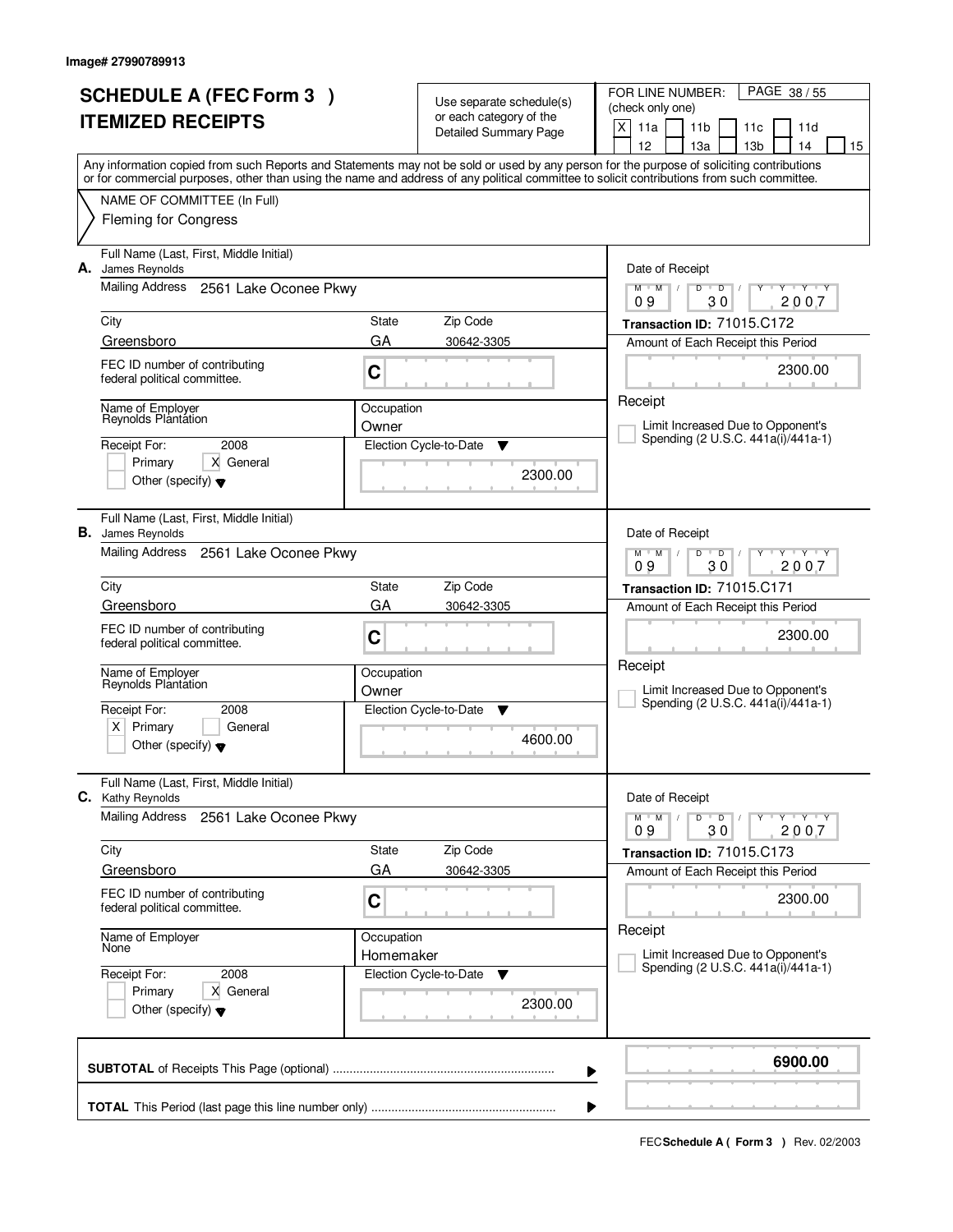Image# 27990789913

# SCHEDULE A (FEC Form 3 )
# ITEMIZED RECEIPTS

Use separate schedule(s) or each category of the Detailed Summary Page

FOR LINE NUMBER: (check only one)

[X] 11a [ ] 11b [ ] 11c [ ] 11d [ ] 12 [ ] 13a [ ] 13b [ ] 14 [ ] 15

Any information copied from such Reports and Statements may not be sold or used by any person for the purpose of soliciting contributions or for commercial purposes, other than using the name and address of any political committee to solicit contributions from such committee.

NAME OF COMMITTEE (In Full)

Fleming for Congress

---

**A.** Full Name (Last, First, Middle Initial): James Reynolds

Mailing Address: 2561 Lake Oconee Pkwy

City: Greensboro | State: GA | Zip Code: 30642-3305

FEC ID number of contributing federal political committee: C

Name of Employer: Reynolds Plantation

Occupation: Owner

Receipt For: 2008 — [ ] Primary [X] General [ ] Other (specify)

Election Cycle-to-Date: 2300.00

Date of Receipt: 09 / 30 / 2007

Transaction ID: 71015.C172

Amount of Each Receipt this Period: 2300.00

[ ] Limit Increased Due to Opponent's Spending (2 U.S.C. 441a(i)/441a-1)

---

**B.** Full Name (Last, First, Middle Initial): James Reynolds

Mailing Address: 2561 Lake Oconee Pkwy

City: Greensboro | State: GA | Zip Code: 30642-3305

FEC ID number of contributing federal political committee: C

Name of Employer: Reynolds Plantation

Occupation: Owner

Receipt For: 2008 — [X] Primary [ ] General [ ] Other (specify)

Election Cycle-to-Date: 4600.00

Date of Receipt: 09 / 30 / 2007

Transaction ID: 71015.C171

Amount of Each Receipt this Period: 2300.00

[ ] Limit Increased Due to Opponent's Spending (2 U.S.C. 441a(i)/441a-1)

---

**C.** Full Name (Last, First, Middle Initial): Kathy Reynolds

Mailing Address: 2561 Lake Oconee Pkwy

City: Greensboro | State: GA | Zip Code: 30642-3305

FEC ID number of contributing federal political committee: C

Name of Employer: None

Occupation: Homemaker

Receipt For: 2008 — [ ] Primary [X] General [ ] Other (specify)

Election Cycle-to-Date: 2300.00

Date of Receipt: 09 / 30 / 2007

Transaction ID: 71015.C173

Amount of Each Receipt this Period: 2300.00

[ ] Limit Increased Due to Opponent's Spending (2 U.S.C. 441a(i)/441a-1)

---

**SUBTOTAL** of Receipts This Page (optional): **6900.00**

**TOTAL** This Period (last page this line number only):

FEC **Schedule A ( Form 3 )** Rev. 02/2003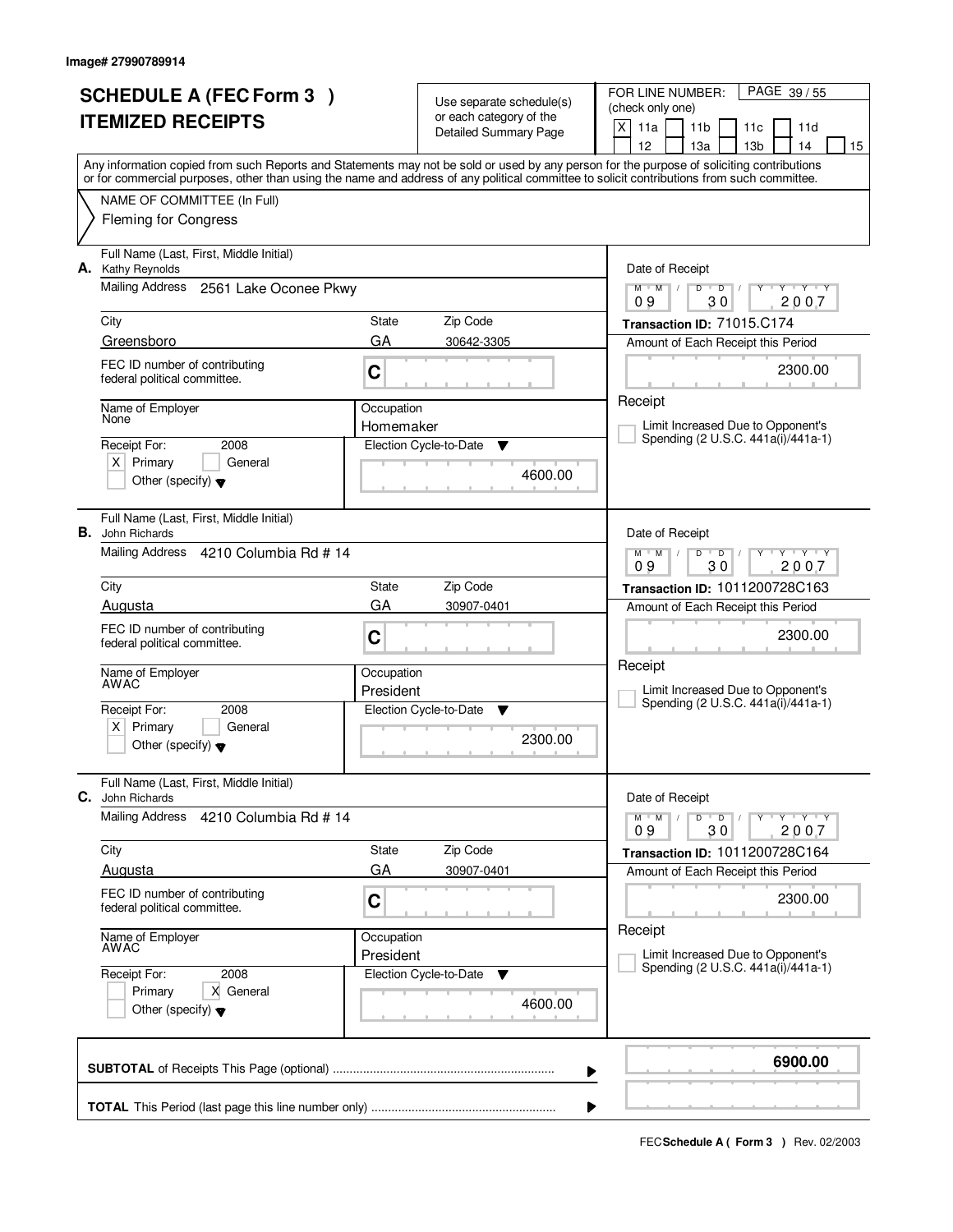Image# 27990789914

# SCHEDULE A (FEC Form 3 )
# ITEMIZED RECEIPTS

Use separate schedule(s) or each category of the Detailed Summary Page

FOR LINE NUMBER: (check only one)
[X] 11a [ ] 11b [ ] 11c [ ] 11d [ ] 12 [ ] 13a [ ] 13b [ ] 14 [ ] 15

PAGE 39 / 55

Any information copied from such Reports and Statements may not be sold or used by any person for the purpose of soliciting contributions or for commercial purposes, other than using the name and address of any political committee to solicit contributions from such committee.

NAME OF COMMITTEE (In Full)
Fleming for Congress

---

**A.** Full Name (Last, First, Middle Initial): Kathy Reynolds

Mailing Address: 2561 Lake Oconee Pkwy

City: Greensboro | State: GA | Zip Code: 30642-3305

FEC ID number of contributing federal political committee: C

Name of Employer: None | Occupation: Homemaker

Receipt For: 2008 [X] Primary [ ] General [ ] Other (specify)

Election Cycle-to-Date: 4600.00

Date of Receipt: 09 30 2007

Transaction ID: 71015.C174

Amount of Each Receipt this Period: 2300.00

Receipt [ ] Limit Increased Due to Opponent's Spending (2 U.S.C. 441a(i)/441a-1)

---

**B.** Full Name (Last, First, Middle Initial): John Richards

Mailing Address: 4210 Columbia Rd # 14

City: Augusta | State: GA | Zip Code: 30907-0401

FEC ID number of contributing federal political committee: C

Name of Employer: AWAC | Occupation: President

Receipt For: 2008 [X] Primary [ ] General [ ] Other (specify)

Election Cycle-to-Date: 2300.00

Date of Receipt: 09 30 2007

Transaction ID: 1011200728C163

Amount of Each Receipt this Period: 2300.00

Receipt [ ] Limit Increased Due to Opponent's Spending (2 U.S.C. 441a(i)/441a-1)

---

**C.** Full Name (Last, First, Middle Initial): John Richards

Mailing Address: 4210 Columbia Rd # 14

City: Augusta | State: GA | Zip Code: 30907-0401

FEC ID number of contributing federal political committee: C

Name of Employer: AWAC | Occupation: President

Receipt For: 2008 [ ] Primary [X] General [ ] Other (specify)

Election Cycle-to-Date: 4600.00

Date of Receipt: 09 30 2007

Transaction ID: 1011200728C164

Amount of Each Receipt this Period: 2300.00

Receipt [ ] Limit Increased Due to Opponent's Spending (2 U.S.C. 441a(i)/441a-1)

---

**SUBTOTAL** of Receipts This Page (optional): **6900.00**

**TOTAL** This Period (last page this line number only):

FEC **Schedule A ( Form 3 )** Rev. 02/2003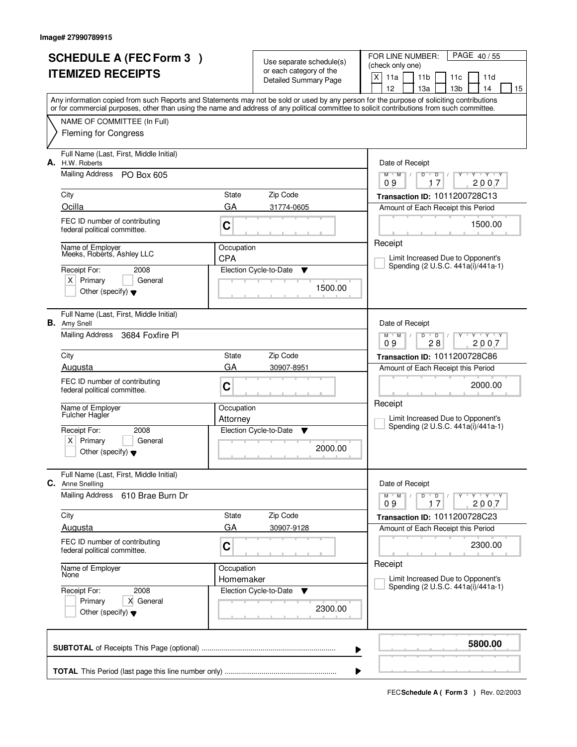Image# 27990789915

# SCHEDULE A (FEC Form 3 ) ITEMIZED RECEIPTS

Use separate schedule(s) or each category of the Detailed Summary Page

FOR LINE NUMBER: (check only one)

- [X] 11a
- [ ] 11b
- [ ] 11c
- [ ] 11d
- [ ] 12
- [ ] 13a
- [ ] 13b
- [ ] 14
- [ ] 15

PAGE 40 / 55

Any information copied from such Reports and Statements may not be sold or used by any person for the purpose of soliciting contributions or for commercial purposes, other than using the name and address of any political committee to solicit contributions from such committee.

NAME OF COMMITTEE (In Full)
Fleming for Congress

---

## A.

**Full Name (Last, First, Middle Initial):** H.W. Roberts

**Mailing Address:** PO Box 605

**City:** Ocilla | **State:** GA | **Zip Code:** 31774-0605

**FEC ID number of contributing federal political committee.:** C

**Name of Employer:** Meeks, Roberts, Ashley LLC

**Occupation:** CPA

**Receipt For:** 2008 — [X] Primary [ ] General [ ] Other (specify)

**Election Cycle-to-Date:** 1500.00

**Date of Receipt:** 09 / 17 / 2007

**Transaction ID:** 1011200728C13

**Amount of Each Receipt this Period:** 1500.00

Receipt — [ ] Limit Increased Due to Opponent's Spending (2 U.S.C. 441a(i)/441a-1)

---

## B.

**Full Name (Last, First, Middle Initial):** Amy Snell

**Mailing Address:** 3684 Foxfire Pl

**City:** Augusta | **State:** GA | **Zip Code:** 30907-8951

**FEC ID number of contributing federal political committee.:** C

**Name of Employer:** Fulcher Hagler

**Occupation:** Attorney

**Receipt For:** 2008 — [X] Primary [ ] General [ ] Other (specify)

**Election Cycle-to-Date:** 2000.00

**Date of Receipt:** 09 / 28 / 2007

**Transaction ID:** 1011200728C86

**Amount of Each Receipt this Period:** 2000.00

Receipt — [ ] Limit Increased Due to Opponent's Spending (2 U.S.C. 441a(i)/441a-1)

---

## C.

**Full Name (Last, First, Middle Initial):** Anne Snelling

**Mailing Address:** 610 Brae Burn Dr

**City:** Augusta | **State:** GA | **Zip Code:** 30907-9128

**FEC ID number of contributing federal political committee.:** C

**Name of Employer:** None

**Occupation:** Homemaker

**Receipt For:** 2008 — [ ] Primary [X] General [ ] Other (specify)

**Election Cycle-to-Date:** 2300.00

**Date of Receipt:** 09 / 17 / 2007

**Transaction ID:** 1011200728C23

**Amount of Each Receipt this Period:** 2300.00

Receipt — [ ] Limit Increased Due to Opponent's Spending (2 U.S.C. 441a(i)/441a-1)

---

**SUBTOTAL** of Receipts This Page (optional): **5800.00**

**TOTAL** This Period (last page this line number only):

FEC **Schedule A ( Form 3 )** Rev. 02/2003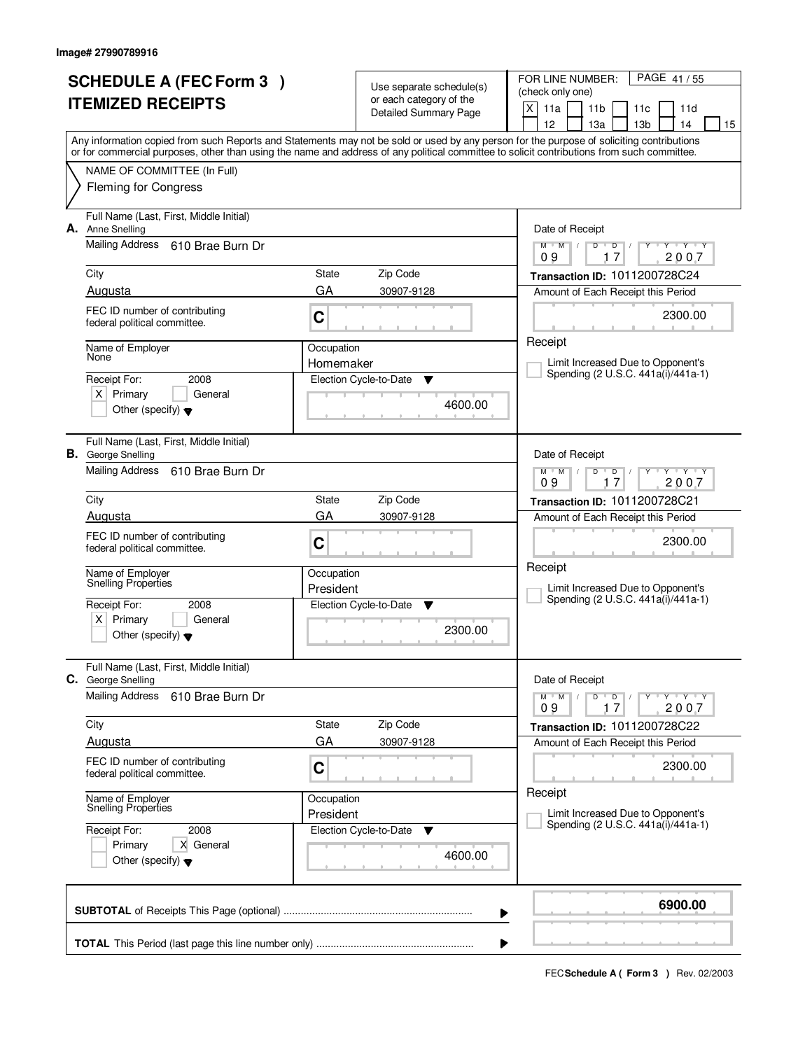Image# 27990789916

# SCHEDULE A (FEC Form 3 ) ITEMIZED RECEIPTS

Use separate schedule(s) or each category of the Detailed Summary Page

FOR LINE NUMBER: (check only one)
[X] 11a [ ] 11b [ ] 11c [ ] 11d [ ] 12 [ ] 13a [ ] 13b [ ] 14 [ ] 15

PAGE 41 / 55

Any information copied from such Reports and Statements may not be sold or used by any person for the purpose of soliciting contributions or for commercial purposes, other than using the name and address of any political committee to solicit contributions from such committee.

NAME OF COMMITTEE (In Full)
Fleming for Congress

---

**A.** Full Name (Last, First, Middle Initial): Anne Snelling

Mailing Address: 610 Brae Burn Dr

City: Augusta | State: GA | Zip Code: 30907-9128

FEC ID number of contributing federal political committee: C

Name of Employer: None | Occupation: Homemaker

Receipt For: 2008 — [X] Primary [ ] General [ ] Other (specify)

Election Cycle-to-Date: 4600.00

Date of Receipt: 09 / 17 / 2007

Transaction ID: 1011200728C24

Amount of Each Receipt this Period: 2300.00

Receipt

[ ] Limit Increased Due to Opponent's Spending (2 U.S.C. 441a(i)/441a-1)

---

**B.** Full Name (Last, First, Middle Initial): George Snelling

Mailing Address: 610 Brae Burn Dr

City: Augusta | State: GA | Zip Code: 30907-9128

FEC ID number of contributing federal political committee: C

Name of Employer: Snelling Properties | Occupation: President

Receipt For: 2008 — [X] Primary [ ] General [ ] Other (specify)

Election Cycle-to-Date: 2300.00

Date of Receipt: 09 / 17 / 2007

Transaction ID: 1011200728C21

Amount of Each Receipt this Period: 2300.00

Receipt

[ ] Limit Increased Due to Opponent's Spending (2 U.S.C. 441a(i)/441a-1)

---

**C.** Full Name (Last, First, Middle Initial): George Snelling

Mailing Address: 610 Brae Burn Dr

City: Augusta | State: GA | Zip Code: 30907-9128

FEC ID number of contributing federal political committee: C

Name of Employer: Snelling Properties | Occupation: President

Receipt For: 2008 — [ ] Primary [X] General [ ] Other (specify)

Election Cycle-to-Date: 4600.00

Date of Receipt: 09 / 17 / 2007

Transaction ID: 1011200728C22

Amount of Each Receipt this Period: 2300.00

Receipt

[ ] Limit Increased Due to Opponent's Spending (2 U.S.C. 441a(i)/441a-1)

---

**SUBTOTAL** of Receipts This Page (optional): **6900.00**

**TOTAL** This Period (last page this line number only):

FEC **Schedule A ( Form 3 )** Rev. 02/2003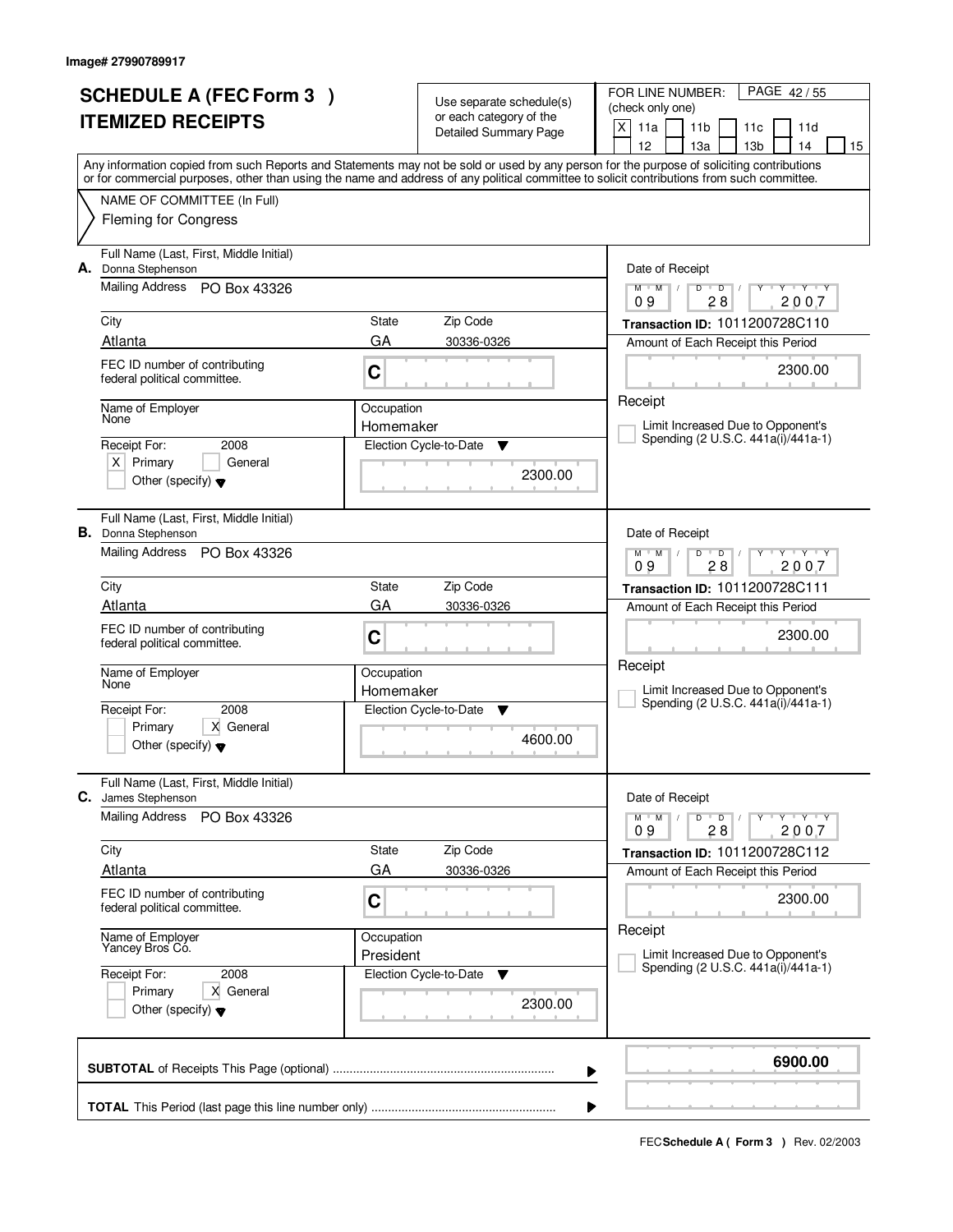Image# 27990789917

# SCHEDULE A (FEC Form 3 )
# ITEMIZED RECEIPTS

Use separate schedule(s) or each category of the Detailed Summary Page

FOR LINE NUMBER: (check only one)
[X] 11a [ ] 11b [ ] 11c [ ] 11d [ ] 12 [ ] 13a [ ] 13b [ ] 14 [ ] 15

PAGE 42 / 55

Any information copied from such Reports and Statements may not be sold or used by any person for the purpose of soliciting contributions or for commercial purposes, other than using the name and address of any political committee to solicit contributions from such committee.

NAME OF COMMITTEE (In Full)
Fleming for Congress

---

**A.** Full Name (Last, First, Middle Initial): Donna Stephenson
Mailing Address: PO Box 43326
City: Atlanta | State: GA | Zip Code: 30336-0326
FEC ID number of contributing federal political committee: C
Name of Employer: None
Occupation: Homemaker
Receipt For: 2008 [X] Primary [ ] General [ ] Other (specify)
Election Cycle-to-Date: 2300.00
Date of Receipt: 09 / 28 / 2007
Transaction ID: 1011200728C110
Amount of Each Receipt this Period: 2300.00
Receipt
[ ] Limit Increased Due to Opponent's Spending (2 U.S.C. 441a(i)/441a-1)

---

**B.** Full Name (Last, First, Middle Initial): Donna Stephenson
Mailing Address: PO Box 43326
City: Atlanta | State: GA | Zip Code: 30336-0326
FEC ID number of contributing federal political committee: C
Name of Employer: None
Occupation: Homemaker
Receipt For: 2008 [ ] Primary [X] General [ ] Other (specify)
Election Cycle-to-Date: 4600.00
Date of Receipt: 09 / 28 / 2007
Transaction ID: 1011200728C111
Amount of Each Receipt this Period: 2300.00
Receipt
[ ] Limit Increased Due to Opponent's Spending (2 U.S.C. 441a(i)/441a-1)

---

**C.** Full Name (Last, First, Middle Initial): James Stephenson
Mailing Address: PO Box 43326
City: Atlanta | State: GA | Zip Code: 30336-0326
FEC ID number of contributing federal political committee: C
Name of Employer: Yancey Bros Co.
Occupation: President
Receipt For: 2008 [ ] Primary [X] General [ ] Other (specify)
Election Cycle-to-Date: 2300.00
Date of Receipt: 09 / 28 / 2007
Transaction ID: 1011200728C112
Amount of Each Receipt this Period: 2300.00
Receipt
[ ] Limit Increased Due to Opponent's Spending (2 U.S.C. 441a(i)/441a-1)

---

**SUBTOTAL** of Receipts This Page (optional) ........ 6900.00

**TOTAL** This Period (last page this line number only) ........

FEC **Schedule A ( Form 3 )** Rev. 02/2003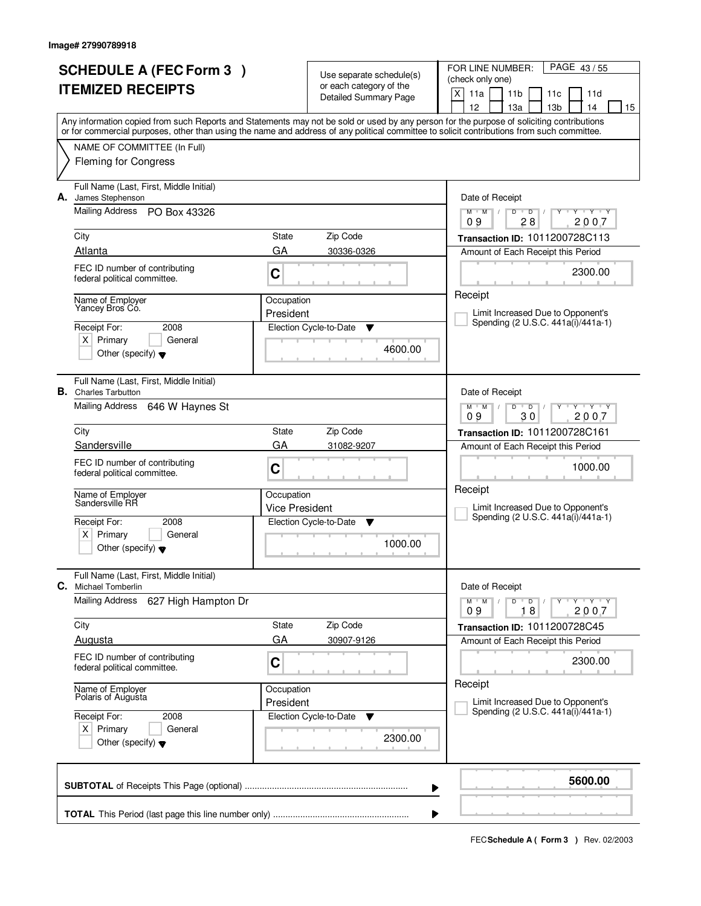Image# 27990789918

# SCHEDULE A (FEC Form 3 ) ITEMIZED RECEIPTS

Use separate schedule(s) or each category of the Detailed Summary Page

FOR LINE NUMBER: (check only one)
[X] 11a [ ] 11b [ ] 11c [ ] 11d [ ] 12 [ ] 13a [ ] 13b [ ] 14 [ ] 15

PAGE 43 / 55

Any information copied from such Reports and Statements may not be sold or used by any person for the purpose of soliciting contributions or for commercial purposes, other than using the name and address of any political committee to solicit contributions from such committee.

NAME OF COMMITTEE (In Full)
Fleming for Congress

---

**A.** Full Name (Last, First, Middle Initial): James Stephenson
Mailing Address: PO Box 43326
City: Atlanta | State: GA | Zip Code: 30336-0326
FEC ID number of contributing federal political committee: C
Name of Employer: Yancey Bros Co.
Occupation: President
Receipt For: 2008 [X] Primary [ ] General [ ] Other (specify)
Election Cycle-to-Date: 4600.00
Date of Receipt: 09 / 28 / 2007
Transaction ID: 1011200728C113
Amount of Each Receipt this Period: 2300.00
[ ] Limit Increased Due to Opponent's Spending (2 U.S.C. 441a(i)/441a-1)

---

**B.** Full Name (Last, First, Middle Initial): Charles Tarbutton
Mailing Address: 646 W Haynes St
City: Sandersville | State: GA | Zip Code: 31082-9207
FEC ID number of contributing federal political committee: C
Name of Employer: Sandersville RR
Occupation: Vice President
Receipt For: 2008 [X] Primary [ ] General [ ] Other (specify)
Election Cycle-to-Date: 1000.00
Date of Receipt: 09 / 30 / 2007
Transaction ID: 1011200728C161
Amount of Each Receipt this Period: 1000.00
[ ] Limit Increased Due to Opponent's Spending (2 U.S.C. 441a(i)/441a-1)

---

**C.** Full Name (Last, First, Middle Initial): Michael Tomberlin
Mailing Address: 627 High Hampton Dr
City: Augusta | State: GA | Zip Code: 30907-9126
FEC ID number of contributing federal political committee: C
Name of Employer: Polaris of Augusta
Occupation: President
Receipt For: 2008 [X] Primary [ ] General [ ] Other (specify)
Election Cycle-to-Date: 2300.00
Date of Receipt: 09 / 18 / 2007
Transaction ID: 1011200728C45
Amount of Each Receipt this Period: 2300.00
[ ] Limit Increased Due to Opponent's Spending (2 U.S.C. 441a(i)/441a-1)

---

**SUBTOTAL** of Receipts This Page (optional): **5600.00**

**TOTAL** This Period (last page this line number only):

FEC **Schedule A ( Form 3 )** Rev. 02/2003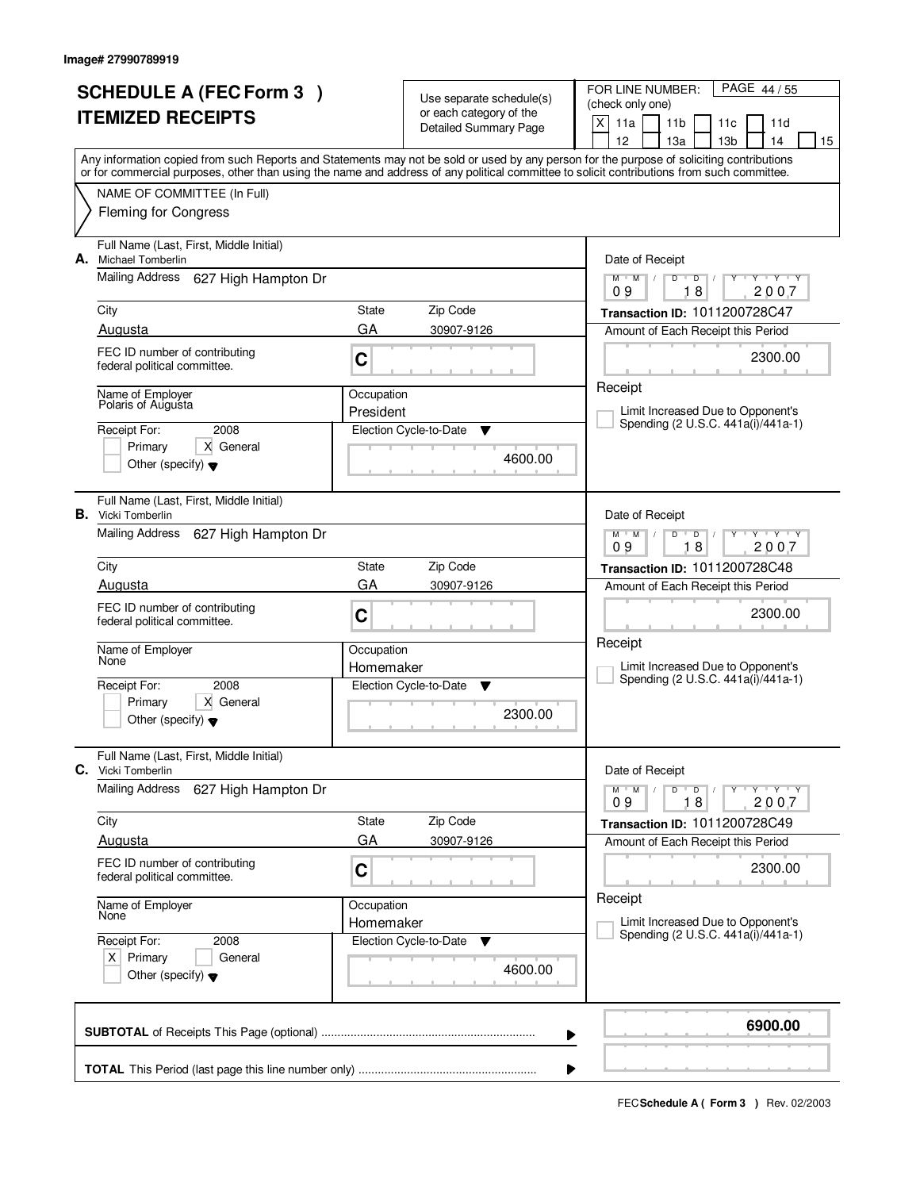Image# 27990789919

# SCHEDULE A (FEC Form 3 ) ITEMIZED RECEIPTS

Use separate schedule(s) or each category of the Detailed Summary Page

FOR LINE NUMBER: (check only one)

[X] 11a [ ] 11b [ ] 11c [ ] 11d [ ] 12 [ ] 13a [ ] 13b [ ] 14 [ ] 15

Any information copied from such Reports and Statements may not be sold or used by any person for the purpose of soliciting contributions or for commercial purposes, other than using the name and address of any political committee to solicit contributions from such committee.

NAME OF COMMITTEE (In Full)
Fleming for Congress

**A.** Full Name (Last, First, Middle Initial): Michael Tomberlin
Mailing Address: 627 High Hampton Dr
City: Augusta | State: GA | Zip Code: 30907-9126
FEC ID number of contributing federal political committee: C
Name of Employer: Polaris of Augusta
Occupation: President
Receipt For: 2008 [ ] Primary [X] General [ ] Other (specify)
Election Cycle-to-Date: 4600.00
Date of Receipt: 09 18 2007
Transaction ID: 1011200728C47
Amount of Each Receipt this Period: 2300.00
[ ] Limit Increased Due to Opponent's Spending (2 U.S.C. 441a(i)/441a-1)

**B.** Full Name (Last, First, Middle Initial): Vicki Tomberlin
Mailing Address: 627 High Hampton Dr
City: Augusta | State: GA | Zip Code: 30907-9126
FEC ID number of contributing federal political committee: C
Name of Employer: None
Occupation: Homemaker
Receipt For: 2008 [ ] Primary [X] General [ ] Other (specify)
Election Cycle-to-Date: 2300.00
Date of Receipt: 09 18 2007
Transaction ID: 1011200728C48
Amount of Each Receipt this Period: 2300.00
[ ] Limit Increased Due to Opponent's Spending (2 U.S.C. 441a(i)/441a-1)

**C.** Full Name (Last, First, Middle Initial): Vicki Tomberlin
Mailing Address: 627 High Hampton Dr
City: Augusta | State: GA | Zip Code: 30907-9126
FEC ID number of contributing federal political committee: C
Name of Employer: None
Occupation: Homemaker
Receipt For: 2008 [X] Primary [ ] General [ ] Other (specify)
Election Cycle-to-Date: 4600.00
Date of Receipt: 09 18 2007
Transaction ID: 1011200728C49
Amount of Each Receipt this Period: 2300.00
[ ] Limit Increased Due to Opponent's Spending (2 U.S.C. 441a(i)/441a-1)

**SUBTOTAL** of Receipts This Page (optional): **6900.00**

**TOTAL** This Period (last page this line number only):

FEC **Schedule A ( Form 3 )** Rev. 02/2003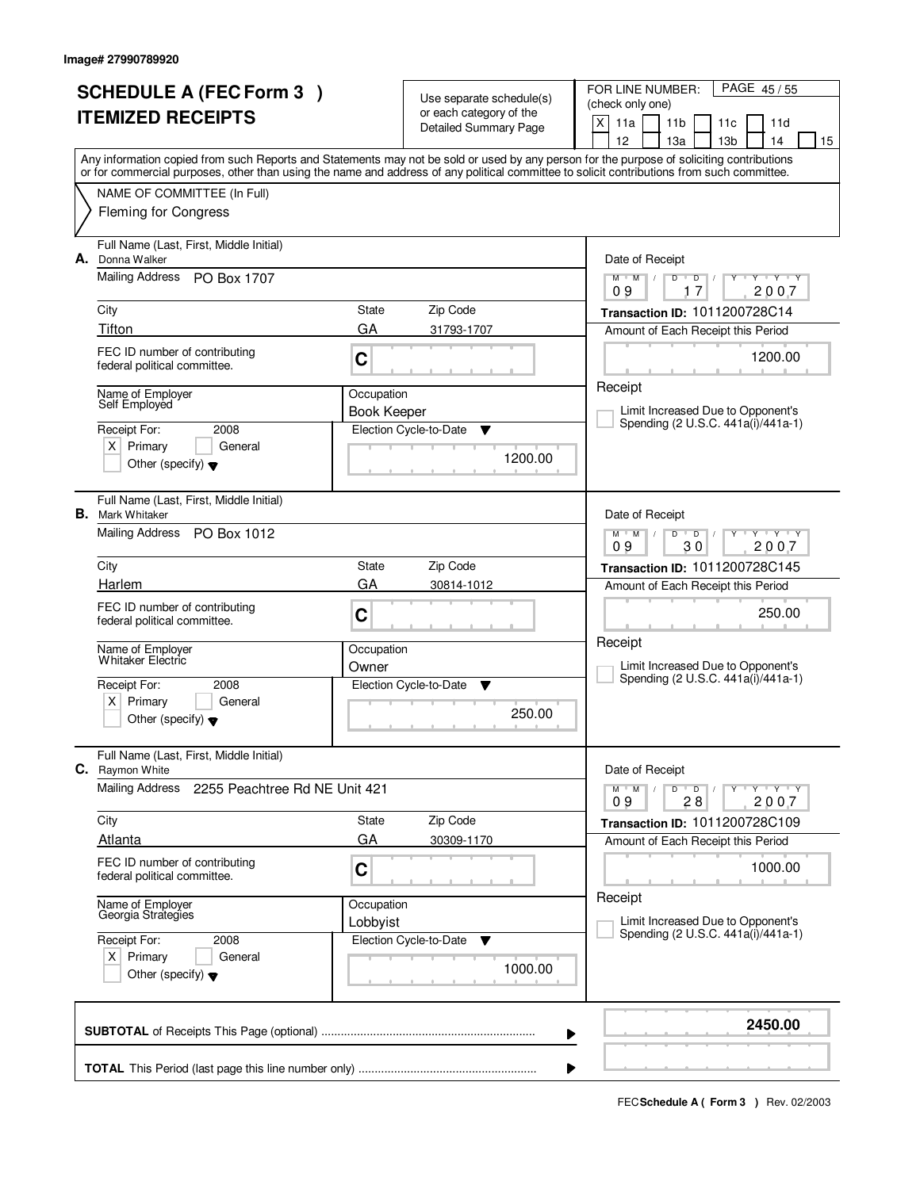Image# 27990789920

# SCHEDULE A (FEC Form 3 )
## ITEMIZED RECEIPTS

Use separate schedule(s) or each category of the Detailed Summary Page

FOR LINE NUMBER: (check only one)
[X] 11a [ ] 11b [ ] 11c [ ] 11d [ ] 12 [ ] 13a [ ] 13b [ ] 14 [ ] 15

PAGE 45 / 55

Any information copied from such Reports and Statements may not be sold or used by any person for the purpose of soliciting contributions or for commercial purposes, other than using the name and address of any political committee to solicit contributions from such committee.

NAME OF COMMITTEE (In Full)
Fleming for Congress

---

**A.** Full Name (Last, First, Middle Initial): Donna Walker

Mailing Address: PO Box 1707

City: Tifton | State: GA | Zip Code: 31793-1707

FEC ID number of contributing federal political committee: C

Name of Employer: Self Employed

Occupation: Book Keeper

Receipt For: 2008 — [X] Primary [ ] General [ ] Other (specify)

Election Cycle-to-Date: 1200.00

Date of Receipt: 09 / 17 / 2007

Transaction ID: 1011200728C14

Amount of Each Receipt this Period: 1200.00

[ ] Limit Increased Due to Opponent's Spending (2 U.S.C. 441a(i)/441a-1)

---

**B.** Full Name (Last, First, Middle Initial): Mark Whitaker

Mailing Address: PO Box 1012

City: Harlem | State: GA | Zip Code: 30814-1012

FEC ID number of contributing federal political committee: C

Name of Employer: Whitaker Electric

Occupation: Owner

Receipt For: 2008 — [X] Primary [ ] General [ ] Other (specify)

Election Cycle-to-Date: 250.00

Date of Receipt: 09 / 30 / 2007

Transaction ID: 1011200728C145

Amount of Each Receipt this Period: 250.00

[ ] Limit Increased Due to Opponent's Spending (2 U.S.C. 441a(i)/441a-1)

---

**C.** Full Name (Last, First, Middle Initial): Raymon White

Mailing Address: 2255 Peachtree Rd NE Unit 421

City: Atlanta | State: GA | Zip Code: 30309-1170

FEC ID number of contributing federal political committee: C

Name of Employer: Georgia Strategies

Occupation: Lobbyist

Receipt For: 2008 — [X] Primary [ ] General [ ] Other (specify)

Election Cycle-to-Date: 1000.00

Date of Receipt: 09 / 28 / 2007

Transaction ID: 1011200728C109

Amount of Each Receipt this Period: 1000.00

[ ] Limit Increased Due to Opponent's Spending (2 U.S.C. 441a(i)/441a-1)

---

**SUBTOTAL** of Receipts This Page (optional): **2450.00**

**TOTAL** This Period (last page this line number only):

FEC **Schedule A ( Form 3 )** Rev. 02/2003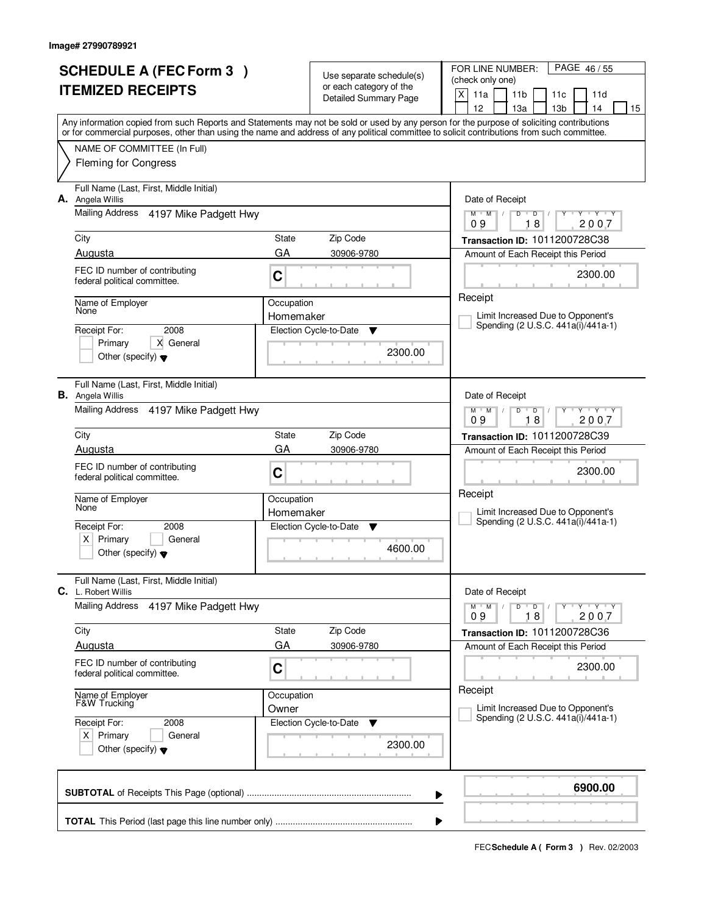Image# 27990789921

# SCHEDULE A (FEC Form 3 )
## ITEMIZED RECEIPTS

Use separate schedule(s) or each category of the Detailed Summary Page

FOR LINE NUMBER: (check only one)
[X] 11a [ ] 11b [ ] 11c [ ] 11d [ ] 12 [ ] 13a [ ] 13b [ ] 14 [ ] 15

PAGE 46 / 55

Any information copied from such Reports and Statements may not be sold or used by any person for the purpose of soliciting contributions or for commercial purposes, other than using the name and address of any political committee to solicit contributions from such committee.

NAME OF COMMITTEE (In Full)
Fleming for Congress

---

**A.** Full Name (Last, First, Middle Initial): Angela Willis

Mailing Address: 4197 Mike Padgett Hwy

City: Augusta | State: GA | Zip Code: 30906-9780

FEC ID number of contributing federal political committee: C

Name of Employer: None

Occupation: Homemaker

Receipt For: 2008 — [ ] Primary [X] General [ ] Other (specify)

Election Cycle-to-Date: 2300.00

Date of Receipt: 09/18/2007

Transaction ID: 1011200728C38

Amount of Each Receipt this Period: 2300.00

[ ] Limit Increased Due to Opponent's Spending (2 U.S.C. 441a(i)/441a-1)

---

**B.** Full Name (Last, First, Middle Initial): Angela Willis

Mailing Address: 4197 Mike Padgett Hwy

City: Augusta | State: GA | Zip Code: 30906-9780

FEC ID number of contributing federal political committee: C

Name of Employer: None

Occupation: Homemaker

Receipt For: 2008 — [X] Primary [ ] General [ ] Other (specify)

Election Cycle-to-Date: 4600.00

Date of Receipt: 09/18/2007

Transaction ID: 1011200728C39

Amount of Each Receipt this Period: 2300.00

[ ] Limit Increased Due to Opponent's Spending (2 U.S.C. 441a(i)/441a-1)

---

**C.** Full Name (Last, First, Middle Initial): L. Robert Willis

Mailing Address: 4197 Mike Padgett Hwy

City: Augusta | State: GA | Zip Code: 30906-9780

FEC ID number of contributing federal political committee: C

Name of Employer: F&W Trucking

Occupation: Owner

Receipt For: 2008 — [X] Primary [ ] General [ ] Other (specify)

Election Cycle-to-Date: 2300.00

Date of Receipt: 09/18/2007

Transaction ID: 1011200728C36

Amount of Each Receipt this Period: 2300.00

[ ] Limit Increased Due to Opponent's Spending (2 U.S.C. 441a(i)/441a-1)

---

**SUBTOTAL** of Receipts This Page (optional): **6900.00**

**TOTAL** This Period (last page this line number only):

FEC **Schedule A ( Form 3 )** Rev. 02/2003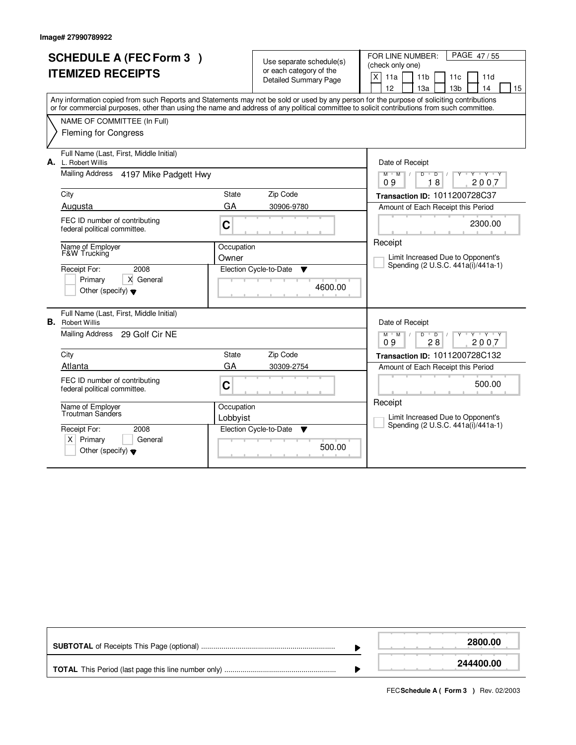Image# 27990789922

# SCHEDULE A (FEC Form 3 ) ITEMIZED RECEIPTS

Use separate schedule(s) or each category of the Detailed Summary Page

FOR LINE NUMBER: (check only one)

X 11a | 11b | 11c | 11d | 12 | 13a | 13b | 14 | 15

Any information copied from such Reports and Statements may not be sold or used by any person for the purpose of soliciting contributions or for commercial purposes, other than using the name and address of any political committee to solicit contributions from such committee.

NAME OF COMMITTEE (In Full)
Fleming for Congress

---

**A.** Full Name (Last, First, Middle Initial): L. Robert Willis

Mailing Address: 4197 Mike Padgett Hwy

City: Augusta | State: GA | Zip Code: 30906-9780

FEC ID number of contributing federal political committee: C

Name of Employer: F&W Trucking

Occupation: Owner

Receipt For: 2008 — Primary [ ] General [X] Other (specify)

Election Cycle-to-Date: 4600.00

Date of Receipt: 09 / 18 / 2007

Transaction ID: 1011200728C37

Amount of Each Receipt this Period: 2300.00

Receipt — Limit Increased Due to Opponent's Spending (2 U.S.C. 441a(i)/441a-1)

---

**B.** Full Name (Last, First, Middle Initial): Robert Willis

Mailing Address: 29 Golf Cir NE

City: Atlanta | State: GA | Zip Code: 30309-2754

FEC ID number of contributing federal political committee: C

Name of Employer: Troutman Sanders

Occupation: Lobbyist

Receipt For: 2008 — Primary [X] General [ ] Other (specify)

Election Cycle-to-Date: 500.00

Date of Receipt: 09 / 28 / 2007

Transaction ID: 1011200728C132

Amount of Each Receipt this Period: 500.00

Receipt — Limit Increased Due to Opponent's Spending (2 U.S.C. 441a(i)/441a-1)

---

**SUBTOTAL** of Receipts This Page (optional): 2800.00

**TOTAL** This Period (last page this line number only): 244400.00

FEC **Schedule A ( Form 3 )** Rev. 02/2003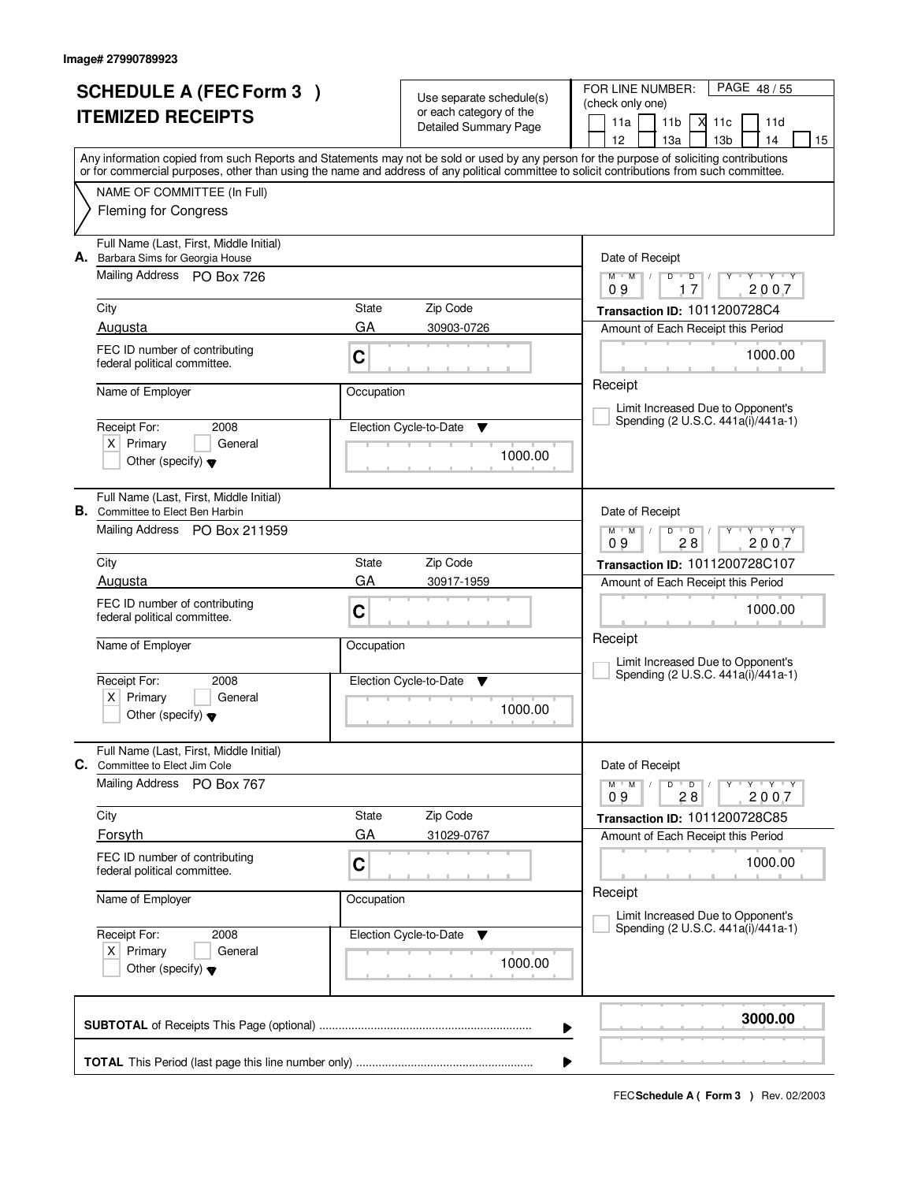Image# 27990789923

# SCHEDULE A (FEC Form 3 )
# ITEMIZED RECEIPTS

Use separate schedule(s) or each category of the Detailed Summary Page

FOR LINE NUMBER: (check only one)

PAGE 48 / 55

- [ ] 11a
- [ ] 11b
- [X] 11c
- [ ] 11d
- [ ] 12
- [ ] 13a
- [ ] 13b
- [ ] 14
- [ ] 15

Any information copied from such Reports and Statements may not be sold or used by any person for the purpose of soliciting contributions or for commercial purposes, other than using the name and address of any political committee to solicit contributions from such committee.

NAME OF COMMITTEE (In Full)

Fleming for Congress

---

**A.** Full Name (Last, First, Middle Initial): Barbara Sims for Georgia House

Mailing Address: PO Box 726

| City | State | Zip Code |
|---|---|---|
| Augusta | GA | 30903-0726 |

FEC ID number of contributing federal political committee: C

Name of Employer:

Occupation:

Receipt For: 2008
- [X] Primary
- [ ] General
- [ ] Other (specify)

Election Cycle-to-Date: 1000.00

Date of Receipt: 09 / 17 / 2007

**Transaction ID: 1011200728C4**

Amount of Each Receipt this Period: 1000.00

Receipt

- [ ] Limit Increased Due to Opponent's Spending (2 U.S.C. 441a(i)/441a-1)

---

**B.** Full Name (Last, First, Middle Initial): Committee to Elect Ben Harbin

Mailing Address: PO Box 211959

| City | State | Zip Code |
|---|---|---|
| Augusta | GA | 30917-1959 |

FEC ID number of contributing federal political committee: C

Name of Employer:

Occupation:

Receipt For: 2008
- [X] Primary
- [ ] General
- [ ] Other (specify)

Election Cycle-to-Date: 1000.00

Date of Receipt: 09 / 28 / 2007

**Transaction ID: 1011200728C107**

Amount of Each Receipt this Period: 1000.00

Receipt

- [ ] Limit Increased Due to Opponent's Spending (2 U.S.C. 441a(i)/441a-1)

---

**C.** Full Name (Last, First, Middle Initial): Committee to Elect Jim Cole

Mailing Address: PO Box 767

| City | State | Zip Code |
|---|---|---|
| Forsyth | GA | 31029-0767 |

FEC ID number of contributing federal political committee: C

Name of Employer:

Occupation:

Receipt For: 2008
- [X] Primary
- [ ] General
- [ ] Other (specify)

Election Cycle-to-Date: 1000.00

Date of Receipt: 09 / 28 / 2007

**Transaction ID: 1011200728C85**

Amount of Each Receipt this Period: 1000.00

Receipt

- [ ] Limit Increased Due to Opponent's Spending (2 U.S.C. 441a(i)/441a-1)

---

| | |
|---|---|
| **SUBTOTAL** of Receipts This Page (optional) | **3000.00** |
| **TOTAL** This Period (last page this line number only) | |

FEC **Schedule A ( Form 3 )** Rev. 02/2003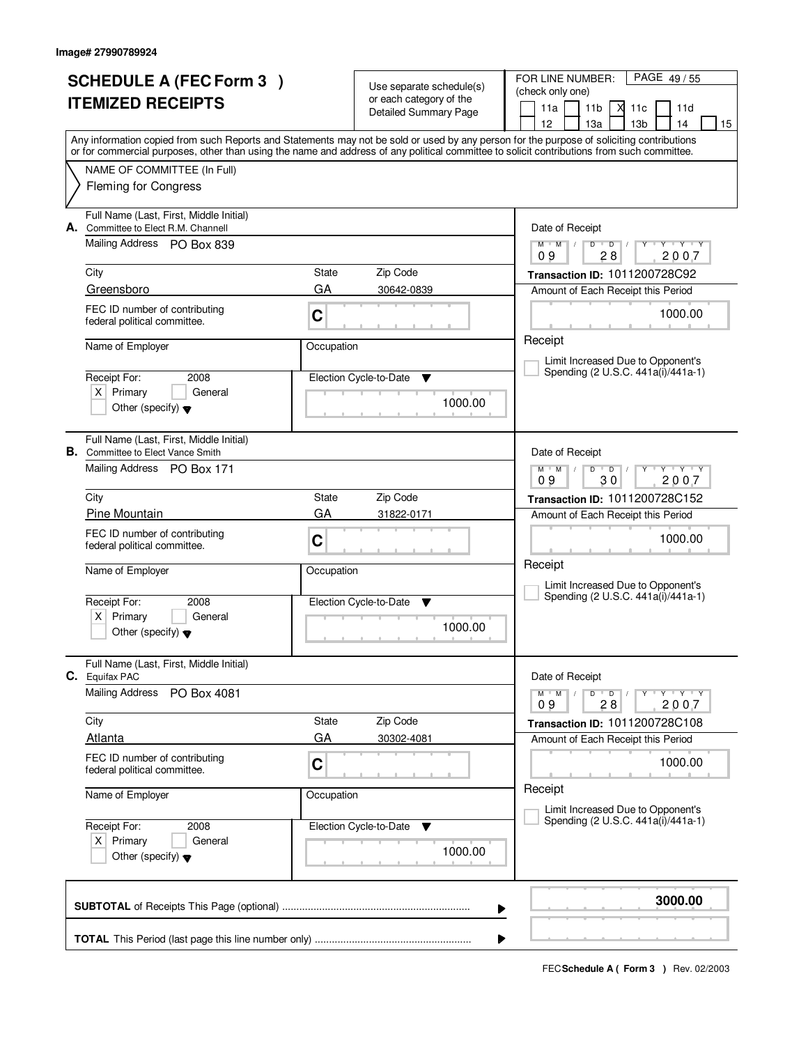Image# 27990789924

# SCHEDULE A (FEC Form 3 )
# ITEMIZED RECEIPTS

Use separate schedule(s) or each category of the Detailed Summary Page

FOR LINE NUMBER: (check only one) PAGE 49 / 55

11a | 11b | X 11c | 11d | 12 | 13a | 13b | 14 | 15

Any information copied from such Reports and Statements may not be sold or used by any person for the purpose of soliciting contributions or for commercial purposes, other than using the name and address of any political committee to solicit contributions from such committee.

NAME OF COMMITTEE (In Full)
Fleming for Congress

---

**A.** Full Name (Last, First, Middle Initial): Committee to Elect R.M. Channell

Mailing Address: PO Box 839

City: Greensboro | State: GA | Zip Code: 30642-0839

FEC ID number of contributing federal political committee: C

Name of Employer: | Occupation:

Receipt For: 2008 — X Primary | General | Other (specify)

Election Cycle-to-Date: 1000.00

Date of Receipt: 09 28 2007

Transaction ID: 1011200728C92

Amount of Each Receipt this Period: 1000.00

Receipt

Limit Increased Due to Opponent's Spending (2 U.S.C. 441a(i)/441a-1)

---

**B.** Full Name (Last, First, Middle Initial): Committee to Elect Vance Smith

Mailing Address: PO Box 171

City: Pine Mountain | State: GA | Zip Code: 31822-0171

FEC ID number of contributing federal political committee: C

Name of Employer: | Occupation:

Receipt For: 2008 — X Primary | General | Other (specify)

Election Cycle-to-Date: 1000.00

Date of Receipt: 09 30 2007

Transaction ID: 1011200728C152

Amount of Each Receipt this Period: 1000.00

Receipt

Limit Increased Due to Opponent's Spending (2 U.S.C. 441a(i)/441a-1)

---

**C.** Full Name (Last, First, Middle Initial): Equifax PAC

Mailing Address: PO Box 4081

City: Atlanta | State: GA | Zip Code: 30302-4081

FEC ID number of contributing federal political committee: C

Name of Employer: | Occupation:

Receipt For: 2008 — X Primary | General | Other (specify)

Election Cycle-to-Date: 1000.00

Date of Receipt: 09 28 2007

Transaction ID: 1011200728C108

Amount of Each Receipt this Period: 1000.00

Receipt

Limit Increased Due to Opponent's Spending (2 U.S.C. 441a(i)/441a-1)

---

**SUBTOTAL** of Receipts This Page (optional) ........ **3000.00**

**TOTAL** This Period (last page this line number only) ........

FEC **Schedule A ( Form 3 )** Rev. 02/2003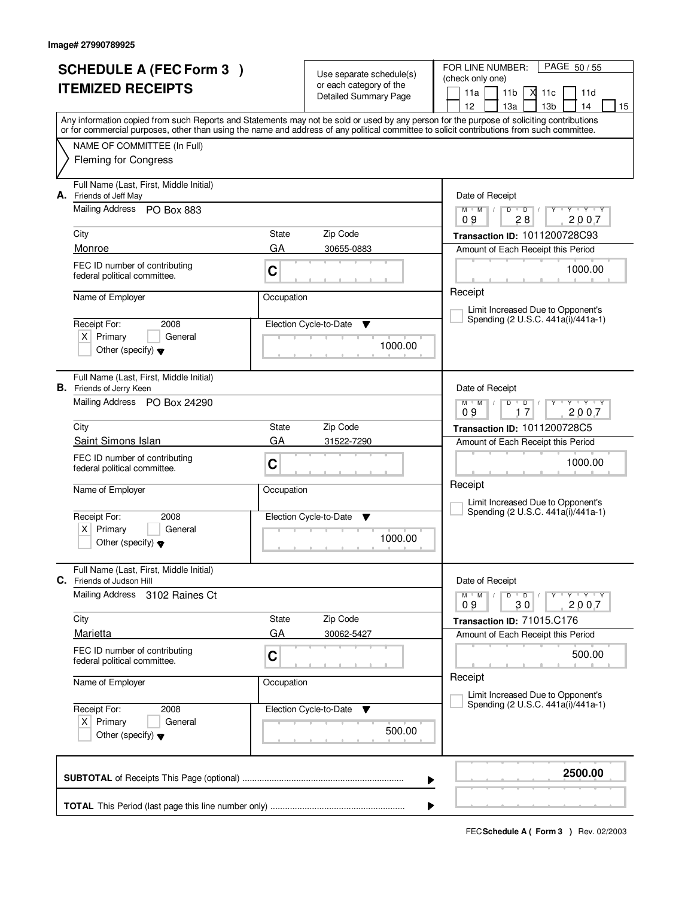Image# 27990789925

# SCHEDULE A (FEC Form 3 ) ITEMIZED RECEIPTS

Use separate schedule(s) or each category of the Detailed Summary Page

FOR LINE NUMBER: (check only one)

- [ ] 11a
- [ ] 11b
- [X] 11c
- [ ] 11d
- [ ] 12
- [ ] 13a
- [ ] 13b
- [ ] 14
- [ ] 15

Any information copied from such Reports and Statements may not be sold or used by any person for the purpose of soliciting contributions or for commercial purposes, other than using the name and address of any political committee to solicit contributions from such committee.

NAME OF COMMITTEE (In Full)
Fleming for Congress

---

**A.** Full Name (Last, First, Middle Initial): Friends of Jeff May

Mailing Address: PO Box 883

City: Monroe | State: GA | Zip Code: 30655-0883

FEC ID number of contributing federal political committee: C

Name of Employer: | Occupation:

Receipt For: 2008 — [X] Primary [ ] General [ ] Other (specify)

Election Cycle-to-Date: 1000.00

Date of Receipt: 09 / 28 / 2007

Transaction ID: 1011200728C93

Amount of Each Receipt this Period: 1000.00

[ ] Limit Increased Due to Opponent's Spending (2 U.S.C. 441a(i)/441a-1)

---

**B.** Full Name (Last, First, Middle Initial): Friends of Jerry Keen

Mailing Address: PO Box 24290

City: Saint Simons Islan | State: GA | Zip Code: 31522-7290

FEC ID number of contributing federal political committee: C

Name of Employer: | Occupation:

Receipt For: 2008 — [X] Primary [ ] General [ ] Other (specify)

Election Cycle-to-Date: 1000.00

Date of Receipt: 09 / 17 / 2007

Transaction ID: 1011200728C5

Amount of Each Receipt this Period: 1000.00

[ ] Limit Increased Due to Opponent's Spending (2 U.S.C. 441a(i)/441a-1)

---

**C.** Full Name (Last, First, Middle Initial): Friends of Judson Hill

Mailing Address: 3102 Raines Ct

City: Marietta | State: GA | Zip Code: 30062-5427

FEC ID number of contributing federal political committee: C

Name of Employer: | Occupation:

Receipt For: 2008 — [X] Primary [ ] General [ ] Other (specify)

Election Cycle-to-Date: 500.00

Date of Receipt: 09 / 30 / 2007

Transaction ID: 71015.C176

Amount of Each Receipt this Period: 500.00

[ ] Limit Increased Due to Opponent's Spending (2 U.S.C. 441a(i)/441a-1)

---

**SUBTOTAL** of Receipts This Page (optional): **2500.00**

**TOTAL** This Period (last page this line number only):

FEC **Schedule A ( Form 3 )** Rev. 02/2003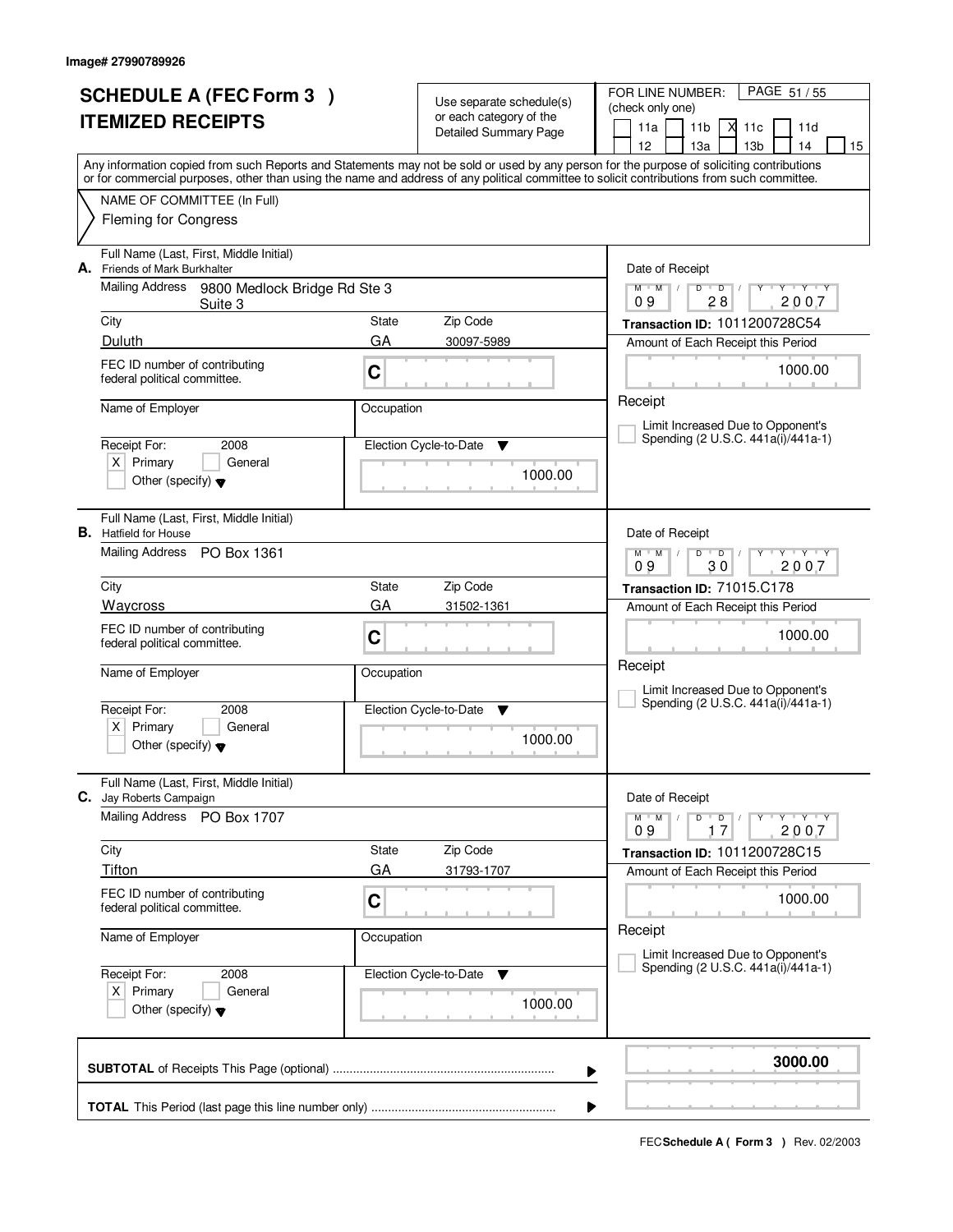Image# 27990789926

# SCHEDULE A (FEC Form 3 )
# ITEMIZED RECEIPTS

Use separate schedule(s) or each category of the Detailed Summary Page

FOR LINE NUMBER: (check only one)

11a | 11b | X 11c | 11d | 12 | 13a | 13b | 14 | 15

PAGE 51 / 55

Any information copied from such Reports and Statements may not be sold or used by any person for the purpose of soliciting contributions or for commercial purposes, other than using the name and address of any political committee to solicit contributions from such committee.

NAME OF COMMITTEE (In Full)
Fleming for Congress

---

**A.** Full Name (Last, First, Middle Initial): Friends of Mark Burkhalter

Mailing Address: 9800 Medlock Bridge Rd Ste 3, Suite 3

City: Duluth | State: GA | Zip Code: 30097-5989

FEC ID number of contributing federal political committee: C

Name of Employer: | Occupation:

Receipt For: 2008 — X Primary | General | Other (specify)

Election Cycle-to-Date: 1000.00

Date of Receipt: 09 / 28 / 2007

Transaction ID: 1011200728C54

Amount of Each Receipt this Period: 1000.00

Receipt

Limit Increased Due to Opponent's Spending (2 U.S.C. 441a(i)/441a-1)

---

**B.** Full Name (Last, First, Middle Initial): Hatfield for House

Mailing Address: PO Box 1361

City: Waycross | State: GA | Zip Code: 31502-1361

FEC ID number of contributing federal political committee: C

Name of Employer: | Occupation:

Receipt For: 2008 — X Primary | General | Other (specify)

Election Cycle-to-Date: 1000.00

Date of Receipt: 09 / 30 / 2007

Transaction ID: 71015.C178

Amount of Each Receipt this Period: 1000.00

Receipt

Limit Increased Due to Opponent's Spending (2 U.S.C. 441a(i)/441a-1)

---

**C.** Full Name (Last, First, Middle Initial): Jay Roberts Campaign

Mailing Address: PO Box 1707

City: Tifton | State: GA | Zip Code: 31793-1707

FEC ID number of contributing federal political committee: C

Name of Employer: | Occupation:

Receipt For: 2008 — X Primary | General | Other (specify)

Election Cycle-to-Date: 1000.00

Date of Receipt: 09 / 17 / 2007

Transaction ID: 1011200728C15

Amount of Each Receipt this Period: 1000.00

Receipt

Limit Increased Due to Opponent's Spending (2 U.S.C. 441a(i)/441a-1)

---

**SUBTOTAL** of Receipts This Page (optional) ........ **3000.00**

**TOTAL** This Period (last page this line number only) ........

FEC **Schedule A ( Form 3 )** Rev. 02/2003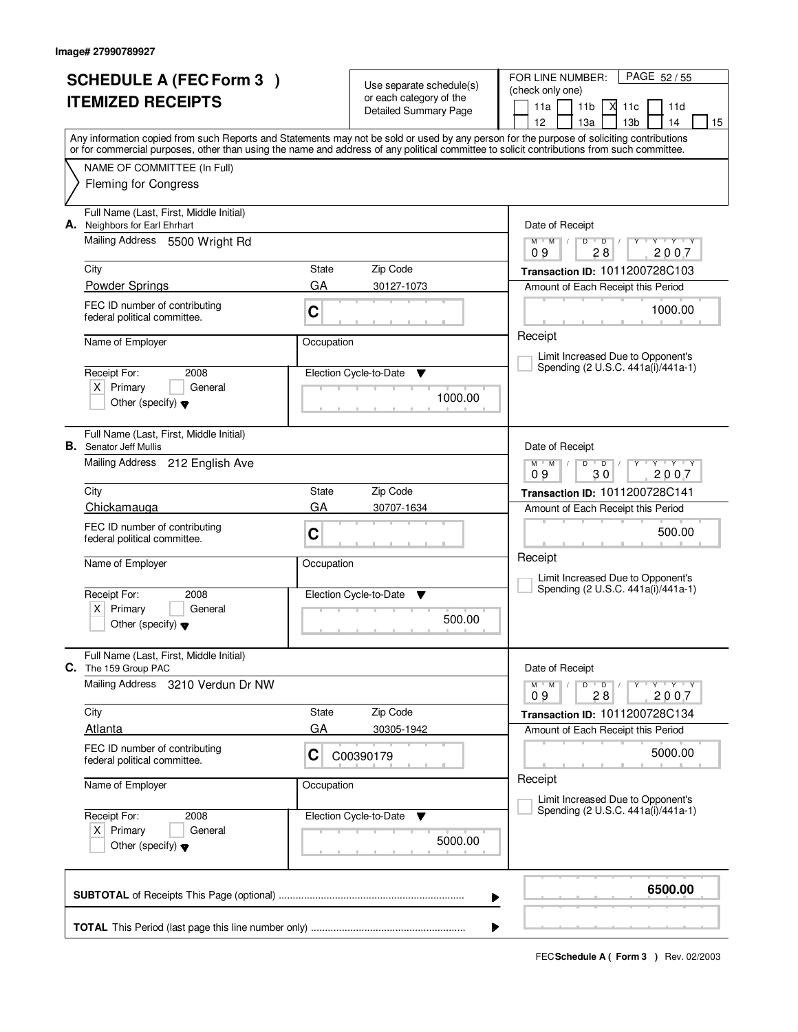Image# 27990789927

# SCHEDULE A (FEC Form 3 ) ITEMIZED RECEIPTS

Use separate schedule(s) or each category of the Detailed Summary Page

FOR LINE NUMBER: (check only one)

11a [ ] 11b [ ] 11c [X] 11d [ ] 12 [ ] 13a [ ] 13b [ ] 14 [ ] 15 [ ]

Any information copied from such Reports and Statements may not be sold or used by any person for the purpose of soliciting contributions or for commercial purposes, other than using the name and address of any political committee to solicit contributions from such committee.

NAME OF COMMITTEE (In Full)
Fleming for Congress

---

**A.** Full Name (Last, First, Middle Initial): Neighbors for Earl Ehrhart

Mailing Address: 5500 Wright Rd

City: Powder Springs | State: GA | Zip Code: 30127-1073

FEC ID number of contributing federal political committee: C

Name of Employer:

Occupation:

Receipt For: 2008 [X] Primary [ ] General [ ] Other (specify)

Election Cycle-to-Date: 1000.00

Date of Receipt: 09 28 2007

Transaction ID: 1011200728C103

Amount of Each Receipt this Period: 1000.00

Receipt

[ ] Limit Increased Due to Opponent's Spending (2 U.S.C. 441a(i)/441a-1)

---

**B.** Full Name (Last, First, Middle Initial): Senator Jeff Mullis

Mailing Address: 212 English Ave

City: Chickamauga | State: GA | Zip Code: 30707-1634

FEC ID number of contributing federal political committee: C

Name of Employer:

Occupation:

Receipt For: 2008 [X] Primary [ ] General [ ] Other (specify)

Election Cycle-to-Date: 500.00

Date of Receipt: 09 30 2007

Transaction ID: 1011200728C141

Amount of Each Receipt this Period: 500.00

Receipt

[ ] Limit Increased Due to Opponent's Spending (2 U.S.C. 441a(i)/441a-1)

---

**C.** Full Name (Last, First, Middle Initial): The 159 Group PAC

Mailing Address: 3210 Verdun Dr NW

City: Atlanta | State: GA | Zip Code: 30305-1942

FEC ID number of contributing federal political committee: C C00390179

Name of Employer:

Occupation:

Receipt For: 2008 [X] Primary [ ] General [ ] Other (specify)

Election Cycle-to-Date: 5000.00

Date of Receipt: 09 28 2007

Transaction ID: 1011200728C134

Amount of Each Receipt this Period: 5000.00

Receipt

[ ] Limit Increased Due to Opponent's Spending (2 U.S.C. 441a(i)/441a-1)

---

**SUBTOTAL** of Receipts This Page (optional): **6500.00**

**TOTAL** This Period (last page this line number only):

FEC **Schedule A ( Form 3 )** Rev. 02/2003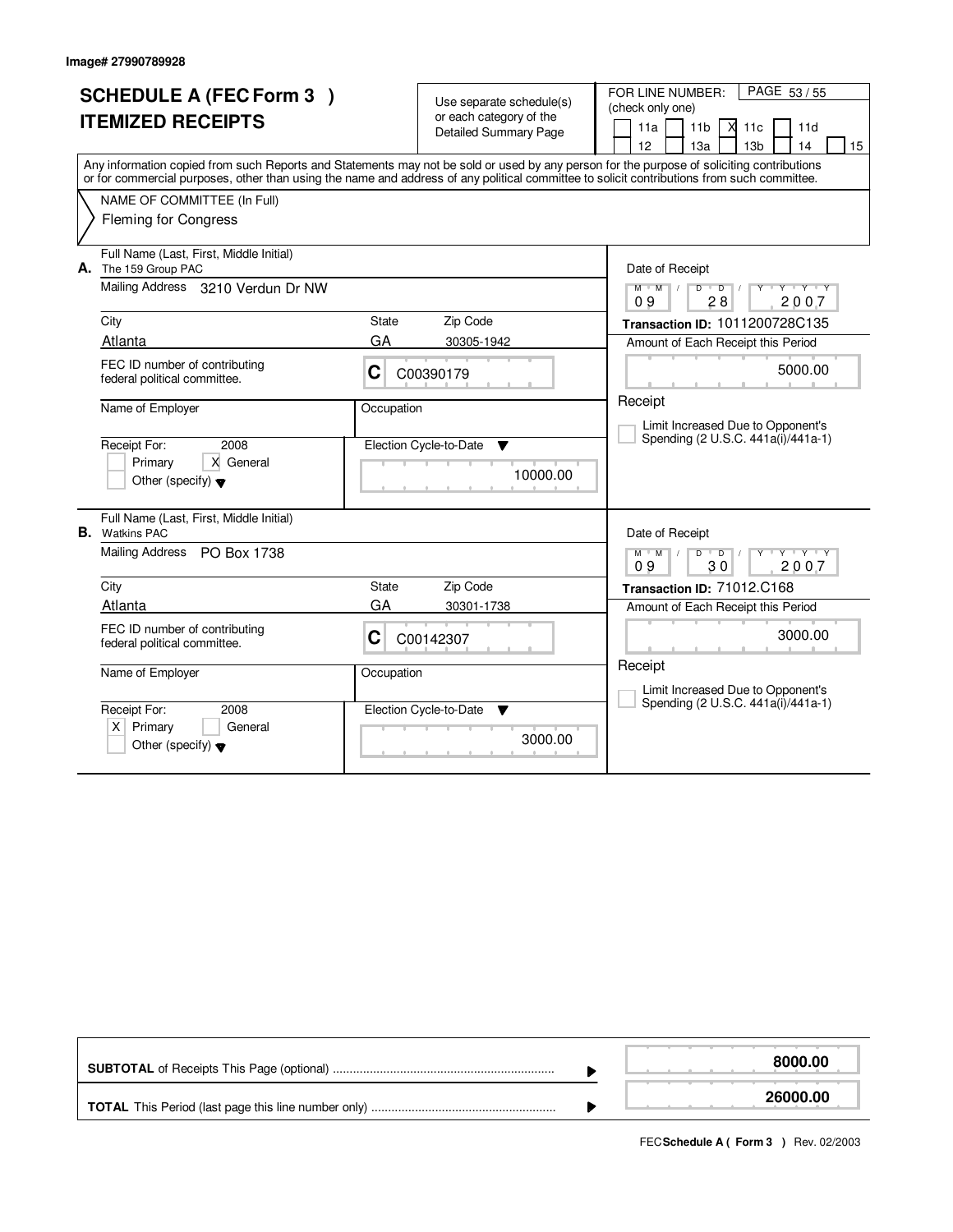Image# 27990789928

# SCHEDULE A (FEC Form 3 )
# ITEMIZED RECEIPTS

Use separate schedule(s) or each category of the Detailed Summary Page

FOR LINE NUMBER: (check only one)

PAGE 53 / 55

[ ] 11a [ ] 11b [X] 11c [ ] 11d
[ ] 12 [ ] 13a [ ] 13b [ ] 14 [ ] 15

Any information copied from such Reports and Statements may not be sold or used by any person for the purpose of soliciting contributions or for commercial purposes, other than using the name and address of any political committee to solicit contributions from such committee.

NAME OF COMMITTEE (In Full)
Fleming for Congress

---

**A.** Full Name (Last, First, Middle Initial)
The 159 Group PAC

Mailing Address: 3210 Verdun Dr NW

| City | State | Zip Code |
|---|---|---|
| Atlanta | GA | 30305-1942 |

FEC ID number of contributing federal political committee: C C00390179

Name of Employer:

Occupation:

Receipt For: 2008
[ ] Primary [X] General
[ ] Other (specify)

Election Cycle-to-Date: 10000.00

Date of Receipt: 09 / 28 / 2007

Transaction ID: 1011200728C135

Amount of Each Receipt this Period: 5000.00

Receipt

[ ] Limit Increased Due to Opponent's Spending (2 U.S.C. 441a(i)/441a-1)

---

**B.** Full Name (Last, First, Middle Initial)
Watkins PAC

Mailing Address: PO Box 1738

| City | State | Zip Code |
|---|---|---|
| Atlanta | GA | 30301-1738 |

FEC ID number of contributing federal political committee: C C00142307

Name of Employer:

Occupation:

Receipt For: 2008
[X] Primary [ ] General
[ ] Other (specify)

Election Cycle-to-Date: 3000.00

Date of Receipt: 09 / 30 / 2007

Transaction ID: 71012.C168

Amount of Each Receipt this Period: 3000.00

Receipt

[ ] Limit Increased Due to Opponent's Spending (2 U.S.C. 441a(i)/441a-1)

---

| | |
|---|---|
| **SUBTOTAL** of Receipts This Page (optional) | **8000.00** |
| **TOTAL** This Period (last page this line number only) | **26000.00** |

FEC **Schedule A ( Form 3 )** Rev. 02/2003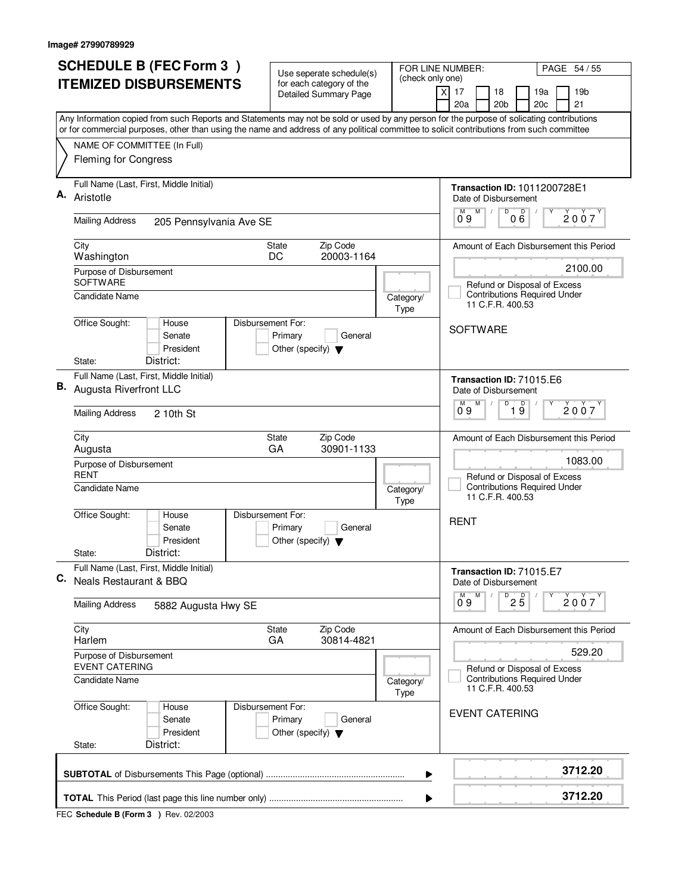Image# 27990789929

# SCHEDULE B (FEC Form 3 ) ITEMIZED DISBURSEMENTS

Use seperate schedule(s) for each category of the Detailed Summary Page

FOR LINE NUMBER: (check only one)

[X] 17 [ ] 18 [ ] 19a [ ] 19b [ ] 20a [ ] 20b [ ] 20c [ ] 21

PAGE 54 / 55

Any Information copied from such Reports and Statements may not be sold or used by any person for the purpose of solicating contributions or for commercial purposes, other than using the name and address of any political committee to solicit contributions from such committee

NAME OF COMMITTEE (In Full)
Fleming for Congress

---

**A.** Full Name (Last, First, Middle Initial): Aristotle

Mailing Address: 205 Pennsylvania Ave SE

City: Washington | State: DC | Zip Code: 20003-1164

Purpose of Disbursement: SOFTWARE

Candidate Name:

Category/Type:

Office Sought: House / Senate / President

State: District:

Disbursement For: Primary / General / Other (specify)

Transaction ID: 1011200728E1

Date of Disbursement: 09/06/2007

Amount of Each Disbursement this Period: 2100.00

Refund or Disposal of Excess Contributions Required Under 11 C.F.R. 400.53

SOFTWARE

---

**B.** Full Name (Last, First, Middle Initial): Augusta Riverfront LLC

Mailing Address: 2 10th St

City: Augusta | State: GA | Zip Code: 30901-1133

Purpose of Disbursement: RENT

Candidate Name:

Category/Type:

Office Sought: House / Senate / President

State: District:

Disbursement For: Primary / General / Other (specify)

Transaction ID: 71015.E6

Date of Disbursement: 09/19/2007

Amount of Each Disbursement this Period: 1083.00

Refund or Disposal of Excess Contributions Required Under 11 C.F.R. 400.53

RENT

---

**C.** Full Name (Last, First, Middle Initial): Neals Restaurant & BBQ

Mailing Address: 5882 Augusta Hwy SE

City: Harlem | State: GA | Zip Code: 30814-4821

Purpose of Disbursement: EVENT CATERING

Candidate Name:

Category/Type:

Office Sought: House / Senate / President

State: District:

Disbursement For: Primary / General / Other (specify)

Transaction ID: 71015.E7

Date of Disbursement: 09/25/2007

Amount of Each Disbursement this Period: 529.20

Refund or Disposal of Excess Contributions Required Under 11 C.F.R. 400.53

EVENT CATERING

---

**SUBTOTAL** of Disbursements This Page (optional): **3712.20**

**TOTAL** This Period (last page this line number only): **3712.20**

FEC **Schedule B (Form 3 )** Rev. 02/2003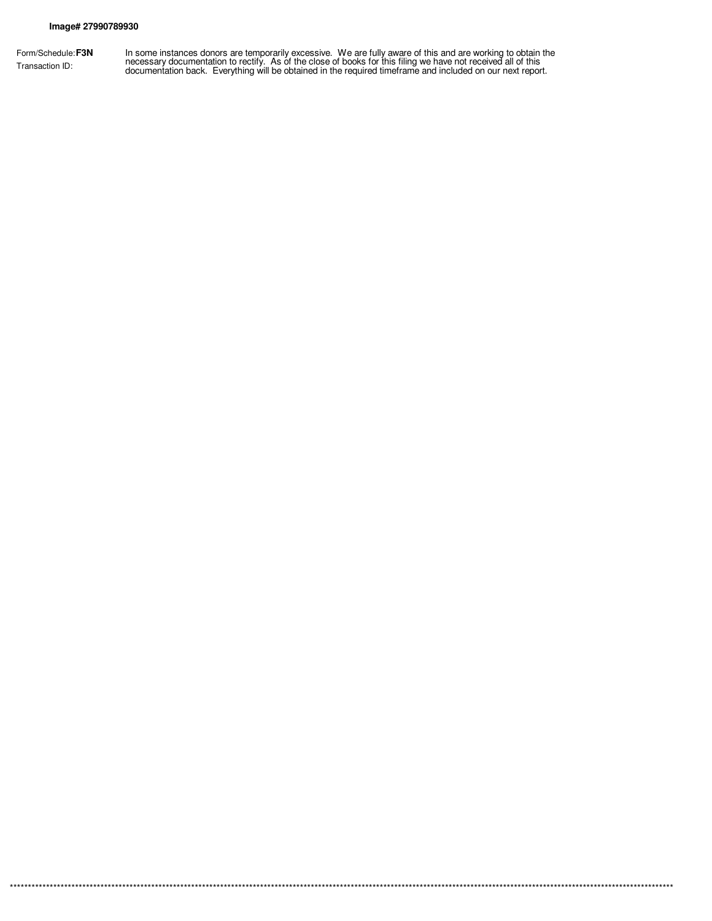**Image# 27990789930**

Form/Schedule: **F3N**
Transaction ID:

In some instances donors are temporarily excessive. We are fully aware of this and are working to obtain the necessary documentation to rectify. As of the close of books for this filing we have not received all of this documentation back. Everything will be obtained in the required timeframe and included on our next report.

****************************************************************************************************************************************************************************************